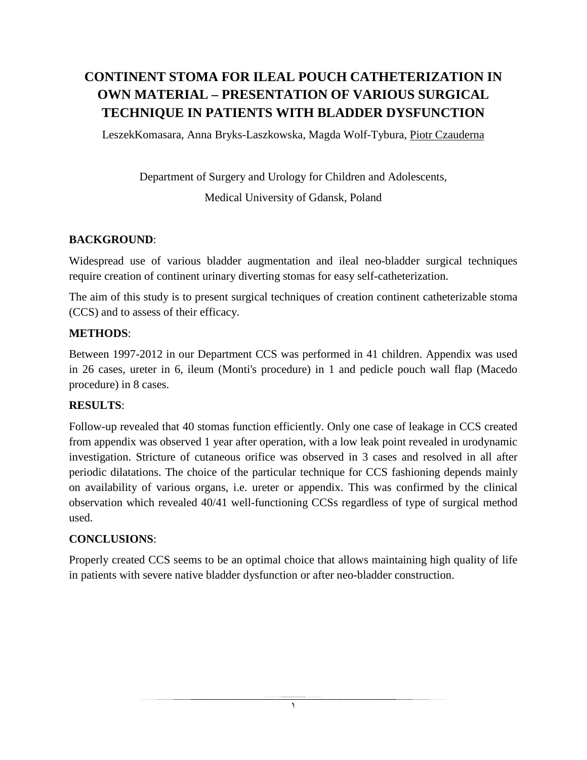# CONTINENT STOMA FOR ILEAL POUCH CATHETERIZATION IN OWN MATERIAL – PRESENTATION OF VARIOUS SURGICAL TECHNIQUE IN PATIENTS WITH BLADDER DYSFUNCTION

LeszekKomasara, Anna Bryks-Laszkowska, Magda Wolf-Tybura, Piotr Czauderna

Department of Surgery and Urology for Children and Adolescents,

Medical University of Gdansk, Poland

**BACKGROUND**:

Widespread use of various bladder augmentation and ileal neo-bladder surgical techniques require creation of continent urinary diverting stomas for easy self-catheterization.

The aim of this study is to present surgical techniques of creation continent catheterizable stoma (CCS) and to assess of their efficacy.

**METHODS**:

Between 1997-2012 in our Department CCS was performed in 41 children. Appendix was used in 26 cases, ureter in 6, ileum (Monti's procedure) in 1 and pedicle pouch wall flap (Macedo procedure) in 8 cases.

**RESULTS**:

Follow-up revealed that 40 stomas function efficiently. Only one case of leakage in CCS created from appendix was observed 1 year after operation, with a low leak point revealed in urodynamic investigation. Stricture of cutaneous orifice was observed in 3 cases and resolved in all after periodic dilatations. The choice of the particular technique for CCS fashioning depends mainly on availability of various organs, i.e. ureter or appendix. This was confirmed by the clinical observation which revealed 40/41 well-functioning CCSs regardless of type of surgical method used.

**CONCLUSIONS**:

Properly created CCS seems to be an optimal choice that allows maintaining high quality of life in patients with severe native bladder dysfunction or after neo-bladder construction.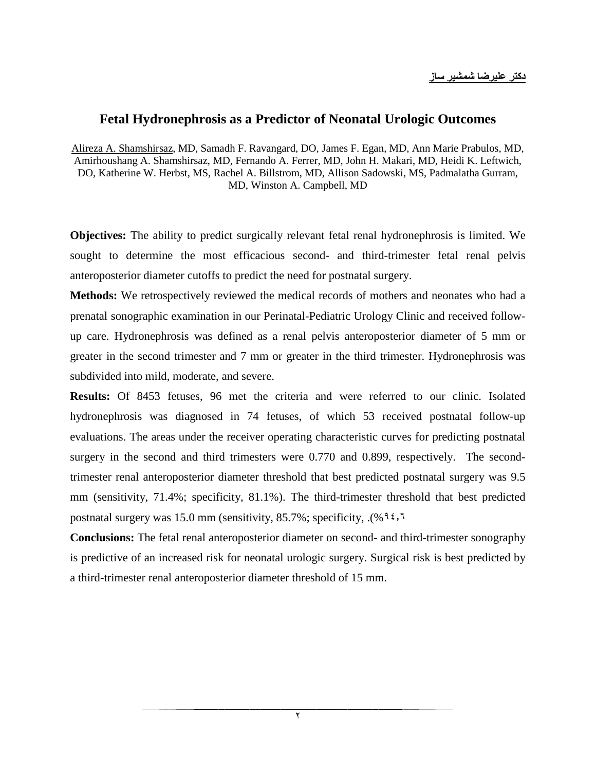**دکتر علیرضا شمشیر ساز**

## Fetal Hydronephrosis as a Predictor of Neonatal Urologic Outcomes

Alireza A. Shamshirsaz, MD, Samadh F. Ravangard, DO, James F. Egan, MD, Ann Marie Prabulos, MD, Amirhoushang A. Shamshirsaz, MD, Fernando A. Ferrer, MD, John H. Makari, MD, Heidi K. Leftwich, DO, Katherine W. Herbst, MS, Rachel A. Billstrom, MD, Allison Sadowski, MS, Padmalatha Gurram, MD, Winston A. Campbell, MD

**Objectives:** The ability to predict surgically relevant fetal renal hydronephrosis is limited. We sought to determine the most efficacious second- and third-trimester fetal renal pelvis anteroposterior diameter cutoffs to predict the need for postnatal surgery.

**Methods:** We retrospectively reviewed the medical records of mothers and neonates who had a prenatal sonographic examination in our Perinatal-Pediatric Urology Clinic and received follow-up care. Hydronephrosis was defined as a renal pelvis anteroposterior diameter of 5 mm or greater in the second trimester and 7 mm or greater in the third trimester. Hydronephrosis was subdivided into mild, moderate, and severe.

**Results:** Of 8453 fetuses, 96 met the criteria and were referred to our clinic. Isolated hydronephrosis was diagnosed in 74 fetuses, of which 53 received postnatal follow-up evaluations. The areas under the receiver operating characteristic curves for predicting postnatal surgery in the second and third trimesters were 0.770 and 0.899, respectively. The second-trimester renal anteroposterior diameter threshold that best predicted postnatal surgery was 9.5 mm (sensitivity, 71.4%; specificity, 81.1%). The third-trimester threshold that best predicted postnatal surgery was 15.0 mm (sensitivity, 85.7%; specificity, ۹٤,٦%).

**Conclusions:** The fetal renal anteroposterior diameter on second- and third-trimester sonography is predictive of an increased risk for neonatal urologic surgery. Surgical risk is best predicted by a third-trimester renal anteroposterior diameter threshold of 15 mm.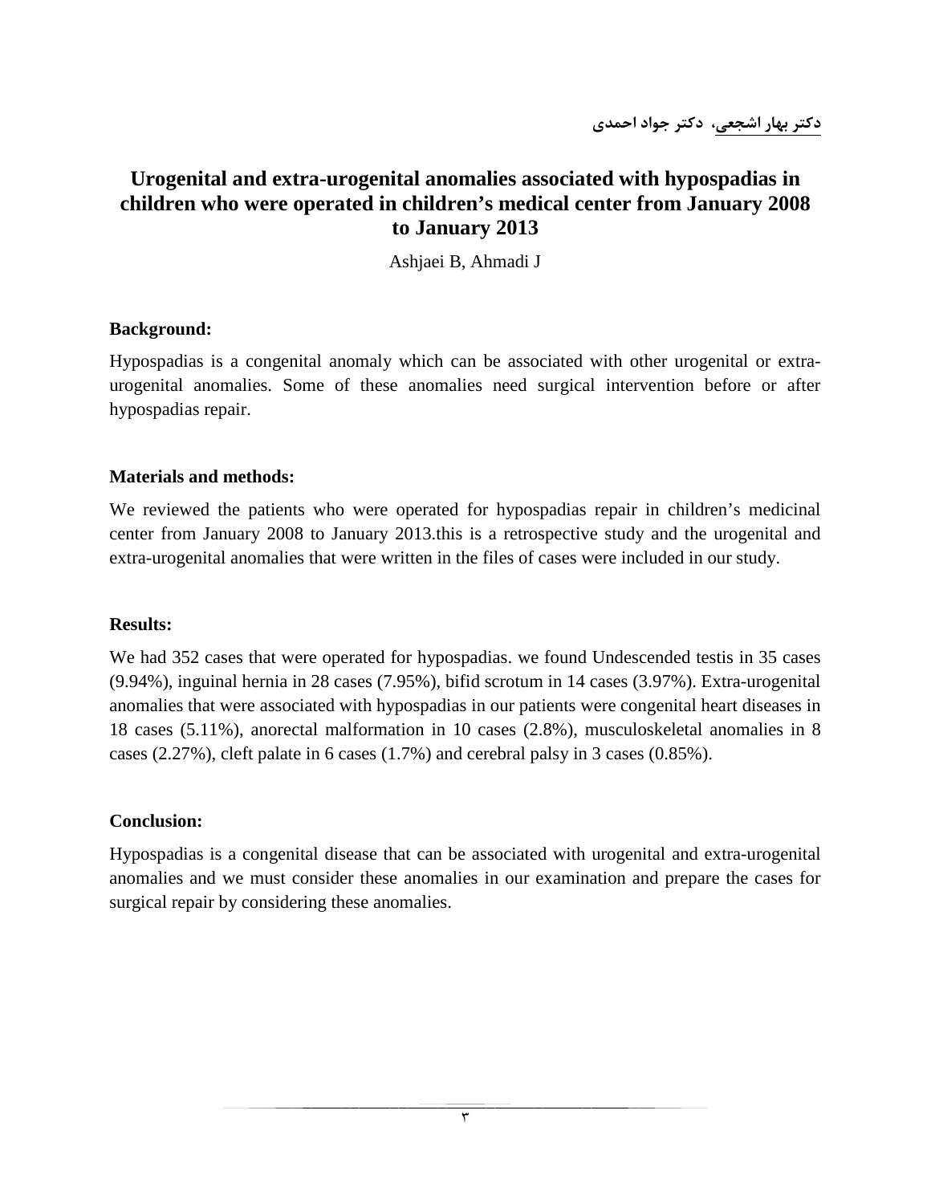**دکتر بهار اشجعی، دکتر جواد احمدی**

# Urogenital and extra-urogenital anomalies associated with hypospadias in children who were operated in children's medical center from January 2008 to January 2013

Ashjaei B, Ahmadi J

**Background:**

Hypospadias is a congenital anomaly which can be associated with other urogenital or extra-urogenital anomalies. Some of these anomalies need surgical intervention before or after hypospadias repair.

**Materials and methods:**

We reviewed the patients who were operated for hypospadias repair in children's medicinal center from January 2008 to January 2013.this is a retrospective study and the urogenital and extra-urogenital anomalies that were written in the files of cases were included in our study.

**Results:**

We had 352 cases that were operated for hypospadias. we found Undescended testis in 35 cases (9.94%), inguinal hernia in 28 cases (7.95%), bifid scrotum in 14 cases (3.97%). Extra-urogenital anomalies that were associated with hypospadias in our patients were congenital heart diseases in 18 cases (5.11%), anorectal malformation in 10 cases (2.8%), musculoskeletal anomalies in 8 cases (2.27%), cleft palate in 6 cases (1.7%) and cerebral palsy in 3 cases (0.85%).

**Conclusion:**

Hypospadias is a congenital disease that can be associated with urogenital and extra-urogenital anomalies and we must consider these anomalies in our examination and prepare the cases for surgical repair by considering these anomalies.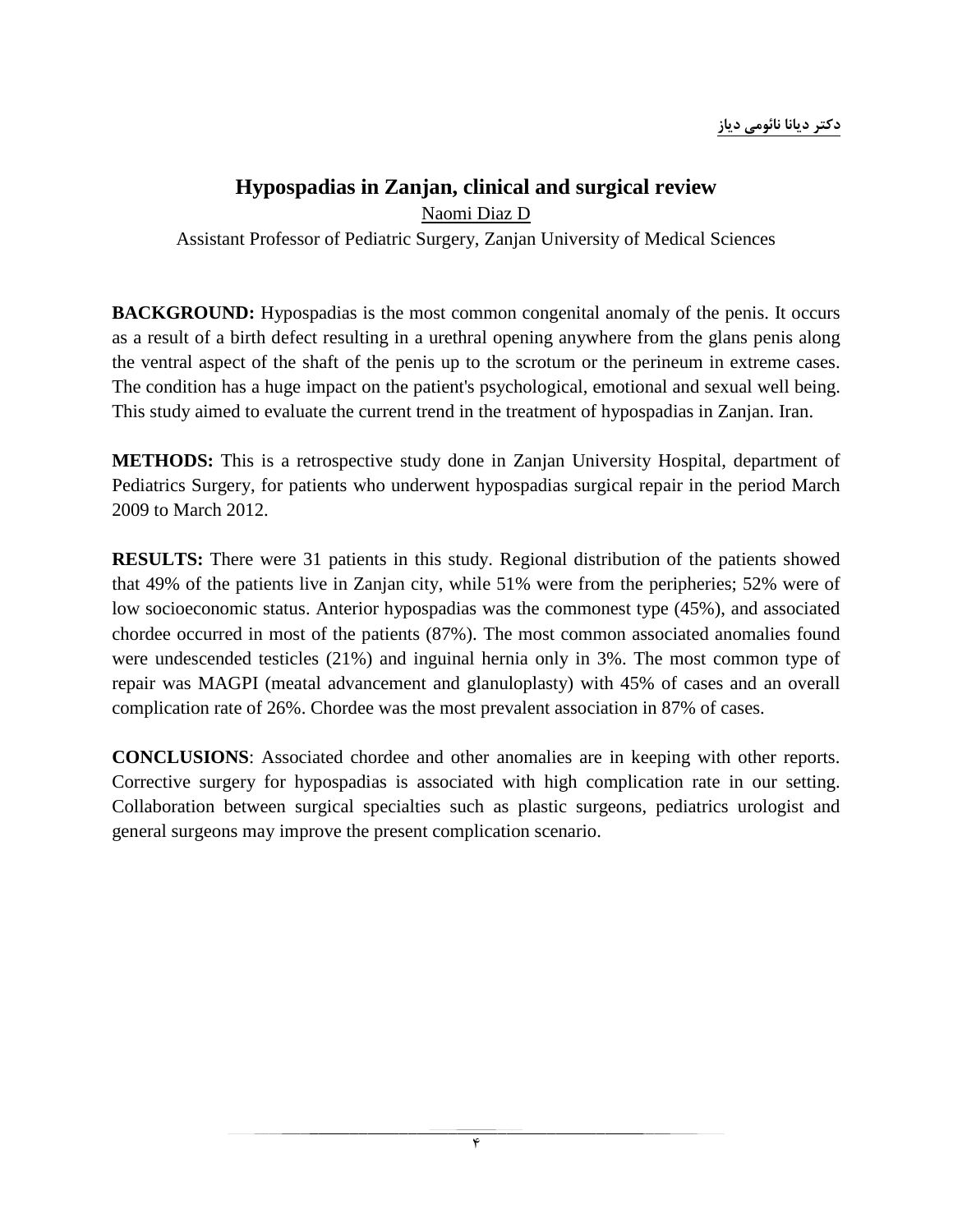<u>دکتر دیانا نائومی دیاز</u>

# Hypospadias in Zanjan, clinical and surgical review

<u>Naomi Diaz D</u>

Assistant Professor of Pediatric Surgery, Zanjan University of Medical Sciences

**BACKGROUND:** Hypospadias is the most common congenital anomaly of the penis. It occurs as a result of a birth defect resulting in a urethral opening anywhere from the glans penis along the ventral aspect of the shaft of the penis up to the scrotum or the perineum in extreme cases. The condition has a huge impact on the patient's psychological, emotional and sexual well being. This study aimed to evaluate the current trend in the treatment of hypospadias in Zanjan. Iran.

**METHODS:** This is a retrospective study done in Zanjan University Hospital, department of Pediatrics Surgery, for patients who underwent hypospadias surgical repair in the period March 2009 to March 2012.

**RESULTS:** There were 31 patients in this study. Regional distribution of the patients showed that 49% of the patients live in Zanjan city, while 51% were from the peripheries; 52% were of low socioeconomic status. Anterior hypospadias was the commonest type (45%), and associated chordee occurred in most of the patients (87%). The most common associated anomalies found were undescended testicles (21%) and inguinal hernia only in 3%. The most common type of repair was MAGPI (meatal advancement and glanuloplasty) with 45% of cases and an overall complication rate of 26%. Chordee was the most prevalent association in 87% of cases.

**CONCLUSIONS**: Associated chordee and other anomalies are in keeping with other reports. Corrective surgery for hypospadias is associated with high complication rate in our setting. Collaboration between surgical specialties such as plastic surgeons, pediatrics urologist and general surgeons may improve the present complication scenario.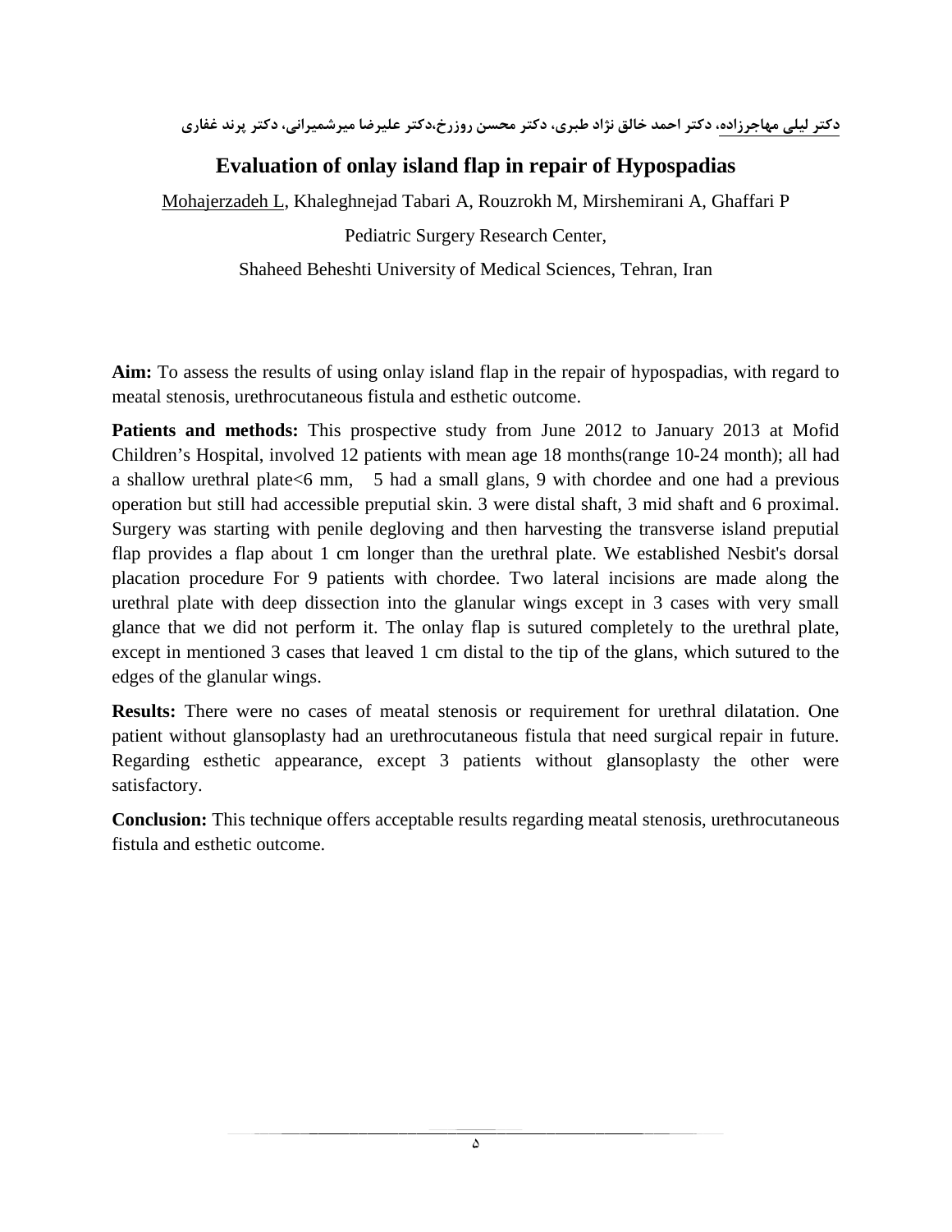دکتر لیلی مهاجرزاده، دکتر احمد خالق نژاد طبری، دکتر محسن روزرخ،دکتر علیرضا میرشمیرانی، دکتر پرند غفاری

# Evaluation of onlay island flap in repair of Hypospadias

Mohajerzadeh L, Khaleghnejad Tabari A, Rouzrokh M, Mirshemirani A, Ghaffari P

Pediatric Surgery Research Center,

Shaheed Beheshti University of Medical Sciences, Tehran, Iran

**Aim:** To assess the results of using onlay island flap in the repair of hypospadias, with regard to meatal stenosis, urethrocutaneous fistula and esthetic outcome.

**Patients and methods:** This prospective study from June 2012 to January 2013 at Mofid Children's Hospital, involved 12 patients with mean age 18 months(range 10-24 month); all had a shallow urethral plate<6 mm, 5 had a small glans, 9 with chordee and one had a previous operation but still had accessible preputial skin. 3 were distal shaft, 3 mid shaft and 6 proximal. Surgery was starting with penile degloving and then harvesting the transverse island preputial flap provides a flap about 1 cm longer than the urethral plate. We established Nesbit's dorsal placation procedure For 9 patients with chordee. Two lateral incisions are made along the urethral plate with deep dissection into the glanular wings except in 3 cases with very small glance that we did not perform it. The onlay flap is sutured completely to the urethral plate, except in mentioned 3 cases that leaved 1 cm distal to the tip of the glans, which sutured to the edges of the glanular wings.

**Results:** There were no cases of meatal stenosis or requirement for urethral dilatation. One patient without glansoplasty had an urethrocutaneous fistula that need surgical repair in future. Regarding esthetic appearance, except 3 patients without glansoplasty the other were satisfactory.

**Conclusion:** This technique offers acceptable results regarding meatal stenosis, urethrocutaneous fistula and esthetic outcome.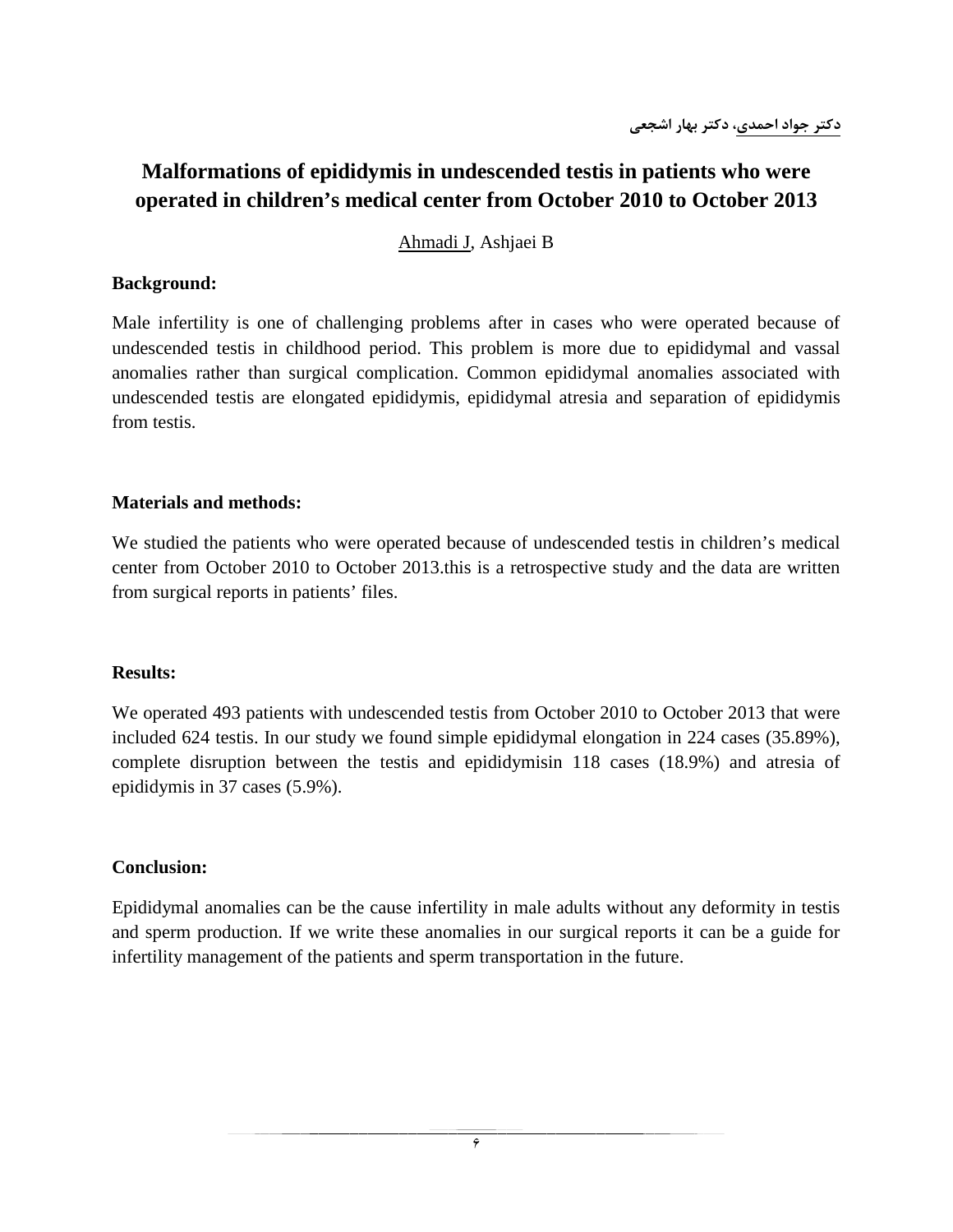**دکتر جواد احمدی، دکتر بهار اشجعی**

# Malformations of epididymis in undescended testis in patients who were operated in children's medical center from October 2010 to October 2013

<u>Ahmadi J</u>, Ashjaei B

**Background:**

Male infertility is one of challenging problems after in cases who were operated because of undescended testis in childhood period. This problem is more due to epididymal and vassal anomalies rather than surgical complication. Common epididymal anomalies associated with undescended testis are elongated epididymis, epididymal atresia and separation of epididymis from testis.

**Materials and methods:**

We studied the patients who were operated because of undescended testis in children's medical center from October 2010 to October 2013.this is a retrospective study and the data are written from surgical reports in patients' files.

**Results:**

We operated 493 patients with undescended testis from October 2010 to October 2013 that were included 624 testis. In our study we found simple epididymal elongation in 224 cases (35.89%), complete disruption between the testis and epididymisin 118 cases (18.9%) and atresia of epididymis in 37 cases (5.9%).

**Conclusion:**

Epididymal anomalies can be the cause infertility in male adults without any deformity in testis and sperm production. If we write these anomalies in our surgical reports it can be a guide for infertility management of the patients and sperm transportation in the future.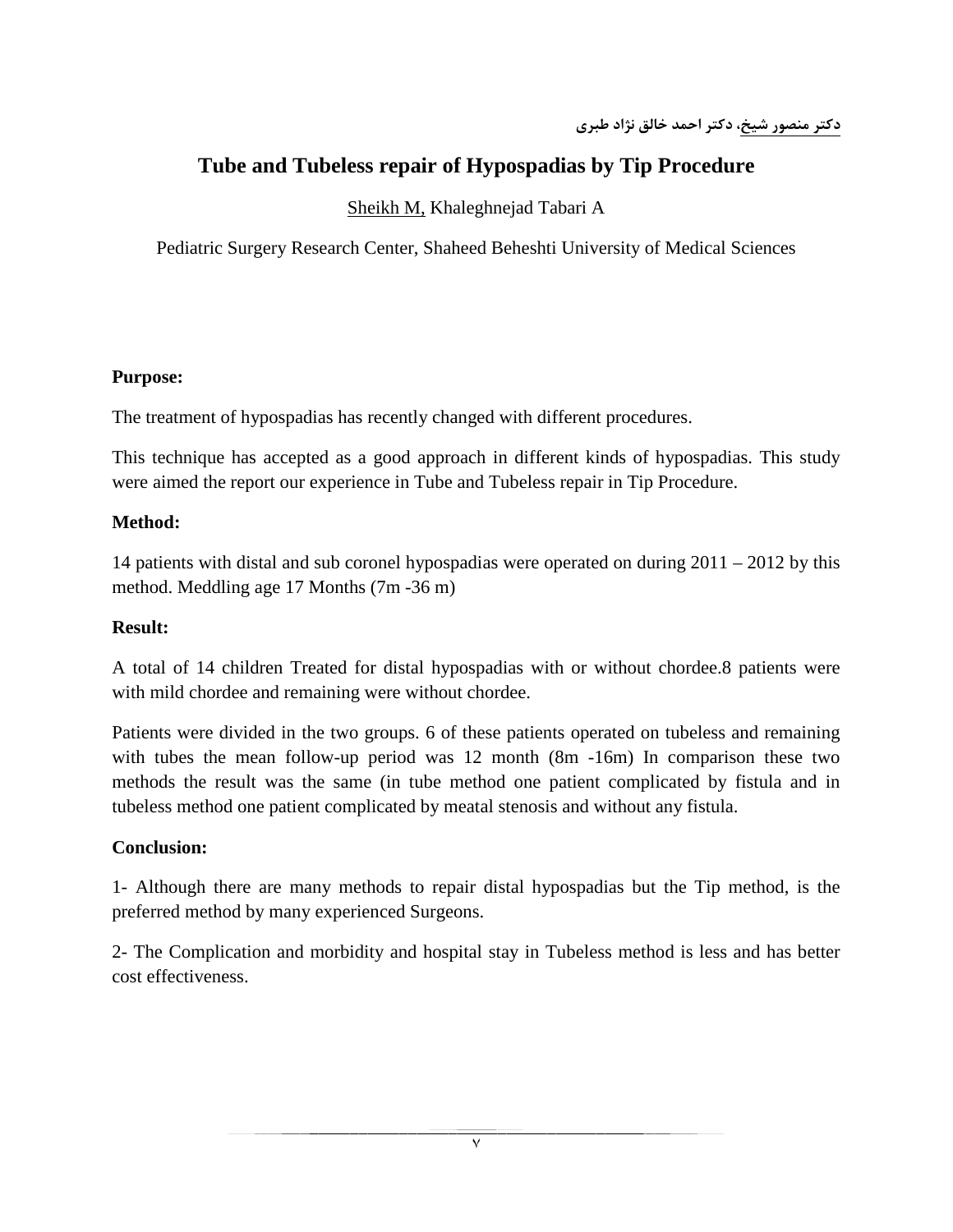دکتر منصور شیخ، دکتر احمد خالق نژاد طبری

# Tube and Tubeless repair of Hypospadias by Tip Procedure

Sheikh M, Khaleghnejad Tabari A

Pediatric Surgery Research Center, Shaheed Beheshti University of Medical Sciences

**Purpose:**

The treatment of hypospadias has recently changed with different procedures.

This technique has accepted as a good approach in different kinds of hypospadias. This study were aimed the report our experience in Tube and Tubeless repair in Tip Procedure.

**Method:**

14 patients with distal and sub coronel hypospadias were operated on during 2011 – 2012 by this method. Meddling age 17 Months (7m -36 m)

**Result:**

A total of 14 children Treated for distal hypospadias with or without chordee.8 patients were with mild chordee and remaining were without chordee.

Patients were divided in the two groups. 6 of these patients operated on tubeless and remaining with tubes the mean follow-up period was 12 month (8m -16m) In comparison these two methods the result was the same (in tube method one patient complicated by fistula and in tubeless method one patient complicated by meatal stenosis and without any fistula.

**Conclusion:**

1- Although there are many methods to repair distal hypospadias but the Tip method, is the preferred method by many experienced Surgeons.

2- The Complication and morbidity and hospital stay in Tubeless method is less and has better cost effectiveness.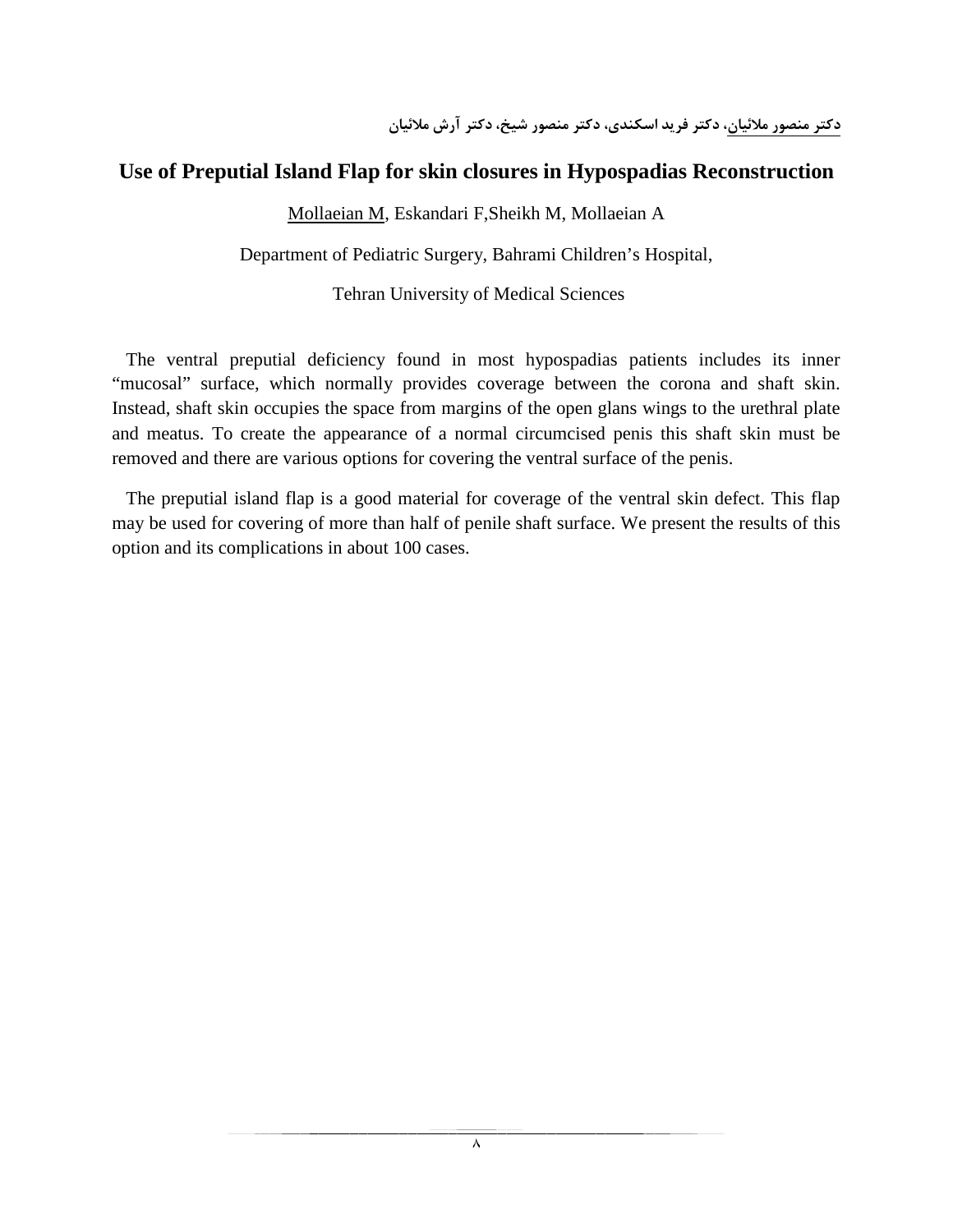<u>دکتر منصور ملائیان</u>، دکتر فرید اسکندی، دکتر منصور شیخ، دکتر آرش ملائیان

## Use of Preputial Island Flap for skin closures in Hypospadias Reconstruction

<u>Mollaeian M</u>, Eskandari F,Sheikh M, Mollaeian A

Department of Pediatric Surgery, Bahrami Children's Hospital,

Tehran University of Medical Sciences

The ventral preputial deficiency found in most hypospadias patients includes its inner "mucosal" surface, which normally provides coverage between the corona and shaft skin. Instead, shaft skin occupies the space from margins of the open glans wings to the urethral plate and meatus. To create the appearance of a normal circumcised penis this shaft skin must be removed and there are various options for covering the ventral surface of the penis.

The preputial island flap is a good material for coverage of the ventral skin defect. This flap may be used for covering of more than half of penile shaft surface. We present the results of this option and its complications in about 100 cases.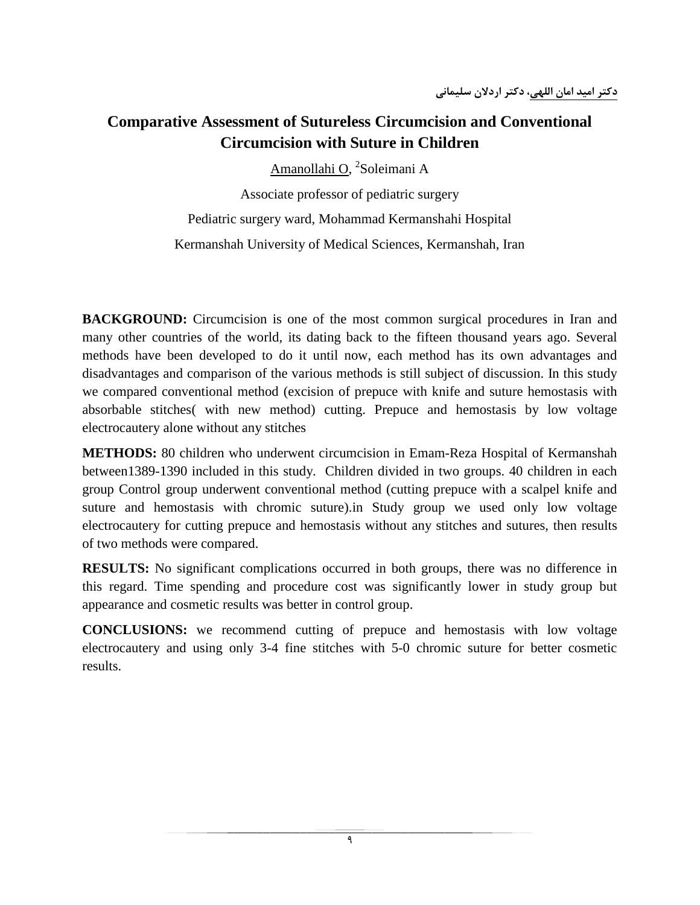دکتر امید امان اللهی، دکتر اردلان سلیمانی

# Comparative Assessment of Sutureless Circumcision and Conventional Circumcision with Suture in Children

Amanollahi O, [2]Soleimani A

Associate professor of pediatric surgery

Pediatric surgery ward, Mohammad Kermanshahi Hospital

Kermanshah University of Medical Sciences, Kermanshah, Iran

**BACKGROUND:** Circumcision is one of the most common surgical procedures in Iran and many other countries of the world, its dating back to the fifteen thousand years ago. Several methods have been developed to do it until now, each method has its own advantages and disadvantages and comparison of the various methods is still subject of discussion. In this study we compared conventional method (excision of prepuce with knife and suture hemostasis with absorbable stitches( with new method) cutting. Prepuce and hemostasis by low voltage electrocautery alone without any stitches

**METHODS:** 80 children who underwent circumcision in Emam-Reza Hospital of Kermanshah between1389-1390 included in this study. Children divided in two groups. 40 children in each group Control group underwent conventional method (cutting prepuce with a scalpel knife and suture and hemostasis with chromic suture).in Study group we used only low voltage electrocautery for cutting prepuce and hemostasis without any stitches and sutures, then results of two methods were compared.

**RESULTS:** No significant complications occurred in both groups, there was no difference in this regard. Time spending and procedure cost was significantly lower in study group but appearance and cosmetic results was better in control group.

**CONCLUSIONS:** we recommend cutting of prepuce and hemostasis with low voltage electrocautery and using only 3-4 fine stitches with 5-0 chromic suture for better cosmetic results.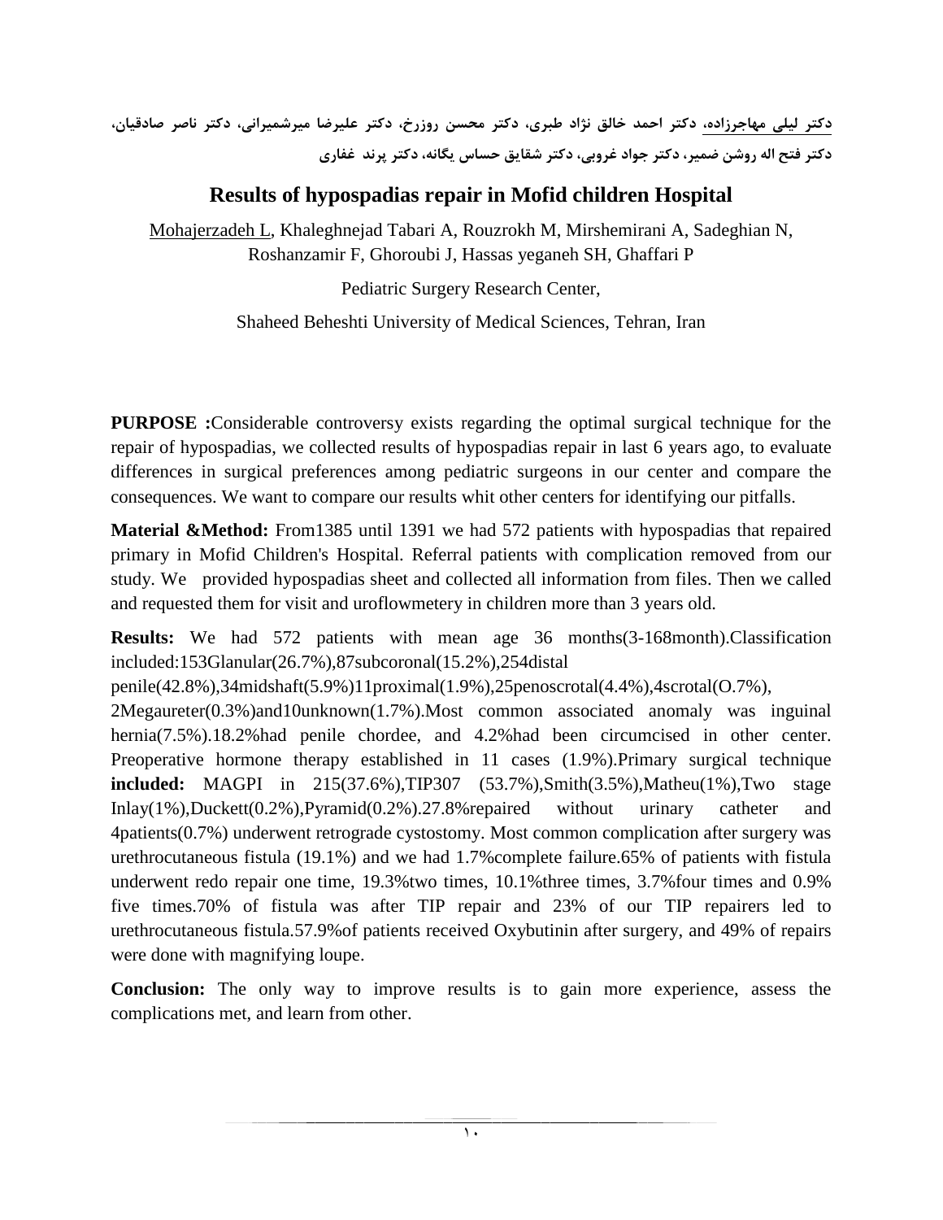دکتر لیلی مهاجرزاده، دکتر احمد خالق نژاد طبری، دکتر محسن روزرخ، دکتر علیرضا میرشمیرانی، دکتر ناصر صادقیان، دکتر فتح اله روشن ضمیر، دکتر جواد غروبی، دکتر شقایق حساس یگانه، دکتر پرند غفاری

# Results of hypospadias repair in Mofid children Hospital

Mohajerzadeh L, Khaleghnejad Tabari A, Rouzrokh M, Mirshemirani A, Sadeghian N, Roshanzamir F, Ghoroubi J, Hassas yeganeh SH, Ghaffari P

Pediatric Surgery Research Center,

Shaheed Beheshti University of Medical Sciences, Tehran, Iran

**PURPOSE :**Considerable controversy exists regarding the optimal surgical technique for the repair of hypospadias, we collected results of hypospadias repair in last 6 years ago, to evaluate differences in surgical preferences among pediatric surgeons in our center and compare the consequences. We want to compare our results whit other centers for identifying our pitfalls.

**Material &Method:** From1385 until 1391 we had 572 patients with hypospadias that repaired primary in Mofid Children's Hospital. Referral patients with complication removed from our study. We provided hypospadias sheet and collected all information from files. Then we called and requested them for visit and uroflowmetery in children more than 3 years old.

**Results:** We had 572 patients with mean age 36 months(3-168month).Classification included:153Glanular(26.7%),87subcoronal(15.2%),254distal penile(42.8%),34midshaft(5.9%)11proximal(1.9%),25penoscrotal(4.4%),4scrotal(O.7%), 2Megaureter(0.3%)and10unknown(1.7%).Most common associated anomaly was inguinal hernia(7.5%).18.2%had penile chordee, and 4.2%had been circumcised in other center. Preoperative hormone therapy established in 11 cases (1.9%).Primary surgical technique **included:** MAGPI in 215(37.6%),TIP307 (53.7%),Smith(3.5%),Matheu(1%),Two stage Inlay(1%),Duckett(0.2%),Pyramid(0.2%).27.8%repaired without urinary catheter and 4patients(0.7%) underwent retrograde cystostomy. Most common complication after surgery was urethrocutaneous fistula (19.1%) and we had 1.7%complete failure.65% of patients with fistula underwent redo repair one time, 19.3%two times, 10.1%three times, 3.7%four times and 0.9% five times.70% of fistula was after TIP repair and 23% of our TIP repairers led to urethrocutaneous fistula.57.9%of patients received Oxybutinin after surgery, and 49% of repairs were done with magnifying loupe.

**Conclusion:** The only way to improve results is to gain more experience, assess the complications met, and learn from other.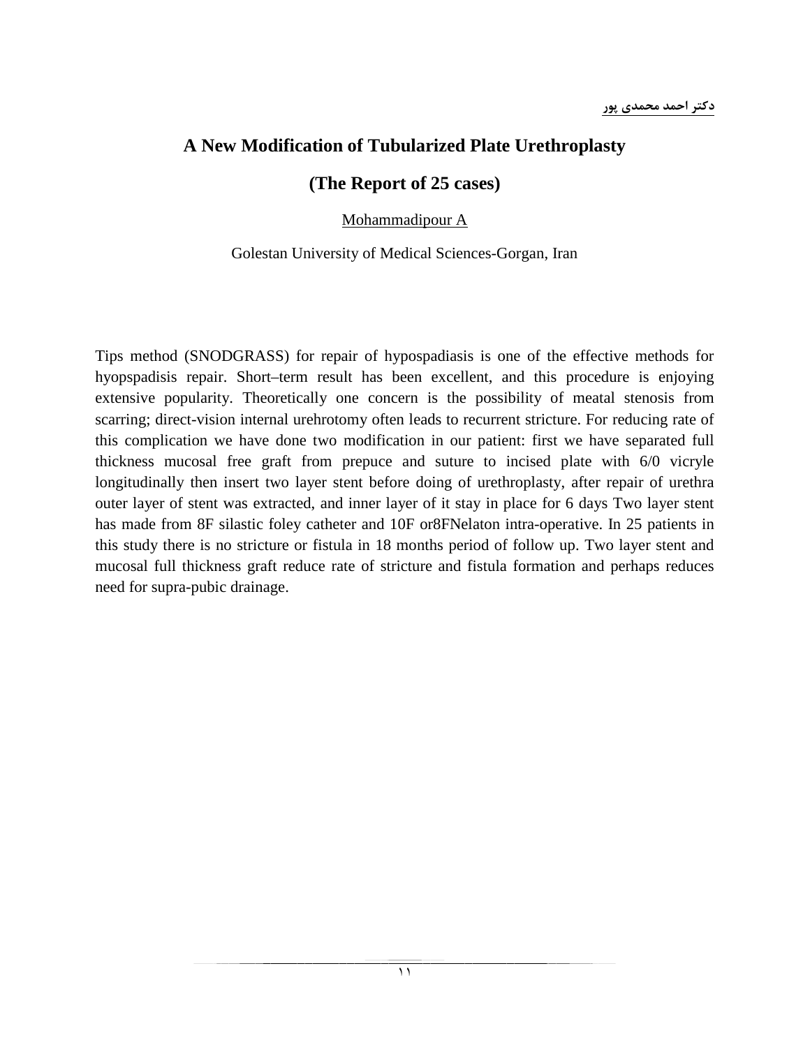**دکتر احمد محمدی پور**

# A New Modification of Tubularized Plate Urethroplasty

## (The Report of 25 cases)

Mohammadipour A

Golestan University of Medical Sciences-Gorgan, Iran

Tips method (SNODGRASS) for repair of hypospadiasis is one of the effective methods for hyopspadisis repair. Short–term result has been excellent, and this procedure is enjoying extensive popularity. Theoretically one concern is the possibility of meatal stenosis from scarring; direct-vision internal urehrotomy often leads to recurrent stricture. For reducing rate of this complication we have done two modification in our patient: first we have separated full thickness mucosal free graft from prepuce and suture to incised plate with 6/0 vicryle longitudinally then insert two layer stent before doing of urethroplasty, after repair of urethra outer layer of stent was extracted, and inner layer of it stay in place for 6 days Two layer stent has made from 8F silastic foley catheter and 10F or8FNelaton intra-operative. In 25 patients in this study there is no stricture or fistula in 18 months period of follow up. Two layer stent and mucosal full thickness graft reduce rate of stricture and fistula formation and perhaps reduces need for supra-pubic drainage.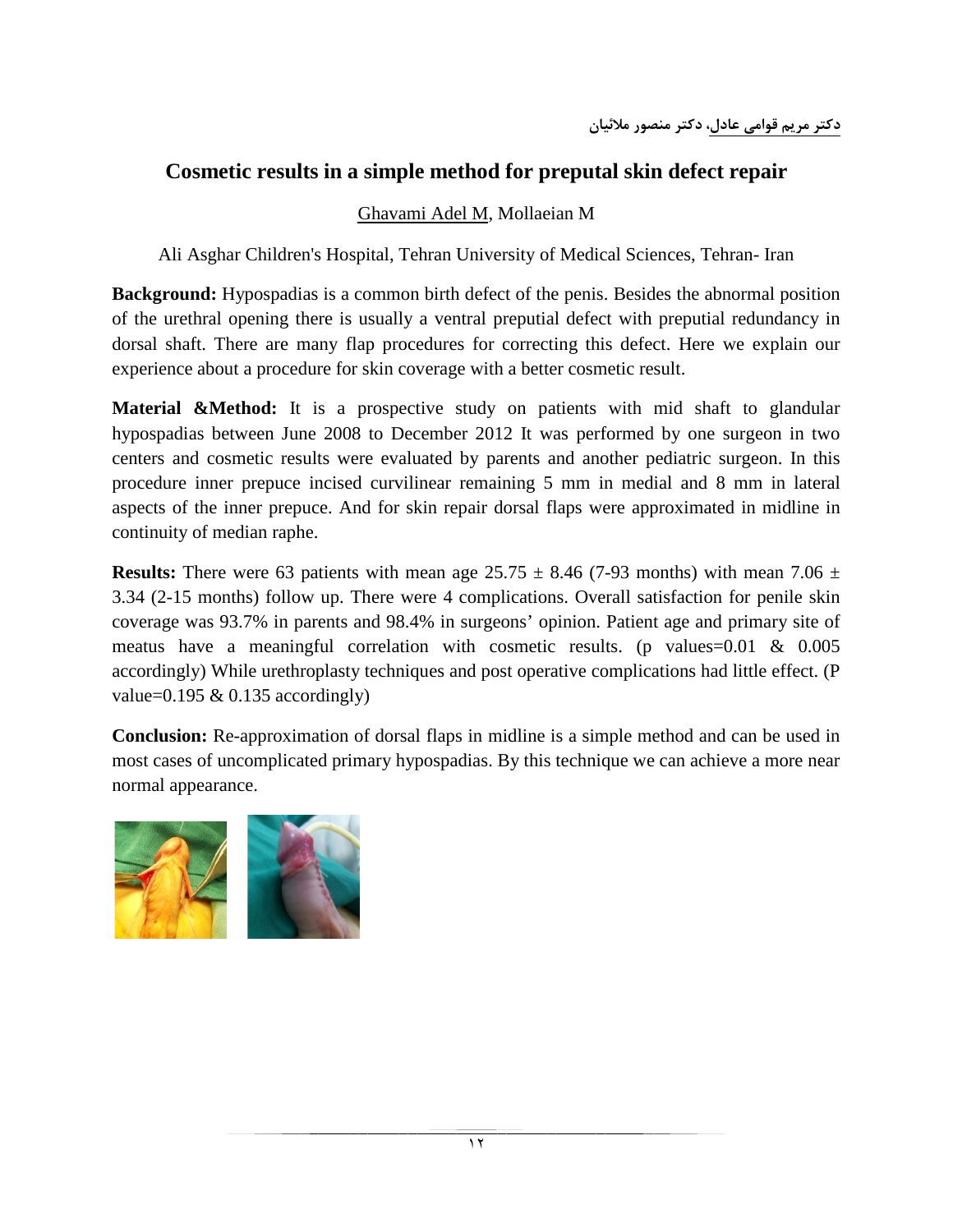دکتر مریم قوامی عادل، دکتر منصور ملائیان

# Cosmetic results in a simple method for preputal skin defect repair

Ghavami Adel M, Mollaeian M

Ali Asghar Children's Hospital, Tehran University of Medical Sciences, Tehran- Iran

**Background:** Hypospadias is a common birth defect of the penis. Besides the abnormal position of the urethral opening there is usually a ventral preputial defect with preputial redundancy in dorsal shaft. There are many flap procedures for correcting this defect. Here we explain our experience about a procedure for skin coverage with a better cosmetic result.

**Material &Method:** It is a prospective study on patients with mid shaft to glandular hypospadias between June 2008 to December 2012 It was performed by one surgeon in two centers and cosmetic results were evaluated by parents and another pediatric surgeon. In this procedure inner prepuce incised curvilinear remaining 5 mm in medial and 8 mm in lateral aspects of the inner prepuce. And for skin repair dorsal flaps were approximated in midline in continuity of median raphe.

**Results:** There were 63 patients with mean age 25.75 ± 8.46 (7-93 months) with mean 7.06 ± 3.34 (2-15 months) follow up. There were 4 complications. Overall satisfaction for penile skin coverage was 93.7% in parents and 98.4% in surgeons' opinion. Patient age and primary site of meatus have a meaningful correlation with cosmetic results. (p values=0.01 & 0.005 accordingly) While urethroplasty techniques and post operative complications had little effect. (P value=0.195 & 0.135 accordingly)

**Conclusion:** Re-approximation of dorsal flaps in midline is a simple method and can be used in most cases of uncomplicated primary hypospadias. By this technique we can achieve a more near normal appearance.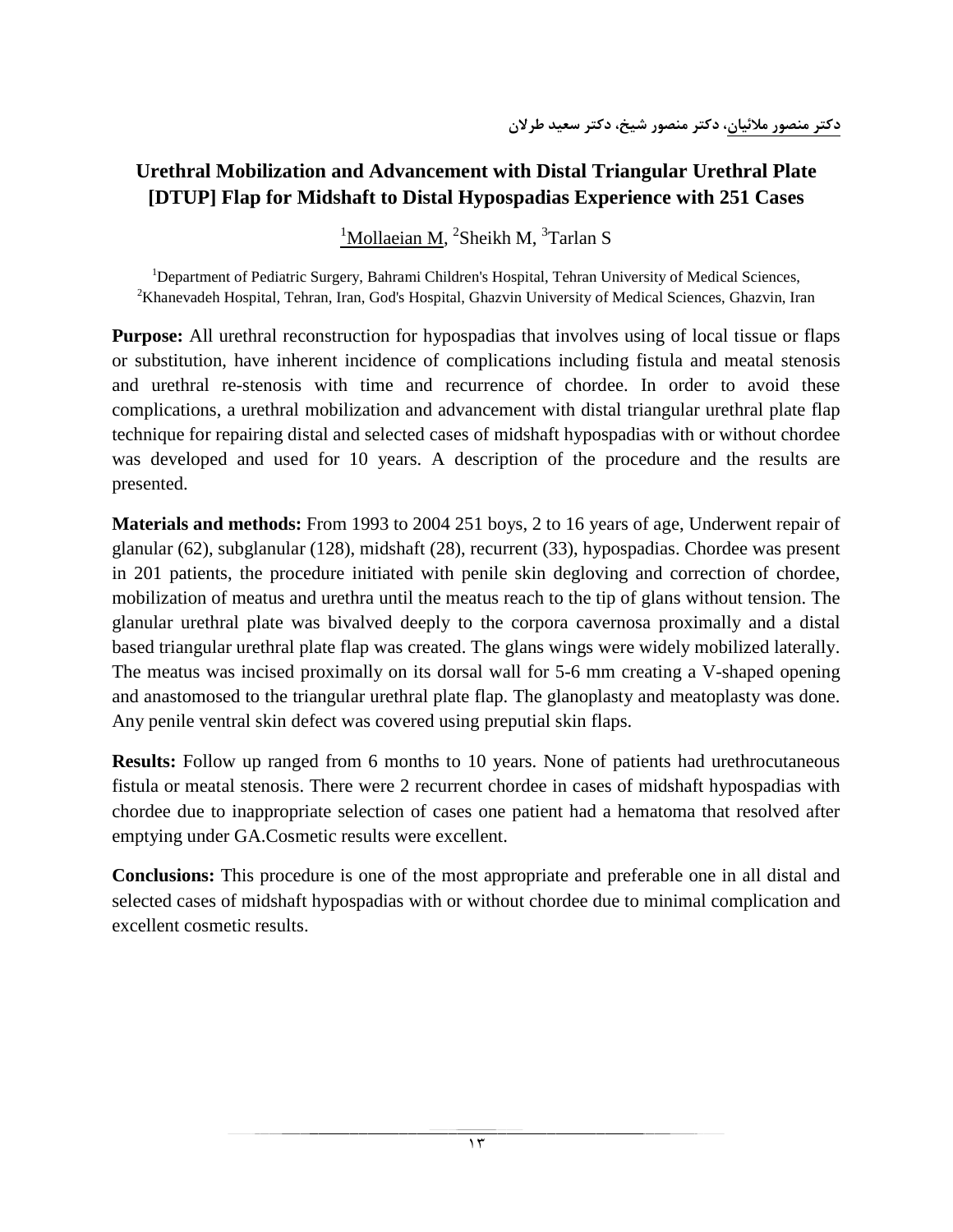دکتر منصور ملائیان، دکتر منصور شیخ، دکتر سعید طرلان

## Urethral Mobilization and Advancement with Distal Triangular Urethral Plate [DTUP] Flap for Midshaft to Distal Hypospadias Experience with 251 Cases

[1]Mollaeian M, [2]Sheikh M, [3]Tarlan S

[1]Department of Pediatric Surgery, Bahrami Children's Hospital, Tehran University of Medical Sciences, [2]Khanevadeh Hospital, Tehran, Iran, God's Hospital, Ghazvin University of Medical Sciences, Ghazvin, Iran

**Purpose:** All urethral reconstruction for hypospadias that involves using of local tissue or flaps or substitution, have inherent incidence of complications including fistula and meatal stenosis and urethral re-stenosis with time and recurrence of chordee. In order to avoid these complications, a urethral mobilization and advancement with distal triangular urethral plate flap technique for repairing distal and selected cases of midshaft hypospadias with or without chordee was developed and used for 10 years. A description of the procedure and the results are presented.

**Materials and methods:** From 1993 to 2004 251 boys, 2 to 16 years of age, Underwent repair of glanular (62), subglanular (128), midshaft (28), recurrent (33), hypospadias. Chordee was present in 201 patients, the procedure initiated with penile skin degloving and correction of chordee, mobilization of meatus and urethra until the meatus reach to the tip of glans without tension. The glanular urethral plate was bivalved deeply to the corpora cavernosa proximally and a distal based triangular urethral plate flap was created. The glans wings were widely mobilized laterally. The meatus was incised proximally on its dorsal wall for 5-6 mm creating a V-shaped opening and anastomosed to the triangular urethral plate flap. The glanoplasty and meatoplasty was done. Any penile ventral skin defect was covered using preputial skin flaps.

**Results:** Follow up ranged from 6 months to 10 years. None of patients had urethrocutaneous fistula or meatal stenosis. There were 2 recurrent chordee in cases of midshaft hypospadias with chordee due to inappropriate selection of cases one patient had a hematoma that resolved after emptying under GA.Cosmetic results were excellent.

**Conclusions:** This procedure is one of the most appropriate and preferable one in all distal and selected cases of midshaft hypospadias with or without chordee due to minimal complication and excellent cosmetic results.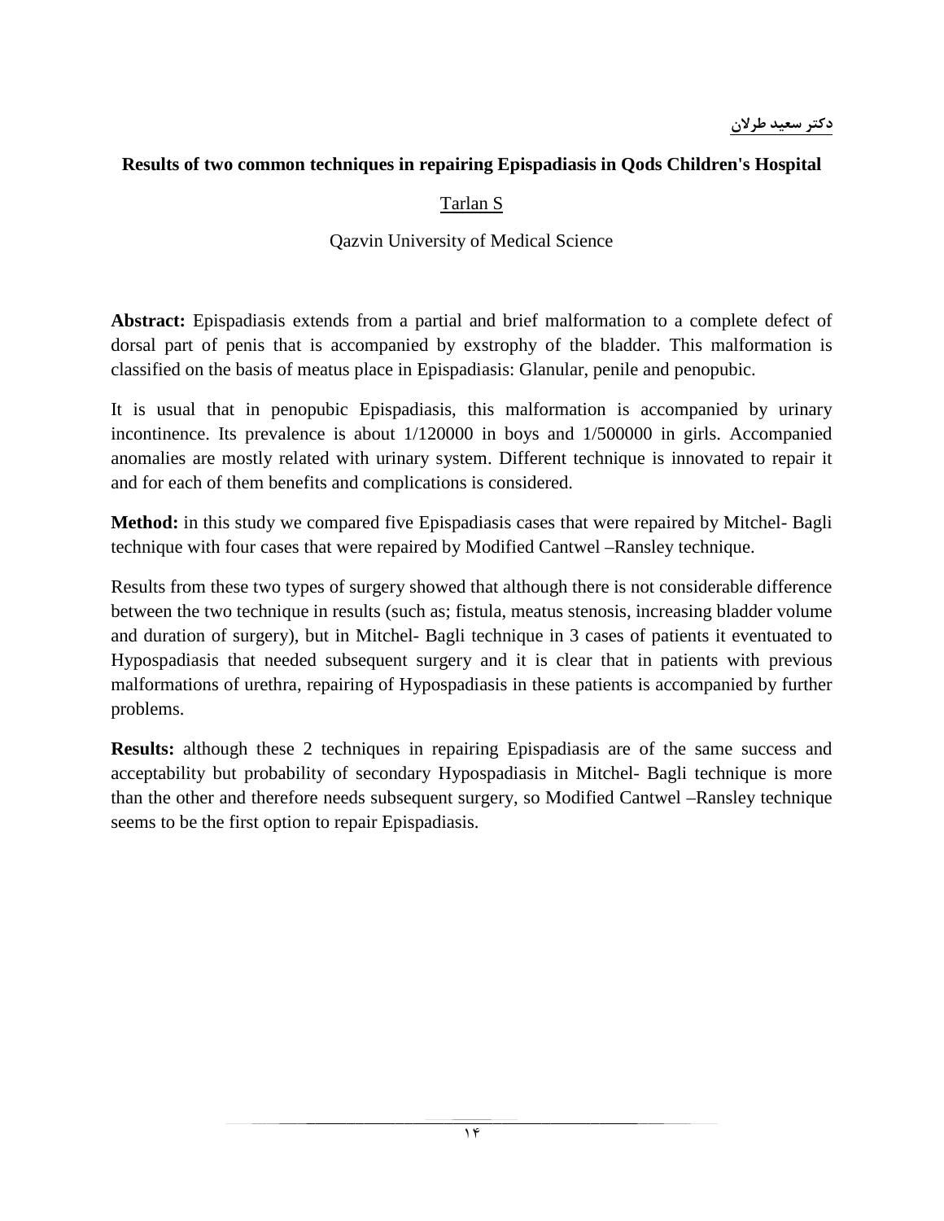**دکتر سعید طرلان**

**Results of two common techniques in repairing Epispadiasis in Qods Children's Hospital**

Tarlan S

Qazvin University of Medical Science

**Abstract:** Epispadiasis extends from a partial and brief malformation to a complete defect of dorsal part of penis that is accompanied by exstrophy of the bladder. This malformation is classified on the basis of meatus place in Epispadiasis: Glanular, penile and penopubic.

It is usual that in penopubic Epispadiasis, this malformation is accompanied by urinary incontinence. Its prevalence is about 1/120000 in boys and 1/500000 in girls. Accompanied anomalies are mostly related with urinary system. Different technique is innovated to repair it and for each of them benefits and complications is considered.

**Method:** in this study we compared five Epispadiasis cases that were repaired by Mitchel- Bagli technique with four cases that were repaired by Modified Cantwel –Ransley technique.

Results from these two types of surgery showed that although there is not considerable difference between the two technique in results (such as; fistula, meatus stenosis, increasing bladder volume and duration of surgery), but in Mitchel- Bagli technique in 3 cases of patients it eventuated to Hypospadiasis that needed subsequent surgery and it is clear that in patients with previous malformations of urethra, repairing of Hypospadiasis in these patients is accompanied by further problems.

**Results:** although these 2 techniques in repairing Epispadiasis are of the same success and acceptability but probability of secondary Hypospadiasis in Mitchel- Bagli technique is more than the other and therefore needs subsequent surgery, so Modified Cantwel –Ransley technique seems to be the first option to repair Epispadiasis.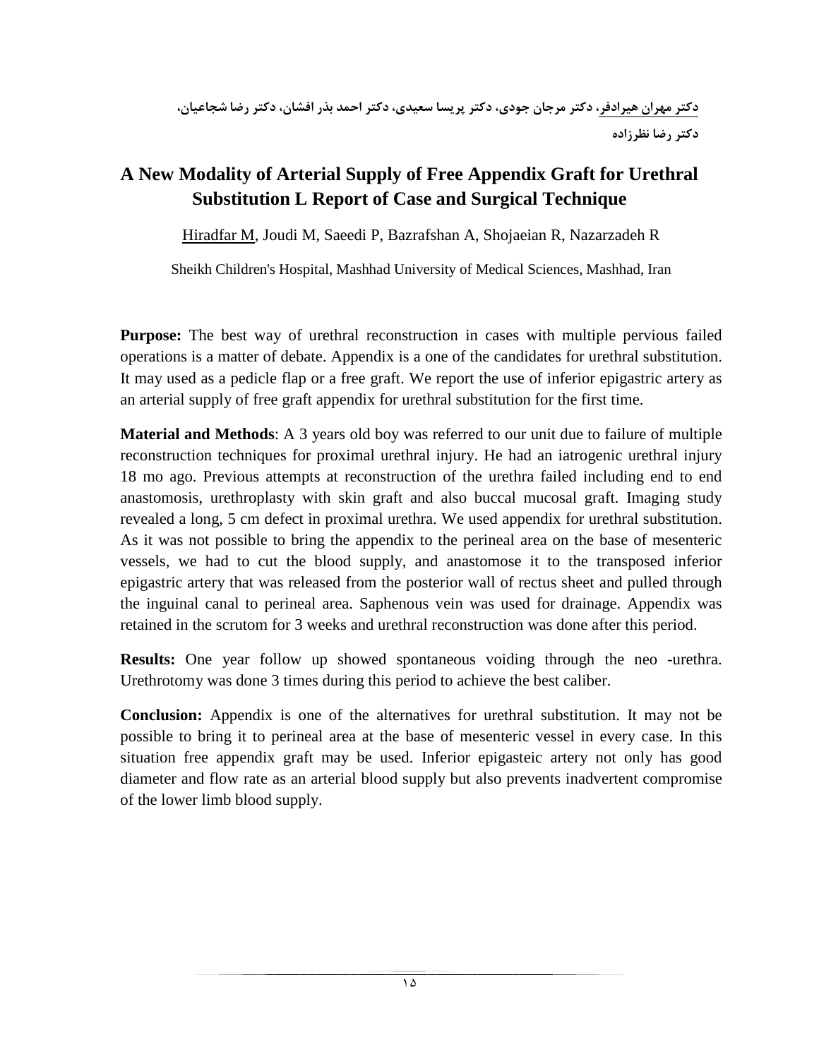<u>دکتر مهران هیرادفر</u>، دکتر مرجان جودی، دکتر پریسا سعیدی، دکتر احمد بذر افشان، دکتر رضا شجاعیان، دکتر رضا نظرزاده

# A New Modality of Arterial Supply of Free Appendix Graft for Urethral Substitution L Report of Case and Surgical Technique

<u>Hiradfar M</u>, Joudi M, Saeedi P, Bazrafshan A, Shojaeian R, Nazarzadeh R

Sheikh Children's Hospital, Mashhad University of Medical Sciences, Mashhad, Iran

**Purpose:** The best way of urethral reconstruction in cases with multiple pervious failed operations is a matter of debate. Appendix is a one of the candidates for urethral substitution. It may used as a pedicle flap or a free graft. We report the use of inferior epigastric artery as an arterial supply of free graft appendix for urethral substitution for the first time.

**Material and Methods**: A 3 years old boy was referred to our unit due to failure of multiple reconstruction techniques for proximal urethral injury. He had an iatrogenic urethral injury 18 mo ago. Previous attempts at reconstruction of the urethra failed including end to end anastomosis, urethroplasty with skin graft and also buccal mucosal graft. Imaging study revealed a long, 5 cm defect in proximal urethra. We used appendix for urethral substitution. As it was not possible to bring the appendix to the perineal area on the base of mesenteric vessels, we had to cut the blood supply, and anastomose it to the transposed inferior epigastric artery that was released from the posterior wall of rectus sheet and pulled through the inguinal canal to perineal area. Saphenous vein was used for drainage. Appendix was retained in the scrutom for 3 weeks and urethral reconstruction was done after this period.

**Results:** One year follow up showed spontaneous voiding through the neo -urethra. Urethrotomy was done 3 times during this period to achieve the best caliber.

**Conclusion:** Appendix is one of the alternatives for urethral substitution. It may not be possible to bring it to perineal area at the base of mesenteric vessel in every case. In this situation free appendix graft may be used. Inferior epigasteic artery not only has good diameter and flow rate as an arterial blood supply but also prevents inadvertent compromise of the lower limb blood supply.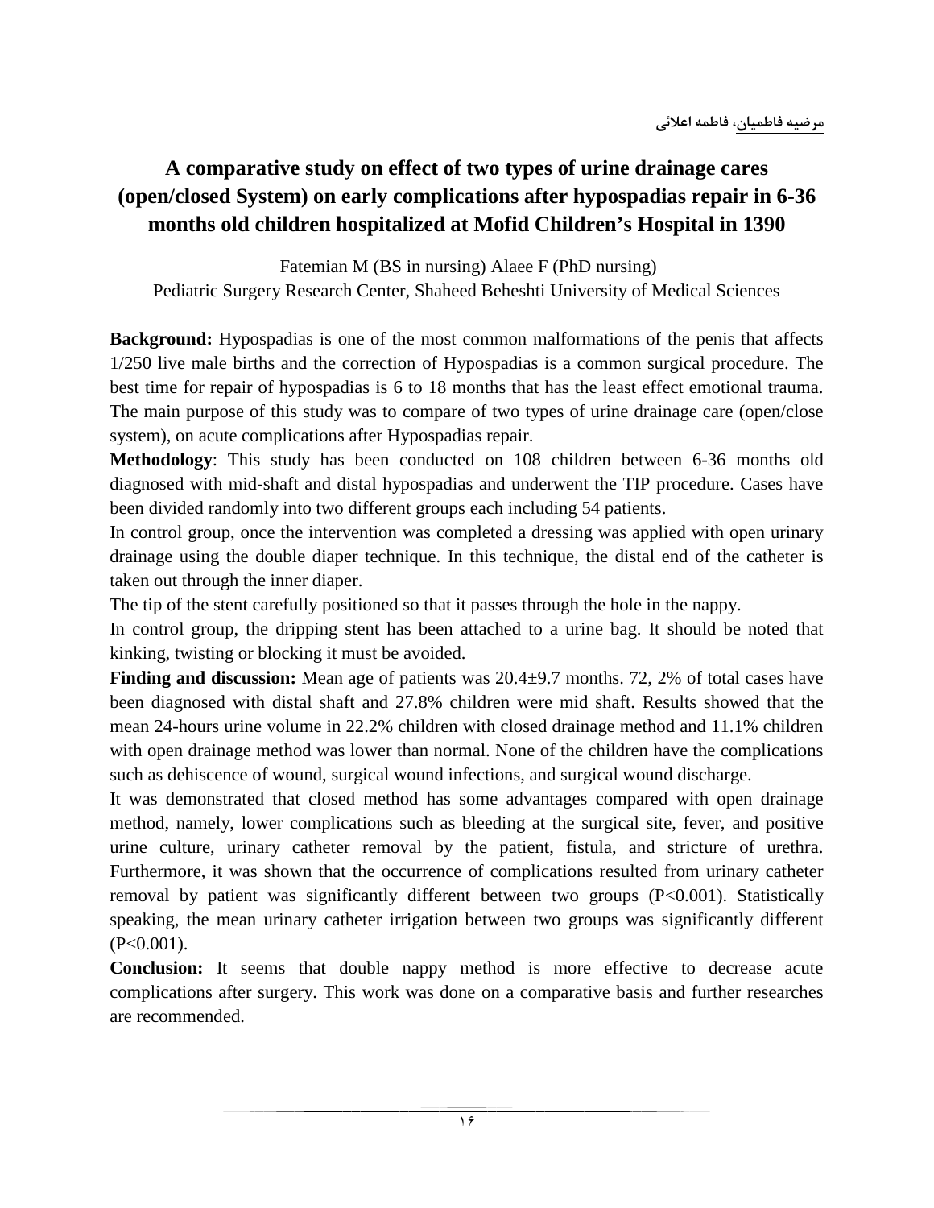مرضیه فاطمیان، فاطمه اعلائی

# A comparative study on effect of two types of urine drainage cares (open/closed System) on early complications after hypospadias repair in 6-36 months old children hospitalized at Mofid Children's Hospital in 1390

Fatemian M (BS in nursing) Alaee F (PhD nursing)

Pediatric Surgery Research Center, Shaheed Beheshti University of Medical Sciences

**Background:** Hypospadias is one of the most common malformations of the penis that affects 1/250 live male births and the correction of Hypospadias is a common surgical procedure. The best time for repair of hypospadias is 6 to 18 months that has the least effect emotional trauma. The main purpose of this study was to compare of two types of urine drainage care (open/close system), on acute complications after Hypospadias repair.

**Methodology**: This study has been conducted on 108 children between 6-36 months old diagnosed with mid-shaft and distal hypospadias and underwent the TIP procedure. Cases have been divided randomly into two different groups each including 54 patients.

In control group, once the intervention was completed a dressing was applied with open urinary drainage using the double diaper technique. In this technique, the distal end of the catheter is taken out through the inner diaper.

The tip of the stent carefully positioned so that it passes through the hole in the nappy.

In control group, the dripping stent has been attached to a urine bag. It should be noted that kinking, twisting or blocking it must be avoided.

**Finding and discussion:** Mean age of patients was 20.4±9.7 months. 72, 2% of total cases have been diagnosed with distal shaft and 27.8% children were mid shaft. Results showed that the mean 24-hours urine volume in 22.2% children with closed drainage method and 11.1% children with open drainage method was lower than normal. None of the children have the complications such as dehiscence of wound, surgical wound infections, and surgical wound discharge.

It was demonstrated that closed method has some advantages compared with open drainage method, namely, lower complications such as bleeding at the surgical site, fever, and positive urine culture, urinary catheter removal by the patient, fistula, and stricture of urethra. Furthermore, it was shown that the occurrence of complications resulted from urinary catheter removal by patient was significantly different between two groups ($P<0.001$). Statistically speaking, the mean urinary catheter irrigation between two groups was significantly different ($P<0.001$).

**Conclusion:** It seems that double nappy method is more effective to decrease acute complications after surgery. This work was done on a comparative basis and further researches are recommended.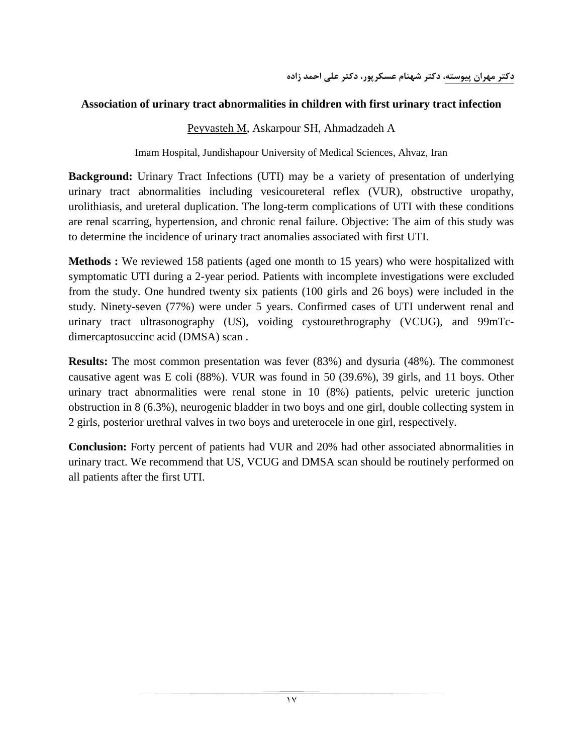دکتر مهران پیوسته، دکتر شهنام عسکرپور، دکتر علی احمد زاده

## Association of urinary tract abnormalities in children with first urinary tract infection

Peyvasteh M, Askarpour SH, Ahmadzadeh A

Imam Hospital, Jundishapour University of Medical Sciences, Ahvaz, Iran

**Background:** Urinary Tract Infections (UTI) may be a variety of presentation of underlying urinary tract abnormalities including vesicoureteral reflex (VUR), obstructive uropathy, urolithiasis, and ureteral duplication. The long-term complications of UTI with these conditions are renal scarring, hypertension, and chronic renal failure. Objective: The aim of this study was to determine the incidence of urinary tract anomalies associated with first UTI.

**Methods :** We reviewed 158 patients (aged one month to 15 years) who were hospitalized with symptomatic UTI during a 2-year period. Patients with incomplete investigations were excluded from the study. One hundred twenty six patients (100 girls and 26 boys) were included in the study. Ninety-seven (77%) were under 5 years. Confirmed cases of UTI underwent renal and urinary tract ultrasonography (US), voiding cystourethrography (VCUG), and 99mTc-dimercaptosuccinc acid (DMSA) scan .

**Results:** The most common presentation was fever (83%) and dysuria (48%). The commonest causative agent was E coli (88%). VUR was found in 50 (39.6%), 39 girls, and 11 boys. Other urinary tract abnormalities were renal stone in 10 (8%) patients, pelvic ureteric junction obstruction in 8 (6.3%), neurogenic bladder in two boys and one girl, double collecting system in 2 girls, posterior urethral valves in two boys and ureterocele in one girl, respectively.

**Conclusion:** Forty percent of patients had VUR and 20% had other associated abnormalities in urinary tract. We recommend that US, VCUG and DMSA scan should be routinely performed on all patients after the first UTI.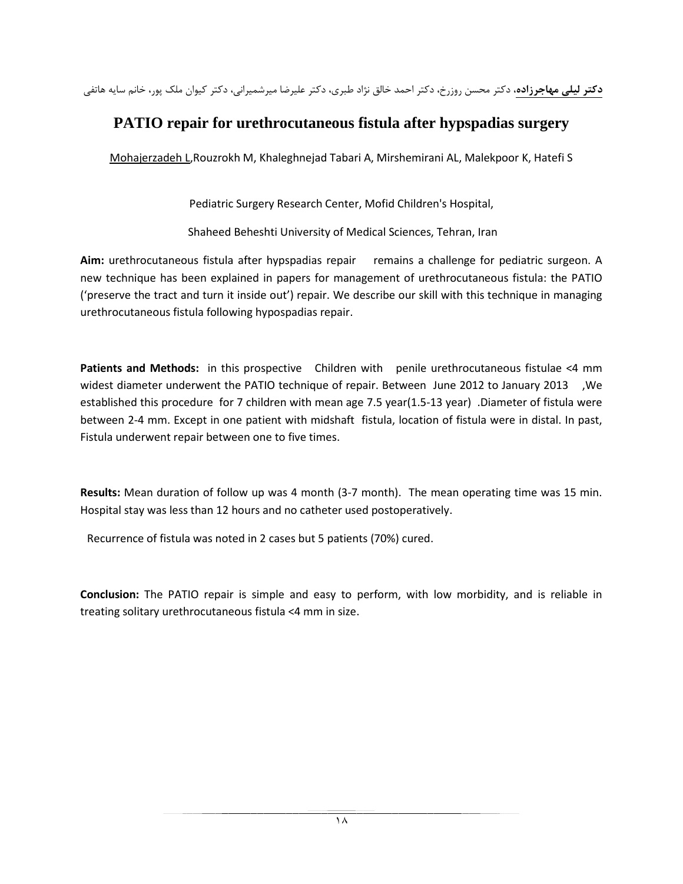**دکتر لیلی مهاجرزاده**، دکتر محسن روزرخ، دکتر احمد خالق نژاد طبری، دکتر علیرضا میرشمیرانی، دکتر کیوان ملک پور، خانم سایه هاتفی

# PATIO repair for urethrocutaneous fistula after hypspadias surgery

Mohajerzadeh L,Rouzrokh M, Khaleghnejad Tabari A, Mirshemirani AL, Malekpoor K, Hatefi S

Pediatric Surgery Research Center, Mofid Children's Hospital,

Shaheed Beheshti University of Medical Sciences, Tehran, Iran

**Aim:** urethrocutaneous fistula after hypspadias repair remains a challenge for pediatric surgeon. A new technique has been explained in papers for management of urethrocutaneous fistula: the PATIO ('preserve the tract and turn it inside out') repair. We describe our skill with this technique in managing urethrocutaneous fistula following hypospadias repair.

**Patients and Methods:** in this prospective Children with penile urethrocutaneous fistulae <4 mm widest diameter underwent the PATIO technique of repair. Between June 2012 to January 2013 ,We established this procedure for 7 children with mean age 7.5 year(1.5-13 year) .Diameter of fistula were between 2-4 mm. Except in one patient with midshaft fistula, location of fistula were in distal. In past, Fistula underwent repair between one to five times.

**Results:** Mean duration of follow up was 4 month (3-7 month). The mean operating time was 15 min. Hospital stay was less than 12 hours and no catheter used postoperatively.

Recurrence of fistula was noted in 2 cases but 5 patients (70%) cured.

**Conclusion:** The PATIO repair is simple and easy to perform, with low morbidity, and is reliable in treating solitary urethrocutaneous fistula <4 mm in size.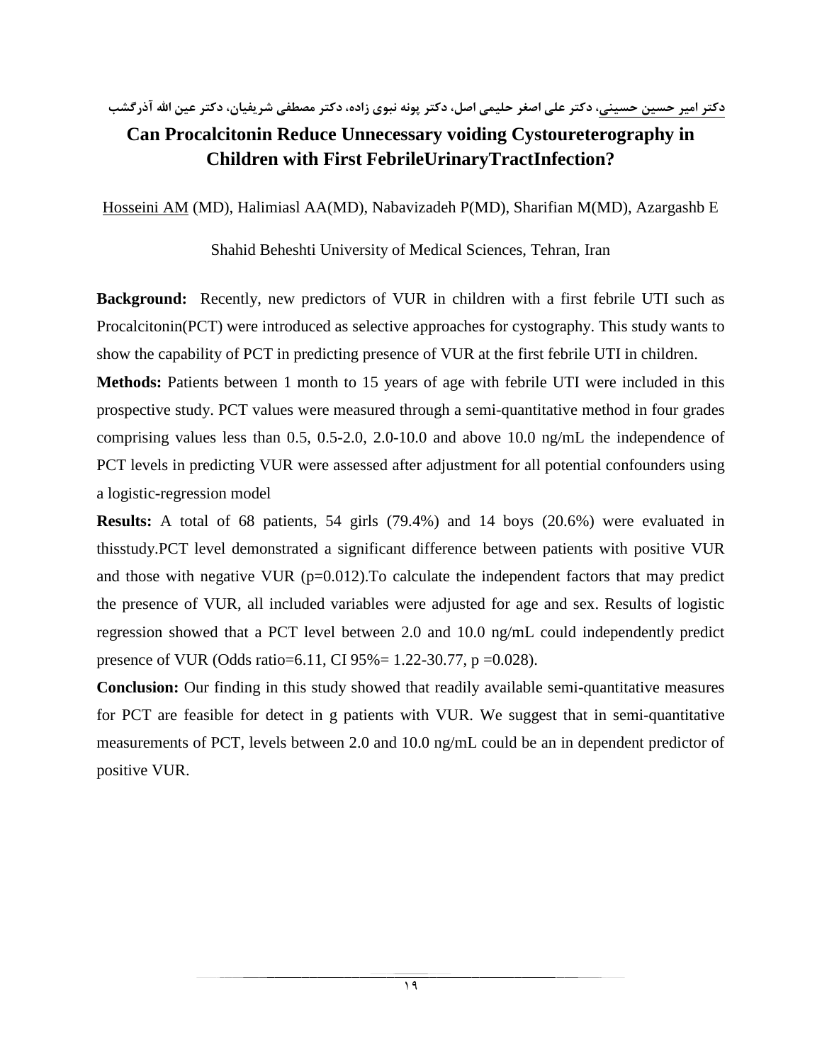دکتر امیر حسین حسینی، دکتر علی اصغر حلیمی اصل، دکتر پونه نبوی زاده، دکتر مصطفی شریفیان، دکتر عین الله آذرگشب

## Can Procalcitonin Reduce Unnecessary voiding Cystoureterography in Children with First FebrileUrinaryTractInfection?

Hosseini AM (MD), Halimiasl AA(MD), Nabavizadeh P(MD), Sharifian M(MD), Azargashb E

Shahid Beheshti University of Medical Sciences, Tehran, Iran

**Background:** Recently, new predictors of VUR in children with a first febrile UTI such as Procalcitonin(PCT) were introduced as selective approaches for cystography. This study wants to show the capability of PCT in predicting presence of VUR at the first febrile UTI in children.

**Methods:** Patients between 1 month to 15 years of age with febrile UTI were included in this prospective study. PCT values were measured through a semi-quantitative method in four grades comprising values less than 0.5, 0.5-2.0, 2.0-10.0 and above 10.0 ng/mL the independence of PCT levels in predicting VUR were assessed after adjustment for all potential confounders using a logistic-regression model

**Results:** A total of 68 patients, 54 girls (79.4%) and 14 boys (20.6%) were evaluated in thisstudy.PCT level demonstrated a significant difference between patients with positive VUR and those with negative VUR (p=0.012).To calculate the independent factors that may predict the presence of VUR, all included variables were adjusted for age and sex. Results of logistic regression showed that a PCT level between 2.0 and 10.0 ng/mL could independently predict presence of VUR (Odds ratio=6.11, CI 95%= 1.22-30.77, p =0.028).

**Conclusion:** Our finding in this study showed that readily available semi-quantitative measures for PCT are feasible for detect in g patients with VUR. We suggest that in semi-quantitative measurements of PCT, levels between 2.0 and 10.0 ng/mL could be an in dependent predictor of positive VUR.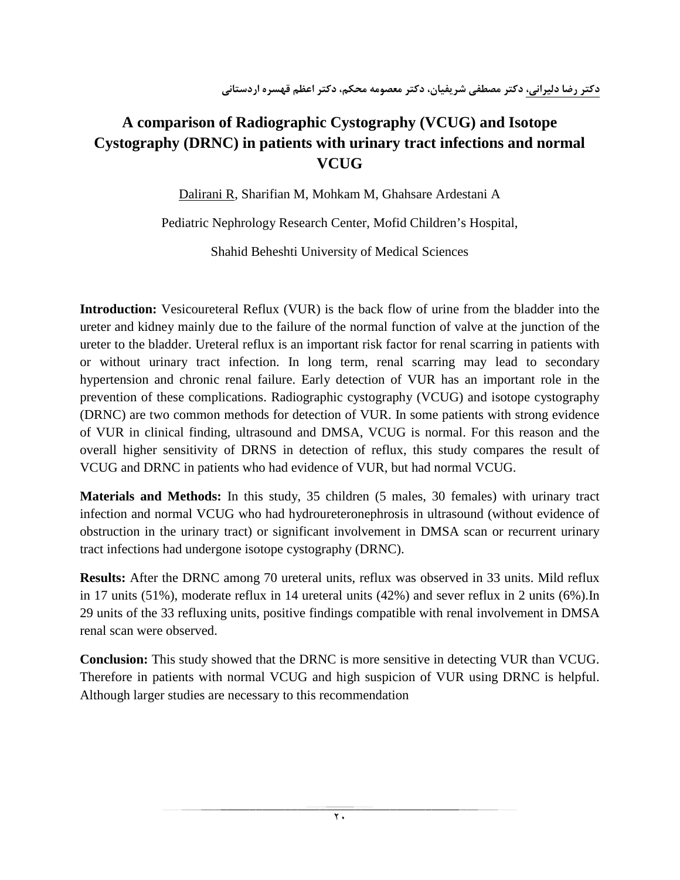دکتر رضا دلیرانی، دکتر مصطفی شریفیان، دکتر معصومه محکم، دکتر اعظم قهسره اردستانی

# A comparison of Radiographic Cystography (VCUG) and Isotope Cystography (DRNC) in patients with urinary tract infections and normal VCUG

Dalirani R, Sharifian M, Mohkam M, Ghahsare Ardestani A

Pediatric Nephrology Research Center, Mofid Children's Hospital,

Shahid Beheshti University of Medical Sciences

**Introduction:** Vesicoureteral Reflux (VUR) is the back flow of urine from the bladder into the ureter and kidney mainly due to the failure of the normal function of valve at the junction of the ureter to the bladder. Ureteral reflux is an important risk factor for renal scarring in patients with or without urinary tract infection. In long term, renal scarring may lead to secondary hypertension and chronic renal failure. Early detection of VUR has an important role in the prevention of these complications. Radiographic cystography (VCUG) and isotope cystography (DRNC) are two common methods for detection of VUR. In some patients with strong evidence of VUR in clinical finding, ultrasound and DMSA, VCUG is normal. For this reason and the overall higher sensitivity of DRNS in detection of reflux, this study compares the result of VCUG and DRNC in patients who had evidence of VUR, but had normal VCUG.

**Materials and Methods:** In this study, 35 children (5 males, 30 females) with urinary tract infection and normal VCUG who had hydroureteronephrosis in ultrasound (without evidence of obstruction in the urinary tract) or significant involvement in DMSA scan or recurrent urinary tract infections had undergone isotope cystography (DRNC).

**Results:** After the DRNC among 70 ureteral units, reflux was observed in 33 units. Mild reflux in 17 units (51%), moderate reflux in 14 ureteral units (42%) and sever reflux in 2 units (6%).In 29 units of the 33 refluxing units, positive findings compatible with renal involvement in DMSA renal scan were observed.

**Conclusion:** This study showed that the DRNC is more sensitive in detecting VUR than VCUG. Therefore in patients with normal VCUG and high suspicion of VUR using DRNC is helpful. Although larger studies are necessary to this recommendation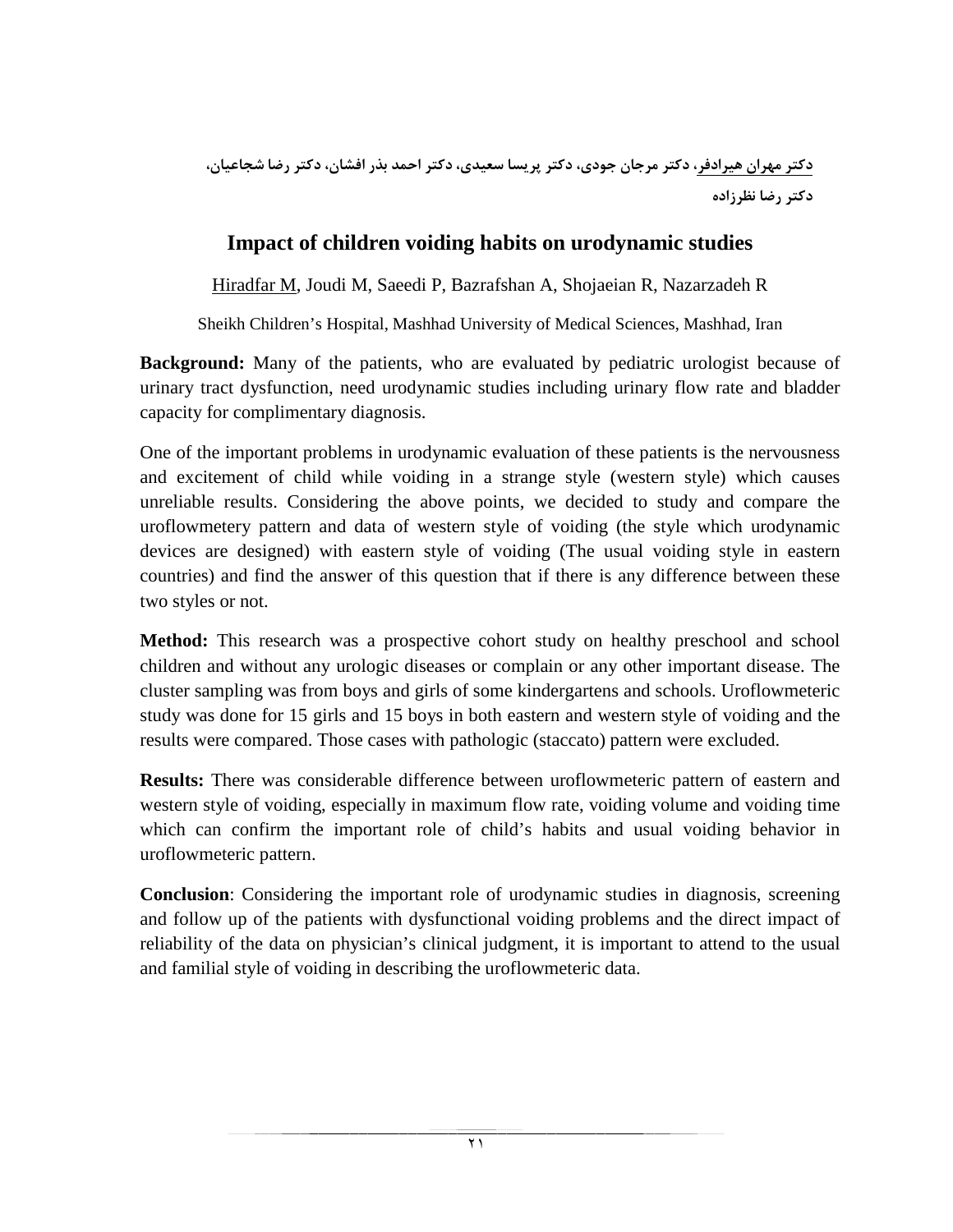دکتر مهران هیرادفر، دکتر مرجان جودی، دکتر پریسا سعیدی، دکتر احمد بذر افشان، دکتر رضا شجاعیان، دکتر رضا نظرزاده

# Impact of children voiding habits on urodynamic studies

Hiradfar M, Joudi M, Saeedi P, Bazrafshan A, Shojaeian R, Nazarzadeh R

Sheikh Children's Hospital, Mashhad University of Medical Sciences, Mashhad, Iran

**Background:** Many of the patients, who are evaluated by pediatric urologist because of urinary tract dysfunction, need urodynamic studies including urinary flow rate and bladder capacity for complimentary diagnosis.

One of the important problems in urodynamic evaluation of these patients is the nervousness and excitement of child while voiding in a strange style (western style) which causes unreliable results. Considering the above points, we decided to study and compare the uroflowmetery pattern and data of western style of voiding (the style which urodynamic devices are designed) with eastern style of voiding (The usual voiding style in eastern countries) and find the answer of this question that if there is any difference between these two styles or not.

**Method:** This research was a prospective cohort study on healthy preschool and school children and without any urologic diseases or complain or any other important disease. The cluster sampling was from boys and girls of some kindergartens and schools. Uroflowmeteric study was done for 15 girls and 15 boys in both eastern and western style of voiding and the results were compared. Those cases with pathologic (staccato) pattern were excluded.

**Results:** There was considerable difference between uroflowmeteric pattern of eastern and western style of voiding, especially in maximum flow rate, voiding volume and voiding time which can confirm the important role of child's habits and usual voiding behavior in uroflowmeteric pattern.

**Conclusion**: Considering the important role of urodynamic studies in diagnosis, screening and follow up of the patients with dysfunctional voiding problems and the direct impact of reliability of the data on physician's clinical judgment, it is important to attend to the usual and familial style of voiding in describing the uroflowmeteric data.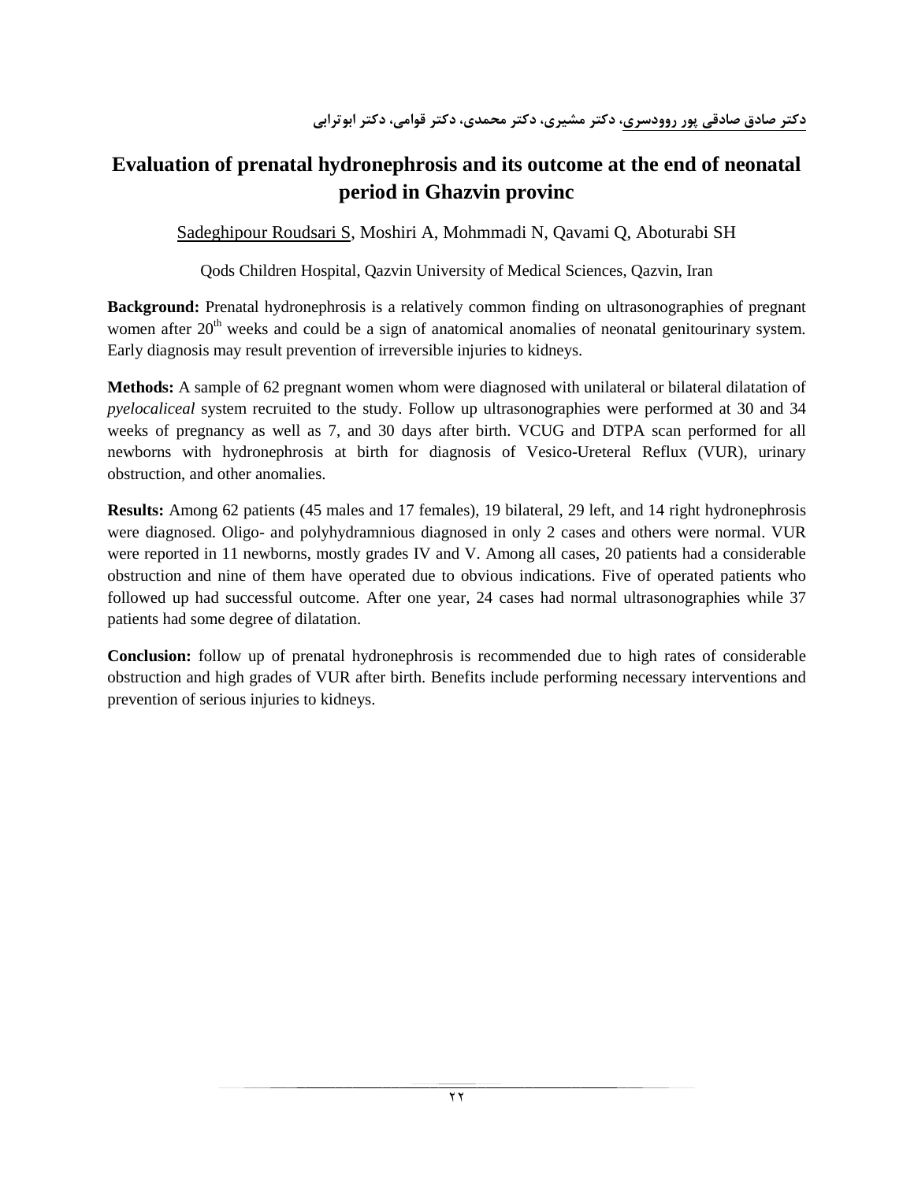دکتر صادق صادقی پور روودسری، دکتر مشیری، دکتر محمدی، دکتر قوامی، دکتر ابوترابی

# Evaluation of prenatal hydronephrosis and its outcome at the end of neonatal period in Ghazvin provinc

Sadeghipour Roudsari S, Moshiri A, Mohmmadi N, Qavami Q, Aboturabi SH

Qods Children Hospital, Qazvin University of Medical Sciences, Qazvin, Iran

**Background:** Prenatal hydronephrosis is a relatively common finding on ultrasonographies of pregnant women after $20^{th}$ weeks and could be a sign of anatomical anomalies of neonatal genitourinary system. Early diagnosis may result prevention of irreversible injuries to kidneys.

**Methods:** A sample of 62 pregnant women whom were diagnosed with unilateral or bilateral dilatation of *pyelocaliceal* system recruited to the study. Follow up ultrasonographies were performed at 30 and 34 weeks of pregnancy as well as 7, and 30 days after birth. VCUG and DTPA scan performed for all newborns with hydronephrosis at birth for diagnosis of Vesico-Ureteral Reflux (VUR), urinary obstruction, and other anomalies.

**Results:** Among 62 patients (45 males and 17 females), 19 bilateral, 29 left, and 14 right hydronephrosis were diagnosed. Oligo- and polyhydramnious diagnosed in only 2 cases and others were normal. VUR were reported in 11 newborns, mostly grades IV and V. Among all cases, 20 patients had a considerable obstruction and nine of them have operated due to obvious indications. Five of operated patients who followed up had successful outcome. After one year, 24 cases had normal ultrasonographies while 37 patients had some degree of dilatation.

**Conclusion:** follow up of prenatal hydronephrosis is recommended due to high rates of considerable obstruction and high grades of VUR after birth. Benefits include performing necessary interventions and prevention of serious injuries to kidneys.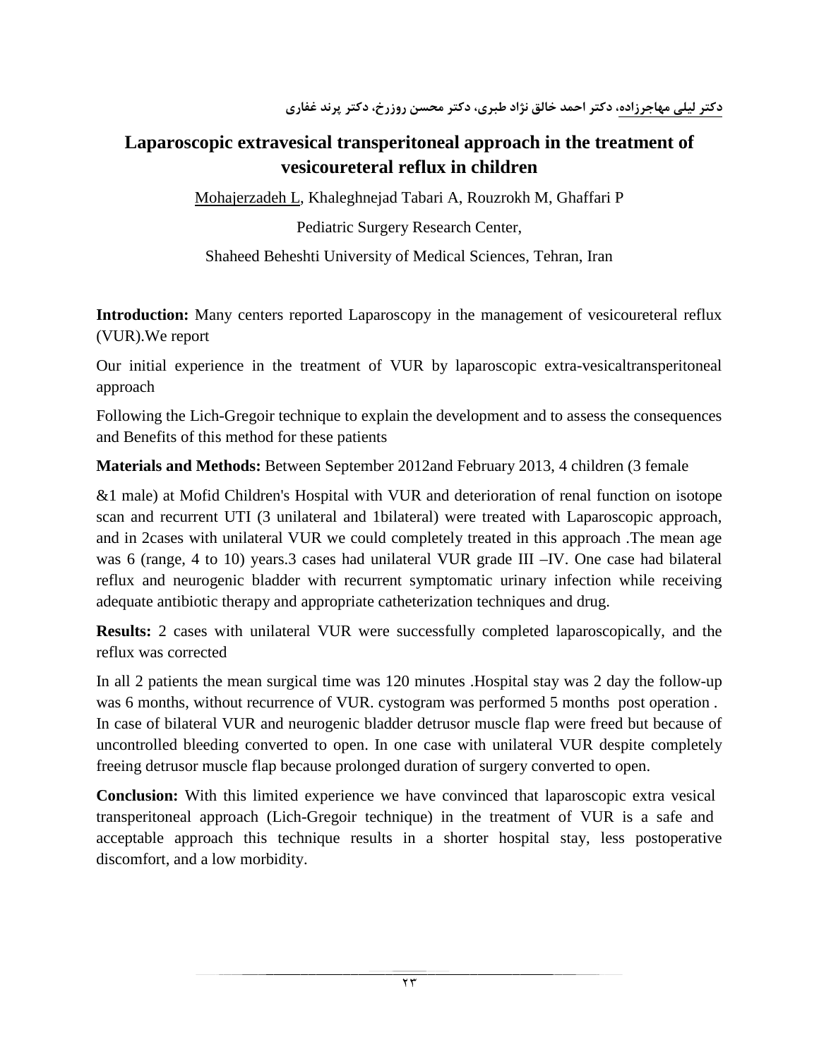دکتر لیلی مهاجرزاده، دکتر احمد خالق نژاد طبری، دکتر محسن روزرخ، دکتر پرند غفاری

# Laparoscopic extravesical transperitoneal approach in the treatment of vesicoureteral reflux in children

Mohajerzadeh L, Khaleghnejad Tabari A, Rouzrokh M, Ghaffari P

Pediatric Surgery Research Center,

Shaheed Beheshti University of Medical Sciences, Tehran, Iran

**Introduction:** Many centers reported Laparoscopy in the management of vesicoureteral reflux (VUR).We report

Our initial experience in the treatment of VUR by laparoscopic extra-vesicaltransperitoneal approach

Following the Lich-Gregoir technique to explain the development and to assess the consequences and Benefits of this method for these patients

**Materials and Methods:** Between September 2012and February 2013, 4 children (3 female

&1 male) at Mofid Children's Hospital with VUR and deterioration of renal function on isotope scan and recurrent UTI (3 unilateral and 1bilateral) were treated with Laparoscopic approach, and in 2cases with unilateral VUR we could completely treated in this approach .The mean age was 6 (range, 4 to 10) years.3 cases had unilateral VUR grade III –IV. One case had bilateral reflux and neurogenic bladder with recurrent symptomatic urinary infection while receiving adequate antibiotic therapy and appropriate catheterization techniques and drug.

**Results:** 2 cases with unilateral VUR were successfully completed laparoscopically, and the reflux was corrected

In all 2 patients the mean surgical time was 120 minutes .Hospital stay was 2 day the follow-up was 6 months, without recurrence of VUR. cystogram was performed 5 months post operation . In case of bilateral VUR and neurogenic bladder detrusor muscle flap were freed but because of uncontrolled bleeding converted to open. In one case with unilateral VUR despite completely freeing detrusor muscle flap because prolonged duration of surgery converted to open.

**Conclusion:** With this limited experience we have convinced that laparoscopic extra vesical transperitoneal approach (Lich-Gregoir technique) in the treatment of VUR is a safe and acceptable approach this technique results in a shorter hospital stay, less postoperative discomfort, and a low morbidity.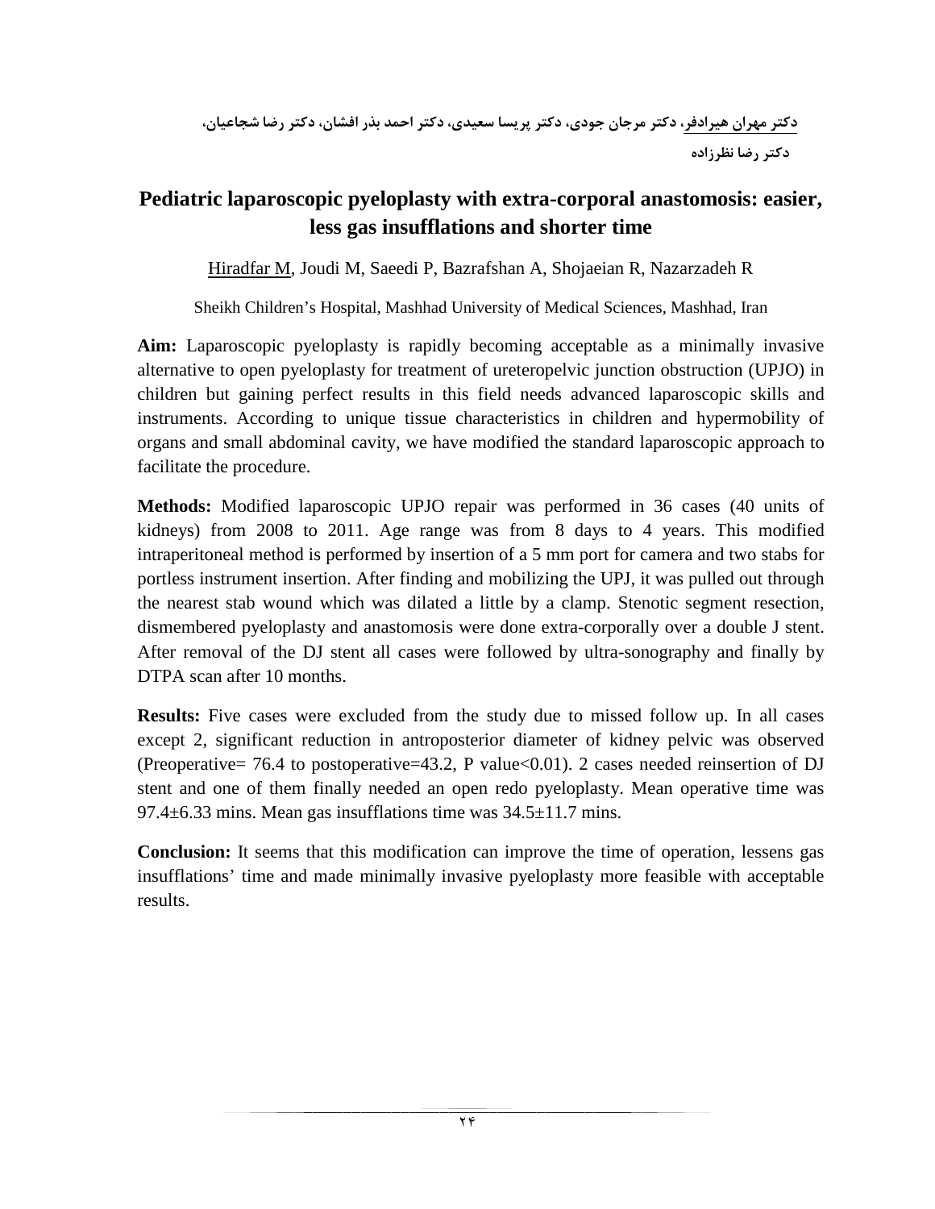**دکتر مهران هیرادفر، دکتر مرجان جودی، دکتر پریسا سعیدی، دکتر احمد بذر افشان، دکتر رضا شجاعیان، دکتر رضا نظرزاده**

# Pediatric laparoscopic pyeloplasty with extra-corporal anastomosis: easier, less gas insufflations and shorter time

Hiradfar M, Joudi M, Saeedi P, Bazrafshan A, Shojaeian R, Nazarzadeh R

Sheikh Children's Hospital, Mashhad University of Medical Sciences, Mashhad, Iran

**Aim:** Laparoscopic pyeloplasty is rapidly becoming acceptable as a minimally invasive alternative to open pyeloplasty for treatment of ureteropelvic junction obstruction (UPJO) in children but gaining perfect results in this field needs advanced laparoscopic skills and instruments. According to unique tissue characteristics in children and hypermobility of organs and small abdominal cavity, we have modified the standard laparoscopic approach to facilitate the procedure.

**Methods:** Modified laparoscopic UPJO repair was performed in 36 cases (40 units of kidneys) from 2008 to 2011. Age range was from 8 days to 4 years. This modified intraperitoneal method is performed by insertion of a 5 mm port for camera and two stabs for portless instrument insertion. After finding and mobilizing the UPJ, it was pulled out through the nearest stab wound which was dilated a little by a clamp. Stenotic segment resection, dismembered pyeloplasty and anastomosis were done extra-corporally over a double J stent. After removal of the DJ stent all cases were followed by ultra-sonography and finally by DTPA scan after 10 months.

**Results:** Five cases were excluded from the study due to missed follow up. In all cases except 2, significant reduction in antroposterior diameter of kidney pelvic was observed (Preoperative= 76.4 to postoperative=43.2, P value<0.01). 2 cases needed reinsertion of DJ stent and one of them finally needed an open redo pyeloplasty. Mean operative time was 97.4±6.33 mins. Mean gas insufflations time was 34.5±11.7 mins.

**Conclusion:** It seems that this modification can improve the time of operation, lessens gas insufflations' time and made minimally invasive pyeloplasty more feasible with acceptable results.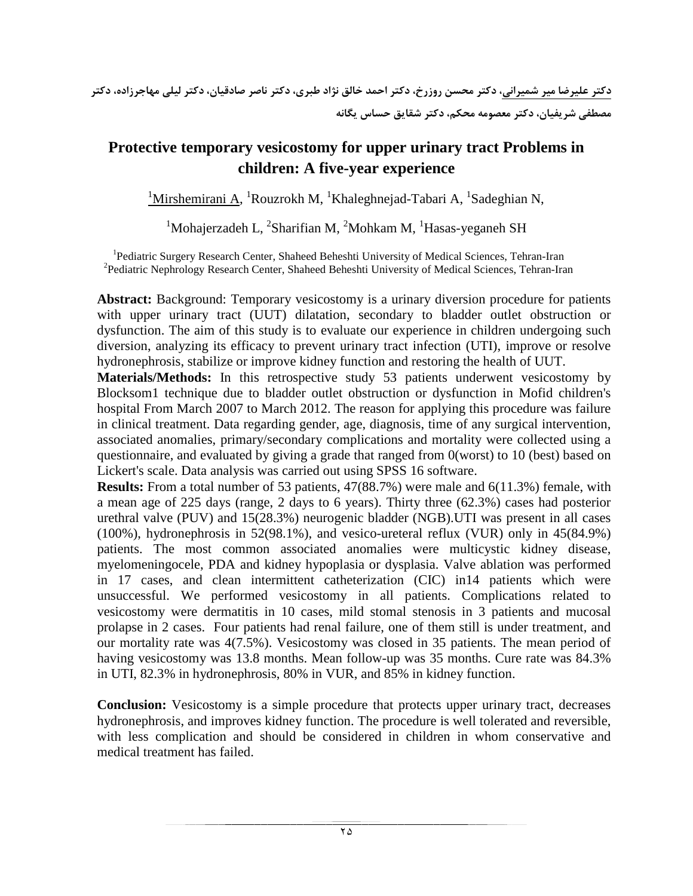دکتر علیرضا میر شمیرانی، دکتر محسن روزرخ، دکتر احمد خالق نژاد طبری، دکتر ناصر صادقیان، دکتر لیلی مهاجرزاده، دکتر مصطفی شریفیان، دکتر معصومه محکم، دکتر شقایق حساس یگانه

# Protective temporary vesicostomy for upper urinary tract Problems in children: A five-year experience

[1]Mirshemirani A, [1]Rouzrokh M, [1]Khaleghnejad-Tabari A, [1]Sadeghian N,

[1]Mohajerzadeh L, [2]Sharifian M, [2]Mohkam M, [1]Hasas-yeganeh SH

[1]Pediatric Surgery Research Center, Shaheed Beheshti University of Medical Sciences, Tehran-Iran
[2]Pediatric Nephrology Research Center, Shaheed Beheshti University of Medical Sciences, Tehran-Iran

**Abstract:** Background: Temporary vesicostomy is a urinary diversion procedure for patients with upper urinary tract (UUT) dilatation, secondary to bladder outlet obstruction or dysfunction. The aim of this study is to evaluate our experience in children undergoing such diversion, analyzing its efficacy to prevent urinary tract infection (UTI), improve or resolve hydronephrosis, stabilize or improve kidney function and restoring the health of UUT.

**Materials/Methods:** In this retrospective study 53 patients underwent vesicostomy by Blocksom1 technique due to bladder outlet obstruction or dysfunction in Mofid children's hospital From March 2007 to March 2012. The reason for applying this procedure was failure in clinical treatment. Data regarding gender, age, diagnosis, time of any surgical intervention, associated anomalies, primary/secondary complications and mortality were collected using a questionnaire, and evaluated by giving a grade that ranged from 0(worst) to 10 (best) based on Lickert's scale. Data analysis was carried out using SPSS 16 software.

**Results:** From a total number of 53 patients, 47(88.7%) were male and 6(11.3%) female, with a mean age of 225 days (range, 2 days to 6 years). Thirty three (62.3%) cases had posterior urethral valve (PUV) and 15(28.3%) neurogenic bladder (NGB).UTI was present in all cases (100%), hydronephrosis in 52(98.1%), and vesico-ureteral reflux (VUR) only in 45(84.9%) patients. The most common associated anomalies were multicystic kidney disease, myelomeningocele, PDA and kidney hypoplasia or dysplasia. Valve ablation was performed in 17 cases, and clean intermittent catheterization (CIC) in14 patients which were unsuccessful. We performed vesicostomy in all patients. Complications related to vesicostomy were dermatitis in 10 cases, mild stomal stenosis in 3 patients and mucosal prolapse in 2 cases. Four patients had renal failure, one of them still is under treatment, and our mortality rate was 4(7.5%). Vesicostomy was closed in 35 patients. The mean period of having vesicostomy was 13.8 months. Mean follow-up was 35 months. Cure rate was 84.3% in UTI, 82.3% in hydronephrosis, 80% in VUR, and 85% in kidney function.

**Conclusion:** Vesicostomy is a simple procedure that protects upper urinary tract, decreases hydronephrosis, and improves kidney function. The procedure is well tolerated and reversible, with less complication and should be considered in children in whom conservative and medical treatment has failed.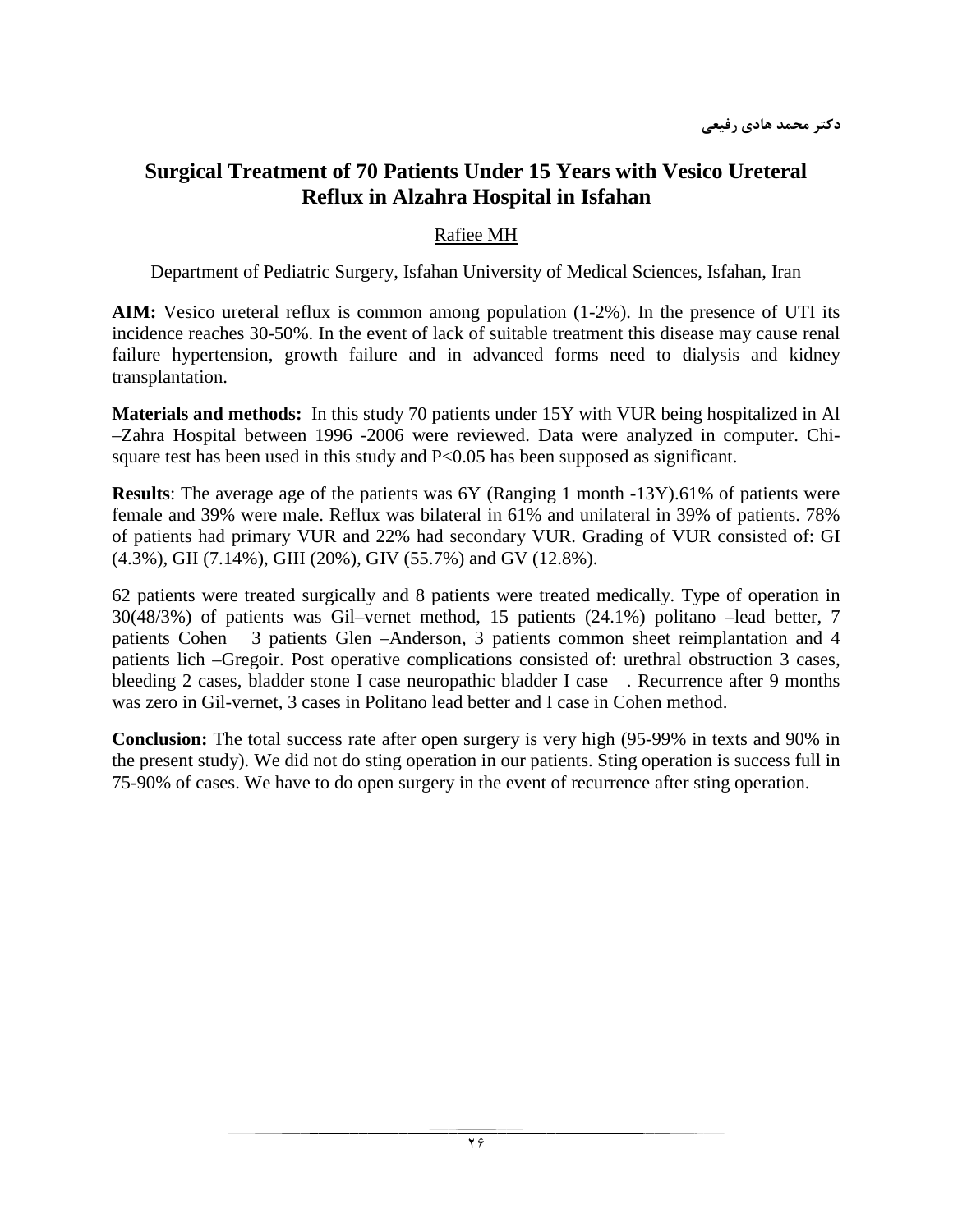**دکتر محمد هادی رفیعی**

# Surgical Treatment of 70 Patients Under 15 Years with Vesico Ureteral Reflux in Alzahra Hospital in Isfahan

Rafiee MH

Department of Pediatric Surgery, Isfahan University of Medical Sciences, Isfahan, Iran

**AIM:** Vesico ureteral reflux is common among population (1-2%). In the presence of UTI its incidence reaches 30-50%. In the event of lack of suitable treatment this disease may cause renal failure hypertension, growth failure and in advanced forms need to dialysis and kidney transplantation.

**Materials and methods:** In this study 70 patients under 15Y with VUR being hospitalized in Al –Zahra Hospital between 1996 -2006 were reviewed. Data were analyzed in computer. Chi-square test has been used in this study and $P<0.05$ has been supposed as significant.

**Results**: The average age of the patients was 6Y (Ranging 1 month -13Y).61% of patients were female and 39% were male. Reflux was bilateral in 61% and unilateral in 39% of patients. 78% of patients had primary VUR and 22% had secondary VUR. Grading of VUR consisted of: GI (4.3%), GII (7.14%), GIII (20%), GIV (55.7%) and GV (12.8%).

62 patients were treated surgically and 8 patients were treated medically. Type of operation in 30(48/3%) of patients was Gil–vernet method, 15 patients (24.1%) politano –lead better, 7 patients Cohen 3 patients Glen –Anderson, 3 patients common sheet reimplantation and 4 patients lich –Gregoir. Post operative complications consisted of: urethral obstruction 3 cases, bleeding 2 cases, bladder stone I case neuropathic bladder I case . Recurrence after 9 months was zero in Gil-vernet, 3 cases in Politano lead better and I case in Cohen method.

**Conclusion:** The total success rate after open surgery is very high (95-99% in texts and 90% in the present study). We did not do sting operation in our patients. Sting operation is success full in 75-90% of cases. We have to do open surgery in the event of recurrence after sting operation.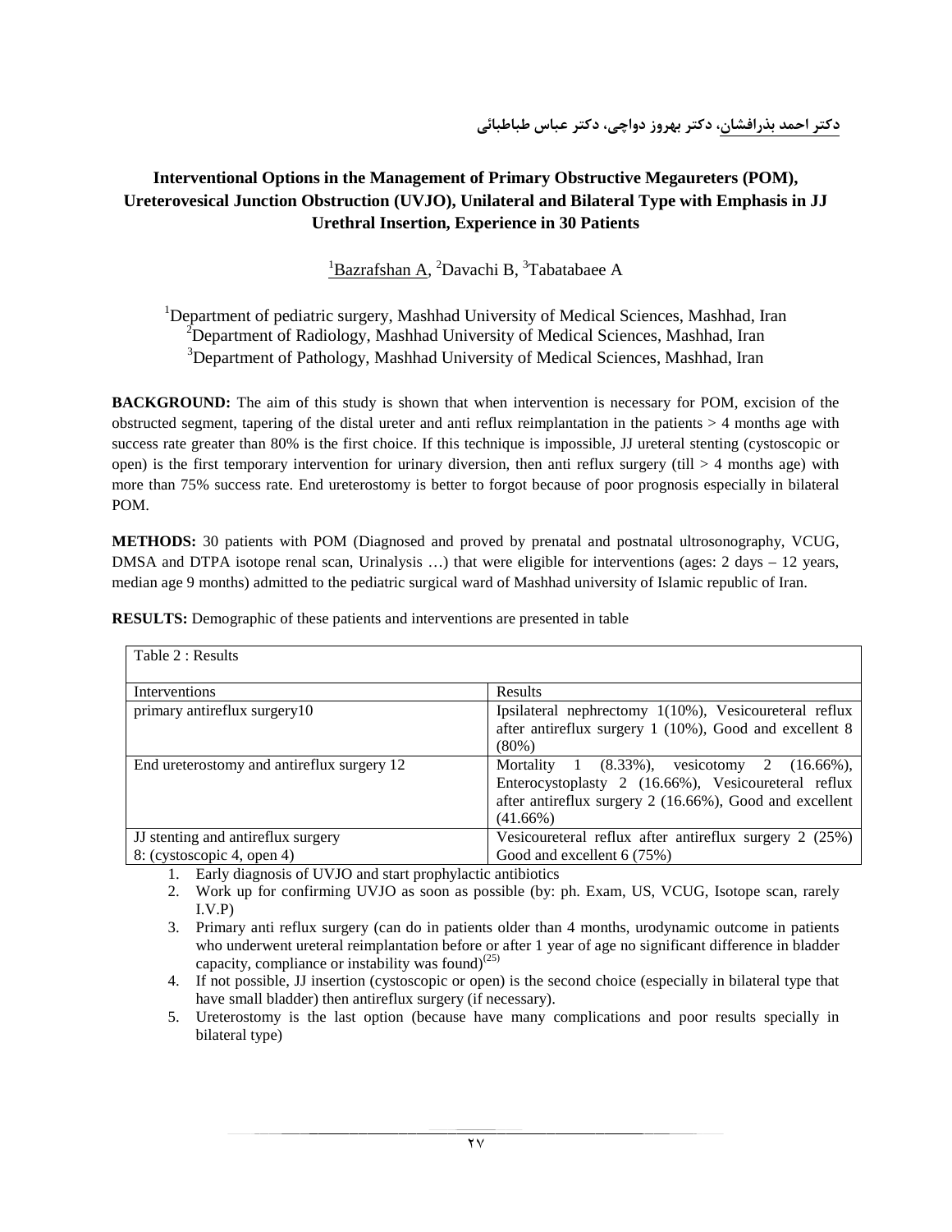دکتر احمد بذرافشان، دکتر بهروز دواچی، دکتر عباس طباطبائی

## Interventional Options in the Management of Primary Obstructive Megaureters (POM), Ureterovesical Junction Obstruction (UVJO), Unilateral and Bilateral Type with Emphasis in JJ Urethral Insertion, Experience in 30 Patients

[1]Bazrafshan A, [2]Davachi B, [3]Tabatabaee A

[1]Department of pediatric surgery, Mashhad University of Medical Sciences, Mashhad, Iran
[2]Department of Radiology, Mashhad University of Medical Sciences, Mashhad, Iran
[3]Department of Pathology, Mashhad University of Medical Sciences, Mashhad, Iran

**BACKGROUND:** The aim of this study is shown that when intervention is necessary for POM, excision of the obstructed segment, tapering of the distal ureter and anti reflux reimplantation in the patients > 4 months age with success rate greater than 80% is the first choice. If this technique is impossible, JJ ureteral stenting (cystoscopic or open) is the first temporary intervention for urinary diversion, then anti reflux surgery (till > 4 months age) with more than 75% success rate. End ureterostomy is better to forgot because of poor prognosis especially in bilateral POM.

**METHODS:** 30 patients with POM (Diagnosed and proved by prenatal and postnatal ultrosonography, VCUG, DMSA and DTPA isotope renal scan, Urinalysis …) that were eligible for interventions (ages: 2 days – 12 years, median age 9 months) admitted to the pediatric surgical ward of Mashhad university of Islamic republic of Iran.

**RESULTS:** Demographic of these patients and interventions are presented in table

Table 2 : Results

| Interventions | Results |
|---|---|
| primary antireflux surgery10 | Ipsilateral nephrectomy 1(10%), Vesicoureteral reflux after antireflux surgery 1 (10%), Good and excellent 8 (80%) |
| End ureterostomy and antireflux surgery 12 | Mortality 1 (8.33%), vesicotomy 2 (16.66%), Enterocystoplasty 2 (16.66%), Vesicoureteral reflux after antireflux surgery 2 (16.66%), Good and excellent (41.66%) |
| JJ stenting and antireflux surgery 8: (cystoscopic 4, open 4) | Vesicoureteral reflux after antireflux surgery 2 (25%) Good and excellent 6 (75%) |

1. Early diagnosis of UVJO and start prophylactic antibiotics
2. Work up for confirming UVJO as soon as possible (by: ph. Exam, US, VCUG, Isotope scan, rarely I.V.P)
3. Primary anti reflux surgery (can do in patients older than 4 months, urodynamic outcome in patients who underwent ureteral reimplantation before or after 1 year of age no significant difference in bladder capacity, compliance or instability was found)[25]
4. If not possible, JJ insertion (cystoscopic or open) is the second choice (especially in bilateral type that have small bladder) then antireflux surgery (if necessary).
5. Ureterostomy is the last option (because have many complications and poor results specially in bilateral type)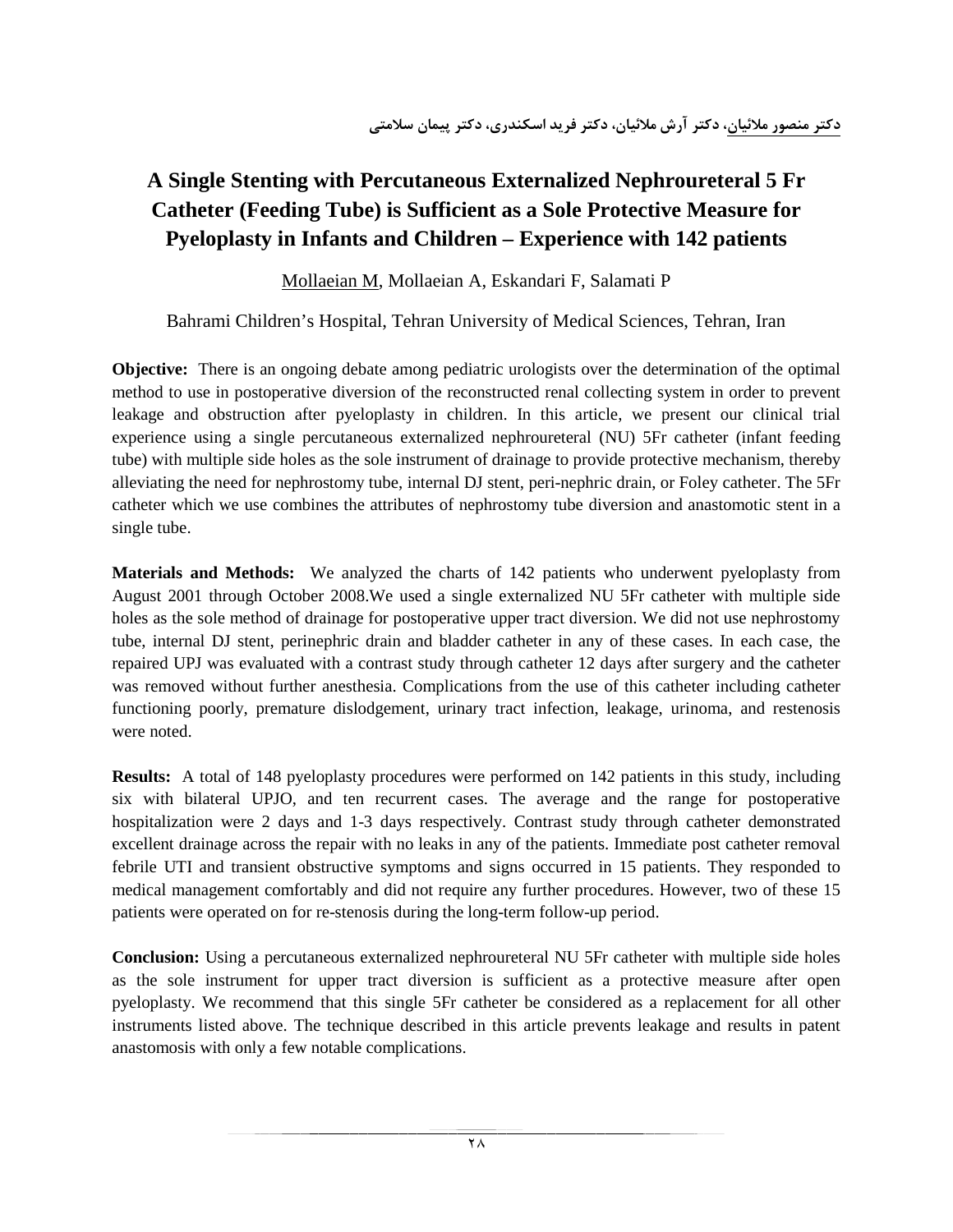دکتر منصور ملائیان، دکتر آرش ملائیان، دکتر فرید اسکندری، دکتر پیمان سلامتی

# A Single Stenting with Percutaneous Externalized Nephroureteral 5 Fr Catheter (Feeding Tube) is Sufficient as a Sole Protective Measure for Pyeloplasty in Infants and Children – Experience with 142 patients

Mollaeian M, Mollaeian A, Eskandari F, Salamati P

Bahrami Children's Hospital, Tehran University of Medical Sciences, Tehran, Iran

**Objective:** There is an ongoing debate among pediatric urologists over the determination of the optimal method to use in postoperative diversion of the reconstructed renal collecting system in order to prevent leakage and obstruction after pyeloplasty in children. In this article, we present our clinical trial experience using a single percutaneous externalized nephroureteral (NU) 5Fr catheter (infant feeding tube) with multiple side holes as the sole instrument of drainage to provide protective mechanism, thereby alleviating the need for nephrostomy tube, internal DJ stent, peri-nephric drain, or Foley catheter. The 5Fr catheter which we use combines the attributes of nephrostomy tube diversion and anastomotic stent in a single tube.

**Materials and Methods:** We analyzed the charts of 142 patients who underwent pyeloplasty from August 2001 through October 2008.We used a single externalized NU 5Fr catheter with multiple side holes as the sole method of drainage for postoperative upper tract diversion. We did not use nephrostomy tube, internal DJ stent, perinephric drain and bladder catheter in any of these cases. In each case, the repaired UPJ was evaluated with a contrast study through catheter 12 days after surgery and the catheter was removed without further anesthesia. Complications from the use of this catheter including catheter functioning poorly, premature dislodgement, urinary tract infection, leakage, urinoma, and restenosis were noted.

**Results:** A total of 148 pyeloplasty procedures were performed on 142 patients in this study, including six with bilateral UPJO, and ten recurrent cases. The average and the range for postoperative hospitalization were 2 days and 1-3 days respectively. Contrast study through catheter demonstrated excellent drainage across the repair with no leaks in any of the patients. Immediate post catheter removal febrile UTI and transient obstructive symptoms and signs occurred in 15 patients. They responded to medical management comfortably and did not require any further procedures. However, two of these 15 patients were operated on for re-stenosis during the long-term follow-up period.

**Conclusion:** Using a percutaneous externalized nephroureteral NU 5Fr catheter with multiple side holes as the sole instrument for upper tract diversion is sufficient as a protective measure after open pyeloplasty. We recommend that this single 5Fr catheter be considered as a replacement for all other instruments listed above. The technique described in this article prevents leakage and results in patent anastomosis with only a few notable complications.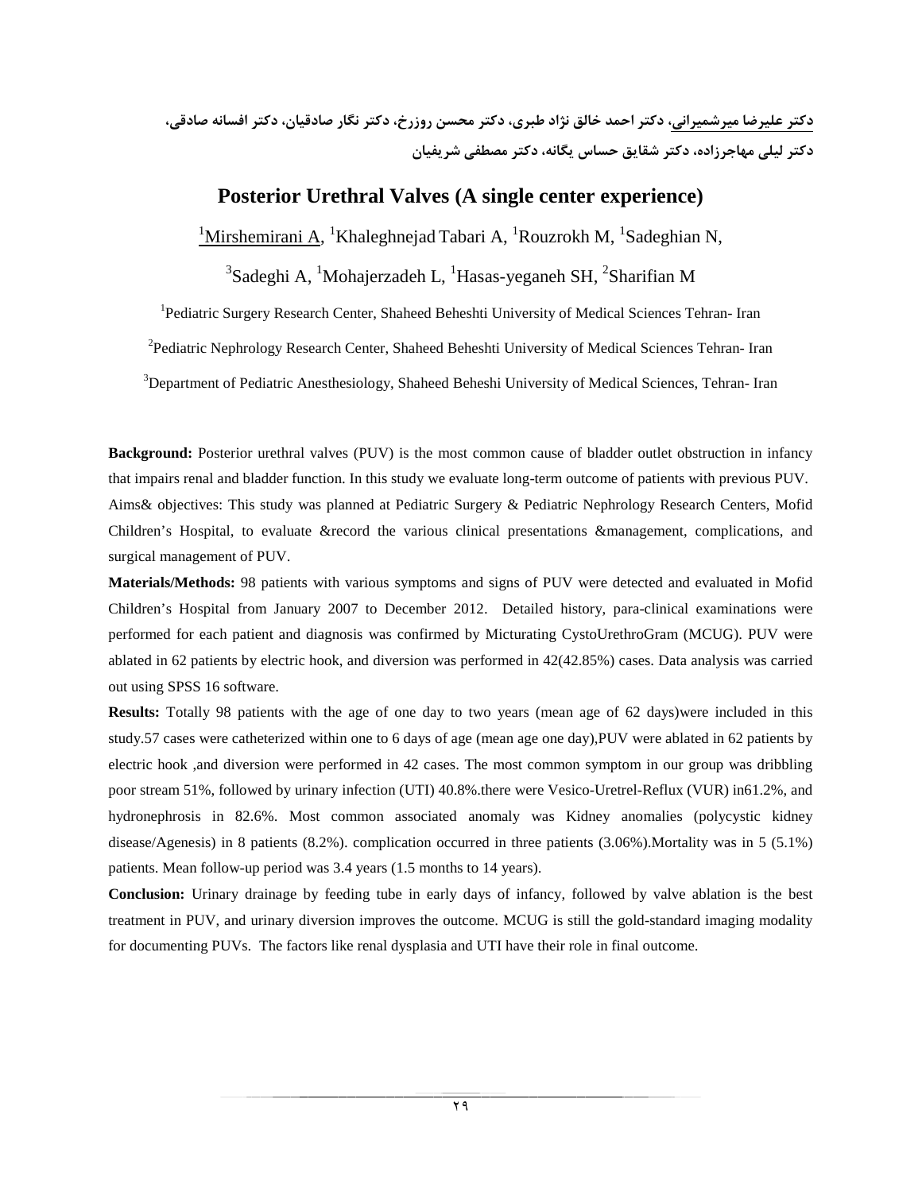**<u>دکتر علیرضا میرشمیرانی</u>، دکتر احمد خالق نژاد طبری، دکتر محسن روزرخ، دکتر نگار صادقیان، دکتر افسانه صادقی، دکتر لیلی مهاجرزاده، دکتر شقایق حساس یگانه، دکتر مصطفی شریفیان**

# Posterior Urethral Valves (A single center experience)

[1]<u>Mirshemirani A</u>, [1]Khaleghnejad Tabari A, [1]Rouzrokh M, [1]Sadeghian N, [3]Sadeghi A, [1]Mohajerzadeh L, [1]Hasas-yeganeh SH, [2]Sharifian M

[1]Pediatric Surgery Research Center, Shaheed Beheshti University of Medical Sciences Tehran- Iran

[2]Pediatric Nephrology Research Center, Shaheed Beheshti University of Medical Sciences Tehran- Iran

[3]Department of Pediatric Anesthesiology, Shaheed Beheshi University of Medical Sciences, Tehran- Iran

**Background:** Posterior urethral valves (PUV) is the most common cause of bladder outlet obstruction in infancy that impairs renal and bladder function. In this study we evaluate long-term outcome of patients with previous PUV.
Aims& objectives: This study was planned at Pediatric Surgery & Pediatric Nephrology Research Centers, Mofid Children's Hospital, to evaluate &record the various clinical presentations &management, complications, and surgical management of PUV.

**Materials/Methods:** 98 patients with various symptoms and signs of PUV were detected and evaluated in Mofid Children's Hospital from January 2007 to December 2012. Detailed history, para-clinical examinations were performed for each patient and diagnosis was confirmed by Micturating CystoUrethroGram (MCUG). PUV were ablated in 62 patients by electric hook, and diversion was performed in 42(42.85%) cases. Data analysis was carried out using SPSS 16 software.

**Results:** Totally 98 patients with the age of one day to two years (mean age of 62 days)were included in this study.57 cases were catheterized within one to 6 days of age (mean age one day),PUV were ablated in 62 patients by electric hook ,and diversion were performed in 42 cases. The most common symptom in our group was dribbling poor stream 51%, followed by urinary infection (UTI) 40.8%.there were Vesico-Uretrel-Reflux (VUR) in61.2%, and hydronephrosis in 82.6%. Most common associated anomaly was Kidney anomalies (polycystic kidney disease/Agenesis) in 8 patients (8.2%). complication occurred in three patients (3.06%).Mortality was in 5 (5.1%) patients. Mean follow-up period was 3.4 years (1.5 months to 14 years).

**Conclusion:** Urinary drainage by feeding tube in early days of infancy, followed by valve ablation is the best treatment in PUV, and urinary diversion improves the outcome. MCUG is still the gold-standard imaging modality for documenting PUVs. The factors like renal dysplasia and UTI have their role in final outcome.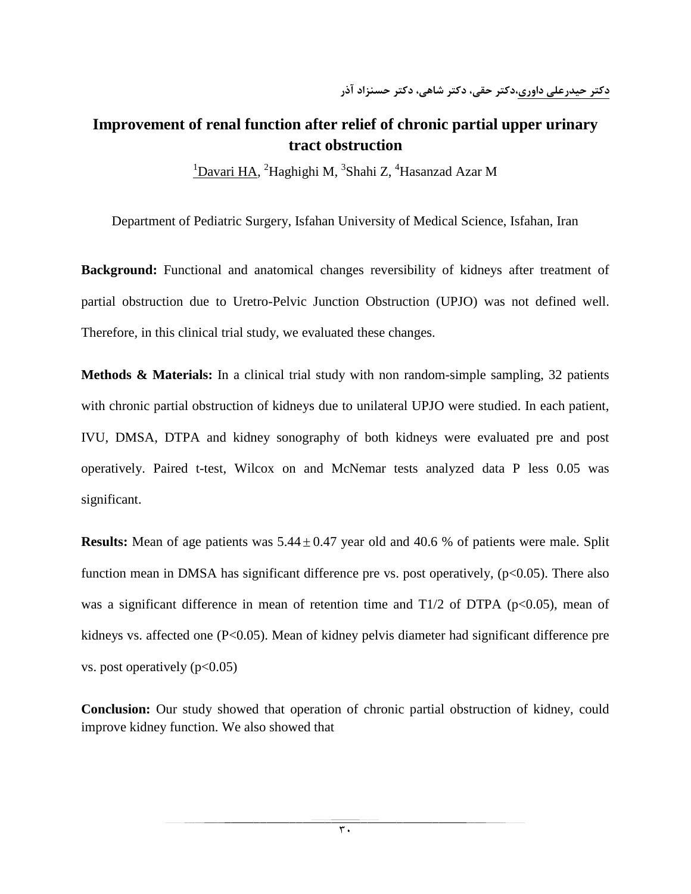دکتر حیدرعلی داوری،دکتر حقی، دکتر شاهی، دکتر حسنزاد آذر

# Improvement of renal function after relief of chronic partial upper urinary tract obstruction

[1]Davari HA, [2]Haghighi M, [3]Shahi Z, [4]Hasanzad Azar M

Department of Pediatric Surgery, Isfahan University of Medical Science, Isfahan, Iran

**Background:** Functional and anatomical changes reversibility of kidneys after treatment of partial obstruction due to Uretro-Pelvic Junction Obstruction (UPJO) was not defined well. Therefore, in this clinical trial study, we evaluated these changes.

**Methods & Materials:** In a clinical trial study with non random-simple sampling, 32 patients with chronic partial obstruction of kidneys due to unilateral UPJO were studied. In each patient, IVU, DMSA, DTPA and kidney sonography of both kidneys were evaluated pre and post operatively. Paired t-test, Wilcox on and McNemar tests analyzed data P less 0.05 was significant.

**Results:** Mean of age patients was $5.44 \pm 0.47$ year old and 40.6 % of patients were male. Split function mean in DMSA has significant difference pre vs. post operatively, ($p<0.05$). There also was a significant difference in mean of retention time and T1/2 of DTPA ($p<0.05$), mean of kidneys vs. affected one ($P<0.05$). Mean of kidney pelvis diameter had significant difference pre vs. post operatively ($p<0.05$)

**Conclusion:** Our study showed that operation of chronic partial obstruction of kidney, could improve kidney function. We also showed that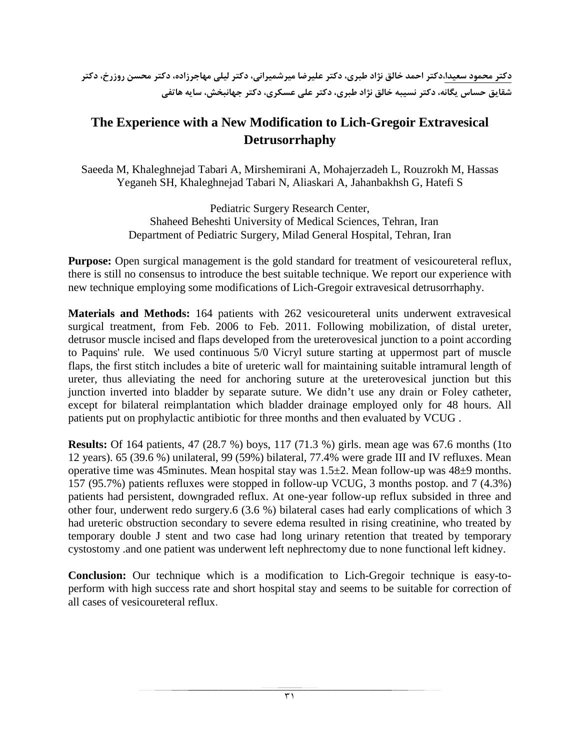دکتر محمود سعیدا،دکتر احمد خالق نژاد طبری، دکتر علیرضا میرشمیرانی، دکتر لیلی مهاجرزاده، دکتر محسن روزرخ، دکتر شقایق حساس یگانه، دکتر نسیبه خالق نژاد طبری، دکتر علی عسکری، دکتر جهانبخش، سایه هاتفی

# The Experience with a New Modification to Lich-Gregoir Extravesical Detrusorrhaphy

Saeeda M, Khaleghnejad Tabari A, Mirshemirani A, Mohajerzadeh L, Rouzrokh M, Hassas Yeganeh SH, Khaleghnejad Tabari N, Aliaskari A, Jahanbakhsh G, Hatefi S

Pediatric Surgery Research Center,
Shaheed Beheshti University of Medical Sciences, Tehran, Iran
Department of Pediatric Surgery, Milad General Hospital, Tehran, Iran

**Purpose:** Open surgical management is the gold standard for treatment of vesicoureteral reflux, there is still no consensus to introduce the best suitable technique. We report our experience with new technique employing some modifications of Lich-Gregoir extravesical detrusorrhaphy.

**Materials and Methods:** 164 patients with 262 vesicoureteral units underwent extravesical surgical treatment, from Feb. 2006 to Feb. 2011. Following mobilization, of distal ureter, detrusor muscle incised and flaps developed from the ureterovesical junction to a point according to Paquins' rule. We used continuous 5/0 Vicryl suture starting at uppermost part of muscle flaps, the first stitch includes a bite of ureteric wall for maintaining suitable intramural length of ureter, thus alleviating the need for anchoring suture at the ureterovesical junction but this junction inverted into bladder by separate suture. We didn't use any drain or Foley catheter, except for bilateral reimplantation which bladder drainage employed only for 48 hours. All patients put on prophylactic antibiotic for three months and then evaluated by VCUG .

**Results:** Of 164 patients, 47 (28.7 %) boys, 117 (71.3 %) girls. mean age was 67.6 months (1to 12 years). 65 (39.6 %) unilateral, 99 (59%) bilateral, 77.4% were grade III and IV refluxes. Mean operative time was 45minutes. Mean hospital stay was 1.5±2. Mean follow-up was 48±9 months. 157 (95.7%) patients refluxes were stopped in follow-up VCUG, 3 months postop. and 7 (4.3%) patients had persistent, downgraded reflux. At one-year follow-up reflux subsided in three and other four, underwent redo surgery.6 (3.6 %) bilateral cases had early complications of which 3 had ureteric obstruction secondary to severe edema resulted in rising creatinine, who treated by temporary double J stent and two case had long urinary retention that treated by temporary cystostomy .and one patient was underwent left nephrectomy due to none functional left kidney.

**Conclusion:** Our technique which is a modification to Lich-Gregoir technique is easy-to-perform with high success rate and short hospital stay and seems to be suitable for correction of all cases of vesicoureteral reflux.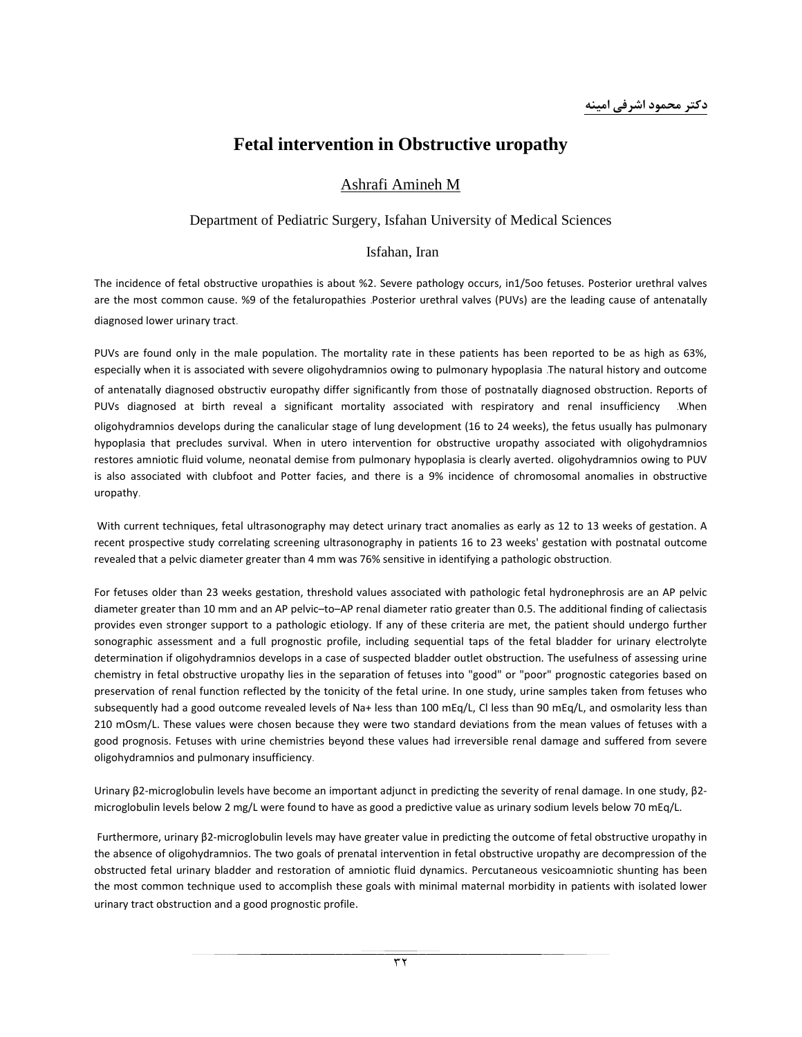دکتر محمود اشرفی امینه

# Fetal intervention in Obstructive uropathy

Ashrafi Amineh M

Department of Pediatric Surgery, Isfahan University of Medical Sciences

Isfahan, Iran

The incidence of fetal obstructive uropathies is about %2. Severe pathology occurs, in1/5oo fetuses. Posterior urethral valves are the most common cause. %9 of the fetaluropathies .Posterior urethral valves (PUVs) are the leading cause of antenatally diagnosed lower urinary tract.

PUVs are found only in the male population. The mortality rate in these patients has been reported to be as high as 63%, especially when it is associated with severe oligohydramnios owing to pulmonary hypoplasia .The natural history and outcome of antenatally diagnosed obstructiv europathy differ significantly from those of postnatally diagnosed obstruction. Reports of PUVs diagnosed at birth reveal a significant mortality associated with respiratory and renal insufficiency .When oligohydramnios develops during the canalicular stage of lung development (16 to 24 weeks), the fetus usually has pulmonary hypoplasia that precludes survival. When in utero intervention for obstructive uropathy associated with oligohydramnios restores amniotic fluid volume, neonatal demise from pulmonary hypoplasia is clearly averted. oligohydramnios owing to PUV is also associated with clubfoot and Potter facies, and there is a 9% incidence of chromosomal anomalies in obstructive uropathy.

With current techniques, fetal ultrasonography may detect urinary tract anomalies as early as 12 to 13 weeks of gestation. A recent prospective study correlating screening ultrasonography in patients 16 to 23 weeks' gestation with postnatal outcome revealed that a pelvic diameter greater than 4 mm was 76% sensitive in identifying a pathologic obstruction.

For fetuses older than 23 weeks gestation, threshold values associated with pathologic fetal hydronephrosis are an AP pelvic diameter greater than 10 mm and an AP pelvic–to–AP renal diameter ratio greater than 0.5. The additional finding of caliectasis provides even stronger support to a pathologic etiology. If any of these criteria are met, the patient should undergo further sonographic assessment and a full prognostic profile, including sequential taps of the fetal bladder for urinary electrolyte determination if oligohydramnios develops in a case of suspected bladder outlet obstruction. The usefulness of assessing urine chemistry in fetal obstructive uropathy lies in the separation of fetuses into "good" or "poor" prognostic categories based on preservation of renal function reflected by the tonicity of the fetal urine. In one study, urine samples taken from fetuses who subsequently had a good outcome revealed levels of $Na^+$ less than 100 mEq/L, Cl less than 90 mEq/L, and osmolarity less than 210 mOsm/L. These values were chosen because they were two standard deviations from the mean values of fetuses with a good prognosis. Fetuses with urine chemistries beyond these values had irreversible renal damage and suffered from severe oligohydramnios and pulmonary insufficiency.

Urinary β2-microglobulin levels have become an important adjunct in predicting the severity of renal damage. In one study, β2-microglobulin levels below 2 mg/L were found to have as good a predictive value as urinary sodium levels below 70 mEq/L.

Furthermore, urinary β2-microglobulin levels may have greater value in predicting the outcome of fetal obstructive uropathy in the absence of oligohydramnios. The two goals of prenatal intervention in fetal obstructive uropathy are decompression of the obstructed fetal urinary bladder and restoration of amniotic fluid dynamics. Percutaneous vesicoamniotic shunting has been the most common technique used to accomplish these goals with minimal maternal morbidity in patients with isolated lower urinary tract obstruction and a good prognostic profile.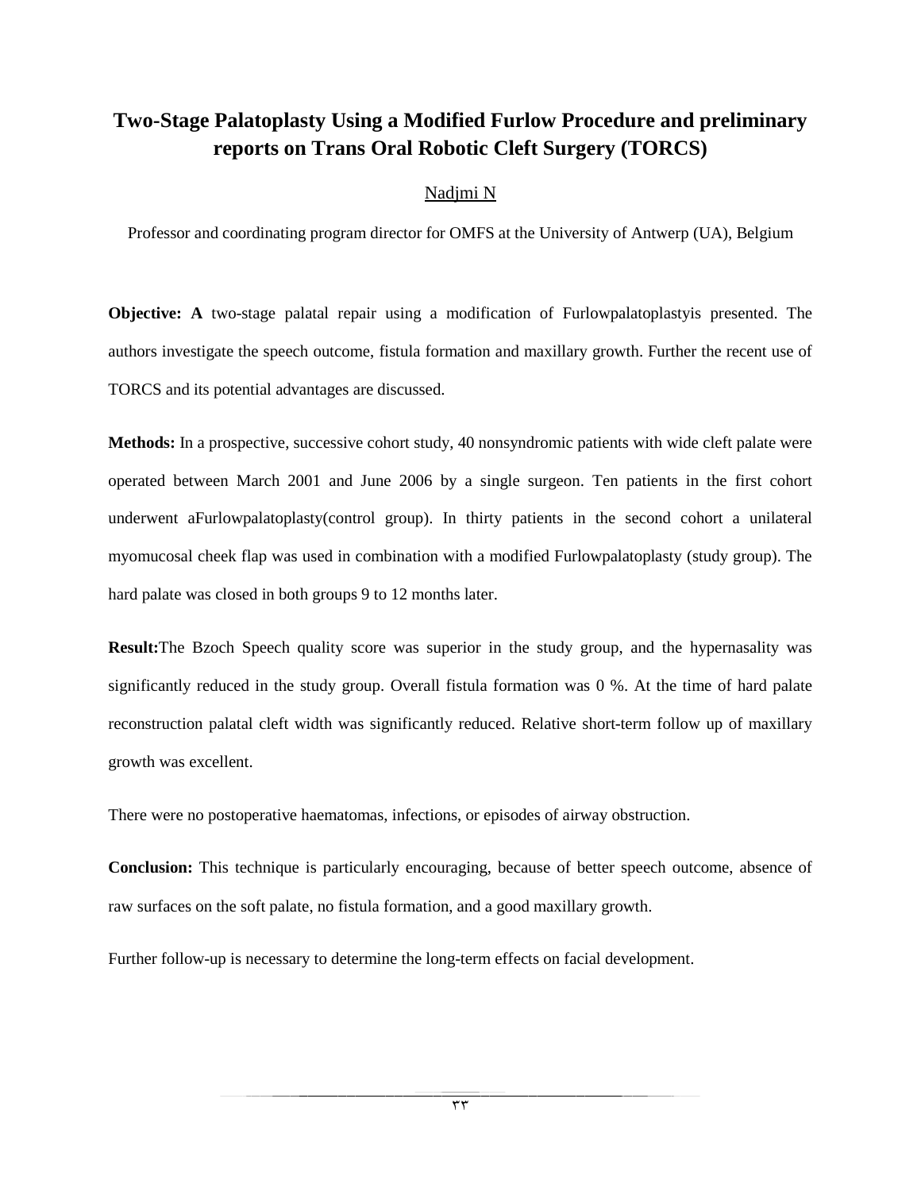# Two-Stage Palatoplasty Using a Modified Furlow Procedure and preliminary reports on Trans Oral Robotic Cleft Surgery (TORCS)

Nadjmi N

Professor and coordinating program director for OMFS at the University of Antwerp (UA), Belgium

**Objective: A** two-stage palatal repair using a modification of Furlowpalatoplastyis presented. The authors investigate the speech outcome, fistula formation and maxillary growth. Further the recent use of TORCS and its potential advantages are discussed.

**Methods:** In a prospective, successive cohort study, 40 nonsyndromic patients with wide cleft palate were operated between March 2001 and June 2006 by a single surgeon. Ten patients in the first cohort underwent aFurlowpalatoplasty(control group). In thirty patients in the second cohort a unilateral myomucosal cheek flap was used in combination with a modified Furlowpalatoplasty (study group). The hard palate was closed in both groups 9 to 12 months later.

**Result:**The Bzoch Speech quality score was superior in the study group, and the hypernasality was significantly reduced in the study group. Overall fistula formation was 0 %. At the time of hard palate reconstruction palatal cleft width was significantly reduced. Relative short-term follow up of maxillary growth was excellent.

There were no postoperative haematomas, infections, or episodes of airway obstruction.

**Conclusion:** This technique is particularly encouraging, because of better speech outcome, absence of raw surfaces on the soft palate, no fistula formation, and a good maxillary growth.

Further follow-up is necessary to determine the long-term effects on facial development.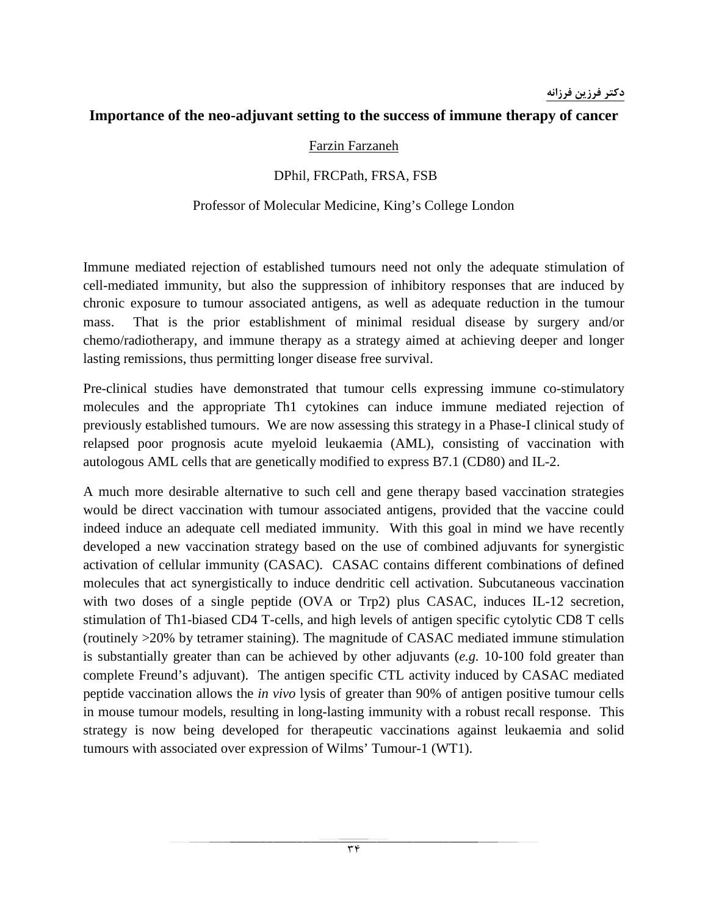**دکتر فرزین فرزانه**

## Importance of the neo-adjuvant setting to the success of immune therapy of cancer

Farzin Farzaneh

DPhil, FRCPath, FRSA, FSB

Professor of Molecular Medicine, King's College London

Immune mediated rejection of established tumours need not only the adequate stimulation of cell-mediated immunity, but also the suppression of inhibitory responses that are induced by chronic exposure to tumour associated antigens, as well as adequate reduction in the tumour mass. That is the prior establishment of minimal residual disease by surgery and/or chemo/radiotherapy, and immune therapy as a strategy aimed at achieving deeper and longer lasting remissions, thus permitting longer disease free survival.

Pre-clinical studies have demonstrated that tumour cells expressing immune co-stimulatory molecules and the appropriate Th1 cytokines can induce immune mediated rejection of previously established tumours. We are now assessing this strategy in a Phase-I clinical study of relapsed poor prognosis acute myeloid leukaemia (AML), consisting of vaccination with autologous AML cells that are genetically modified to express B7.1 (CD80) and IL-2.

A much more desirable alternative to such cell and gene therapy based vaccination strategies would be direct vaccination with tumour associated antigens, provided that the vaccine could indeed induce an adequate cell mediated immunity. With this goal in mind we have recently developed a new vaccination strategy based on the use of combined adjuvants for synergistic activation of cellular immunity (CASAC). CASAC contains different combinations of defined molecules that act synergistically to induce dendritic cell activation. Subcutaneous vaccination with two doses of a single peptide (OVA or Trp2) plus CASAC, induces IL-12 secretion, stimulation of Th1-biased CD4 T-cells, and high levels of antigen specific cytolytic CD8 T cells (routinely >20% by tetramer staining). The magnitude of CASAC mediated immune stimulation is substantially greater than can be achieved by other adjuvants (*e.g.* 10-100 fold greater than complete Freund's adjuvant). The antigen specific CTL activity induced by CASAC mediated peptide vaccination allows the *in vivo* lysis of greater than 90% of antigen positive tumour cells in mouse tumour models, resulting in long-lasting immunity with a robust recall response. This strategy is now being developed for therapeutic vaccinations against leukaemia and solid tumours with associated over expression of Wilms' Tumour-1 (WT1).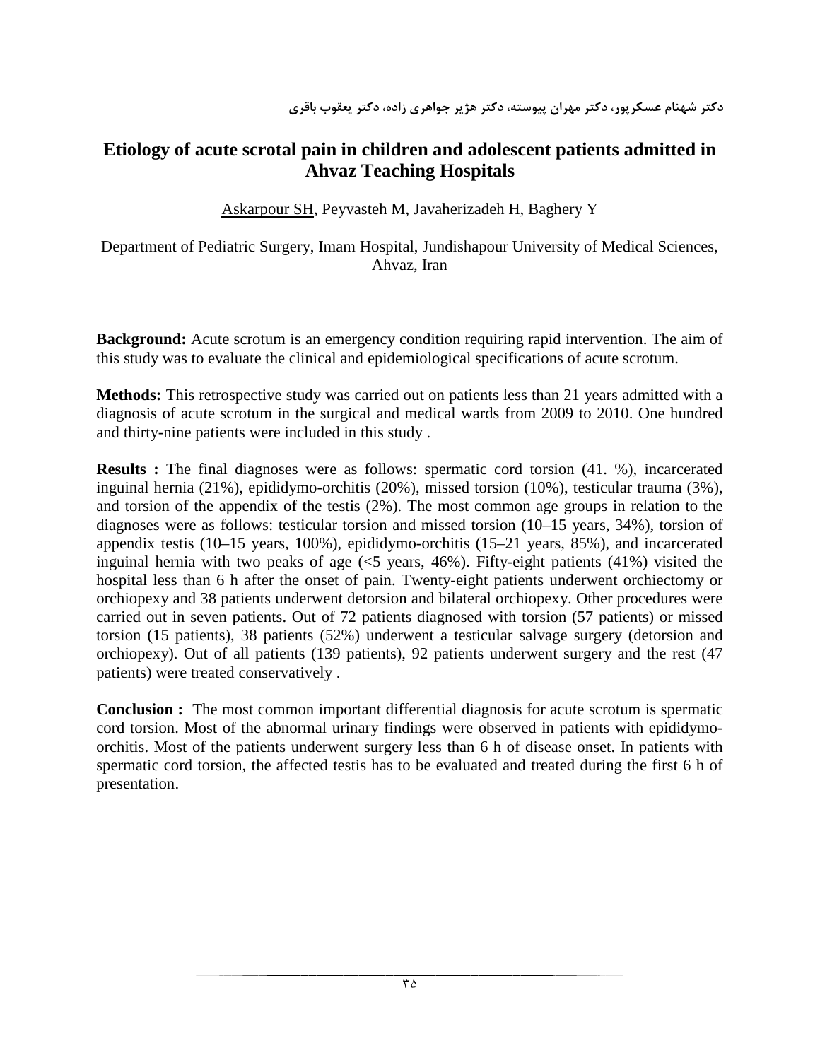دکتر شهنام عسکرپور، دکتر مهران پیوسته، دکتر هژیر جواهری زاده، دکتر یعقوب باقری

# Etiology of acute scrotal pain in children and adolescent patients admitted in Ahvaz Teaching Hospitals

Askarpour SH, Peyvasteh M, Javaherizadeh H, Baghery Y

Department of Pediatric Surgery, Imam Hospital, Jundishapour University of Medical Sciences, Ahvaz, Iran

**Background:** Acute scrotum is an emergency condition requiring rapid intervention. The aim of this study was to evaluate the clinical and epidemiological specifications of acute scrotum.

**Methods:** This retrospective study was carried out on patients less than 21 years admitted with a diagnosis of acute scrotum in the surgical and medical wards from 2009 to 2010. One hundred and thirty-nine patients were included in this study .

**Results :** The final diagnoses were as follows: spermatic cord torsion (41. %), incarcerated inguinal hernia (21%), epididymo-orchitis (20%), missed torsion (10%), testicular trauma (3%), and torsion of the appendix of the testis (2%). The most common age groups in relation to the diagnoses were as follows: testicular torsion and missed torsion (10–15 years, 34%), torsion of appendix testis (10–15 years, 100%), epididymo-orchitis (15–21 years, 85%), and incarcerated inguinal hernia with two peaks of age (<5 years, 46%). Fifty-eight patients (41%) visited the hospital less than 6 h after the onset of pain. Twenty-eight patients underwent orchiectomy or orchiopexy and 38 patients underwent detorsion and bilateral orchiopexy. Other procedures were carried out in seven patients. Out of 72 patients diagnosed with torsion (57 patients) or missed torsion (15 patients), 38 patients (52%) underwent a testicular salvage surgery (detorsion and orchiopexy). Out of all patients (139 patients), 92 patients underwent surgery and the rest (47 patients) were treated conservatively .

**Conclusion :** The most common important differential diagnosis for acute scrotum is spermatic cord torsion. Most of the abnormal urinary findings were observed in patients with epididymo-orchitis. Most of the patients underwent surgery less than 6 h of disease onset. In patients with spermatic cord torsion, the affected testis has to be evaluated and treated during the first 6 h of presentation.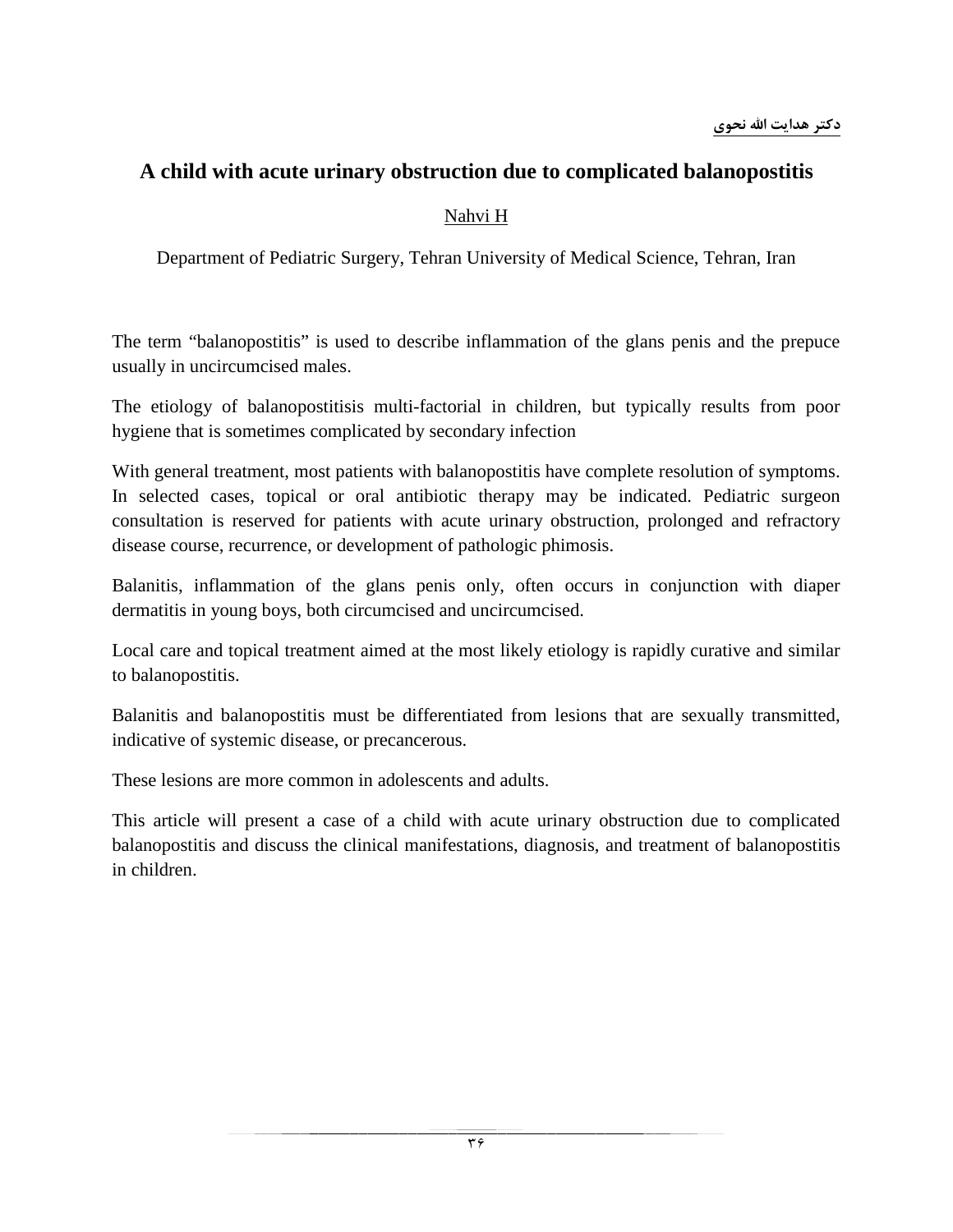**دکتر هدایت الله نحوی**

## A child with acute urinary obstruction due to complicated balanopostitis

Nahvi H

Department of Pediatric Surgery, Tehran University of Medical Science, Tehran, Iran

The term “balanopostitis” is used to describe inflammation of the glans penis and the prepuce usually in uncircumcised males.

The etiology of balanopostitisis multi-factorial in children, but typically results from poor hygiene that is sometimes complicated by secondary infection

With general treatment, most patients with balanopostitis have complete resolution of symptoms. In selected cases, topical or oral antibiotic therapy may be indicated. Pediatric surgeon consultation is reserved for patients with acute urinary obstruction, prolonged and refractory disease course, recurrence, or development of pathologic phimosis.

Balanitis, inflammation of the glans penis only, often occurs in conjunction with diaper dermatitis in young boys, both circumcised and uncircumcised.

Local care and topical treatment aimed at the most likely etiology is rapidly curative and similar to balanopostitis.

Balanitis and balanopostitis must be differentiated from lesions that are sexually transmitted, indicative of systemic disease, or precancerous.

These lesions are more common in adolescents and adults.

This article will present a case of a child with acute urinary obstruction due to complicated balanopostitis and discuss the clinical manifestations, diagnosis, and treatment of balanopostitis in children.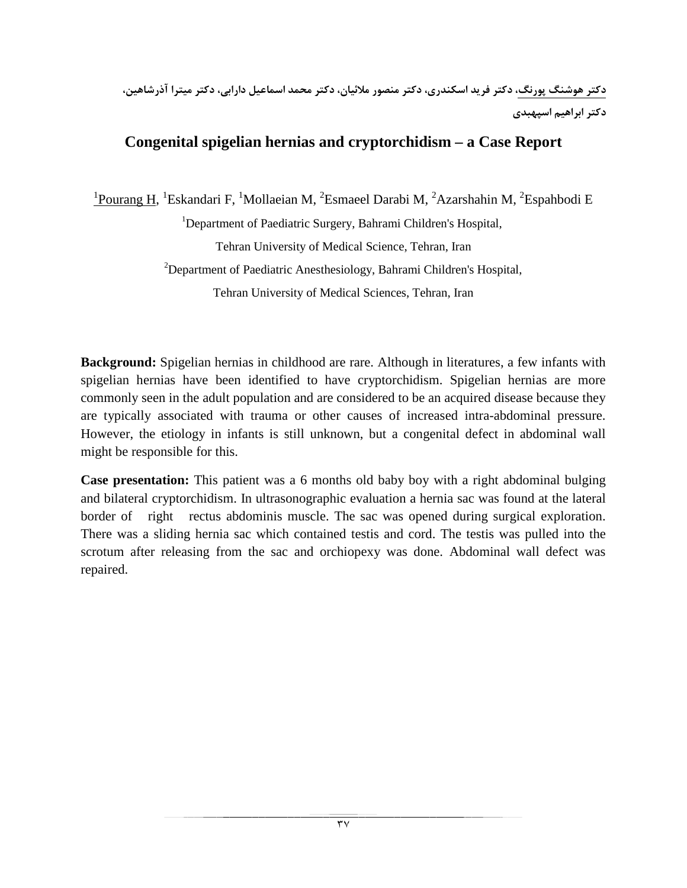<u>دکتر هوشنگ پورنگ</u>، دکتر فرید اسکندری، دکتر منصور ملائیان، دکتر محمد اسماعیل دارابی، دکتر میترا آذرشاهین، دکتر ابراهیم اسپهبدی

# Congenital spigelian hernias and cryptorchidism – a Case Report

[1]<u>Pourang H</u>, [1]Eskandari F, [1]Mollaeian M, [2]Esmaeel Darabi M, [2]Azarshahin M, [2]Espahbodi E

[1]Department of Paediatric Surgery, Bahrami Children's Hospital,
Tehran University of Medical Science, Tehran, Iran

[2]Department of Paediatric Anesthesiology, Bahrami Children's Hospital,
Tehran University of Medical Sciences, Tehran, Iran

**Background:** Spigelian hernias in childhood are rare. Although in literatures, a few infants with spigelian hernias have been identified to have cryptorchidism. Spigelian hernias are more commonly seen in the adult population and are considered to be an acquired disease because they are typically associated with trauma or other causes of increased intra-abdominal pressure. However, the etiology in infants is still unknown, but a congenital defect in abdominal wall might be responsible for this.

**Case presentation:** This patient was a 6 months old baby boy with a right abdominal bulging and bilateral cryptorchidism. In ultrasonographic evaluation a hernia sac was found at the lateral border of right rectus abdominis muscle. The sac was opened during surgical exploration. There was a sliding hernia sac which contained testis and cord. The testis was pulled into the scrotum after releasing from the sac and orchiopexy was done. Abdominal wall defect was repaired.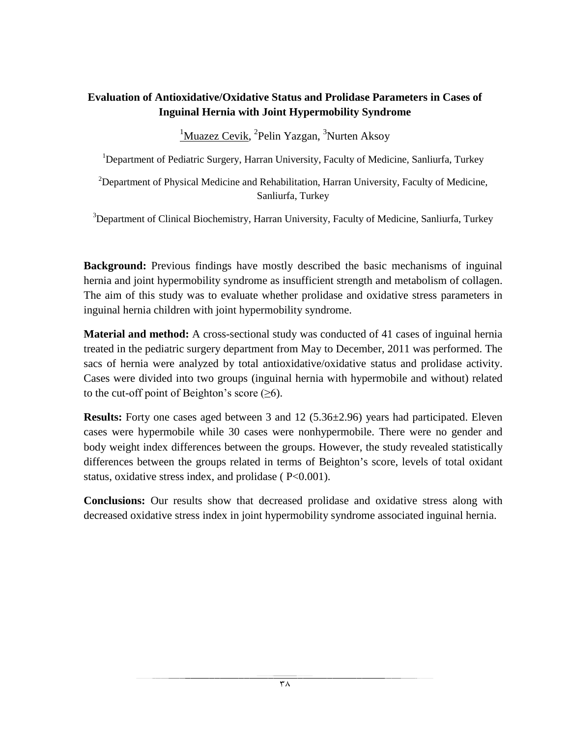## Evaluation of Antioxidative/Oxidative Status and Prolidase Parameters in Cases of Inguinal Hernia with Joint Hypermobility Syndrome

[1]Muazez Cevik, [2]Pelin Yazgan, [3]Nurten Aksoy

[1]Department of Pediatric Surgery, Harran University, Faculty of Medicine, Sanliurfa, Turkey

[2]Department of Physical Medicine and Rehabilitation, Harran University, Faculty of Medicine, Sanliurfa, Turkey

[3]Department of Clinical Biochemistry, Harran University, Faculty of Medicine, Sanliurfa, Turkey

**Background:** Previous findings have mostly described the basic mechanisms of inguinal hernia and joint hypermobility syndrome as insufficient strength and metabolism of collagen. The aim of this study was to evaluate whether prolidase and oxidative stress parameters in inguinal hernia children with joint hypermobility syndrome.

**Material and method:** A cross-sectional study was conducted of 41 cases of inguinal hernia treated in the pediatric surgery department from May to December, 2011 was performed. The sacs of hernia were analyzed by total antioxidative/oxidative status and prolidase activity. Cases were divided into two groups (inguinal hernia with hypermobile and without) related to the cut-off point of Beighton's score ($\geq 6$).

**Results:** Forty one cases aged between 3 and 12 ($5.36 \pm 2.96$) years had participated. Eleven cases were hypermobile while 30 cases were nonhypermobile. There were no gender and body weight index differences between the groups. However, the study revealed statistically differences between the groups related in terms of Beighton's score, levels of total oxidant status, oxidative stress index, and prolidase ( $P<0.001$).

**Conclusions:** Our results show that decreased prolidase and oxidative stress along with decreased oxidative stress index in joint hypermobility syndrome associated inguinal hernia.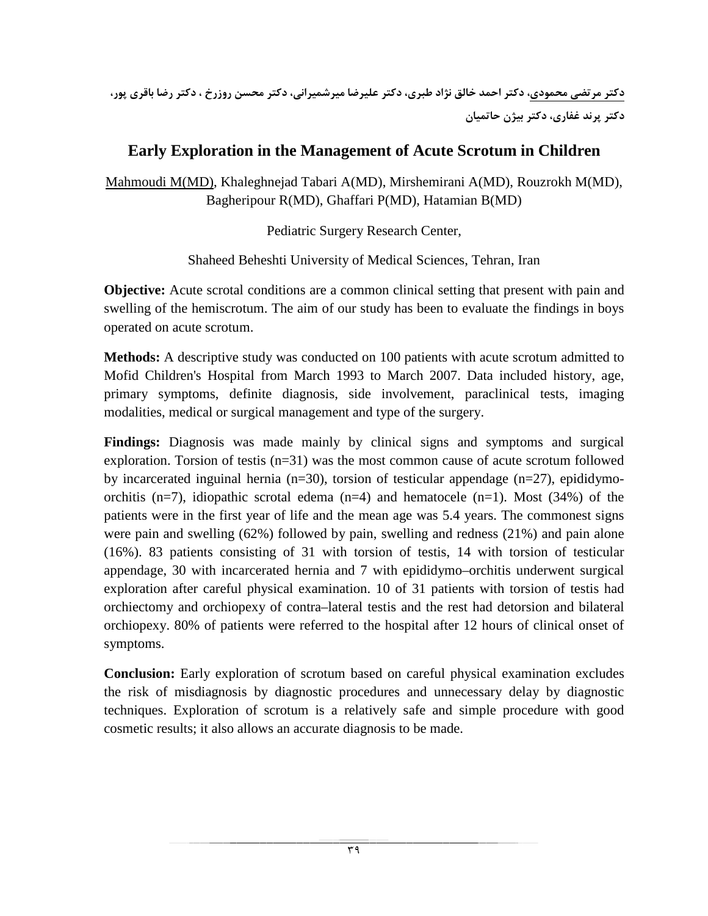<u>دکتر مرتضی محمودی</u>، دکتر احمد خالق نژاد طبری، دکتر علیرضا میرشمیرانی، دکتر محسن روزرخ ، دکتر رضا باقری پور، دکتر پرند غفاری، دکتر بیژن حاتمیان

# Early Exploration in the Management of Acute Scrotum in Children

<u>Mahmoudi M(MD)</u>, Khaleghnejad Tabari A(MD), Mirshemirani A(MD), Rouzrokh M(MD), Bagheripour R(MD), Ghaffari P(MD), Hatamian B(MD)

Pediatric Surgery Research Center,

Shaheed Beheshti University of Medical Sciences, Tehran, Iran

**Objective:** Acute scrotal conditions are a common clinical setting that present with pain and swelling of the hemiscrotum. The aim of our study has been to evaluate the findings in boys operated on acute scrotum.

**Methods:** A descriptive study was conducted on 100 patients with acute scrotum admitted to Mofid Children's Hospital from March 1993 to March 2007. Data included history, age, primary symptoms, definite diagnosis, side involvement, paraclinical tests, imaging modalities, medical or surgical management and type of the surgery.

**Findings:** Diagnosis was made mainly by clinical signs and symptoms and surgical exploration. Torsion of testis (n=31) was the most common cause of acute scrotum followed by incarcerated inguinal hernia (n=30), torsion of testicular appendage (n=27), epididymo-orchitis (n=7), idiopathic scrotal edema (n=4) and hematocele (n=1). Most (34%) of the patients were in the first year of life and the mean age was 5.4 years. The commonest signs were pain and swelling (62%) followed by pain, swelling and redness (21%) and pain alone (16%). 83 patients consisting of 31 with torsion of testis, 14 with torsion of testicular appendage, 30 with incarcerated hernia and 7 with epididymo–orchitis underwent surgical exploration after careful physical examination. 10 of 31 patients with torsion of testis had orchiectomy and orchiopexy of contra–lateral testis and the rest had detorsion and bilateral orchiopexy. 80% of patients were referred to the hospital after 12 hours of clinical onset of symptoms.

**Conclusion:** Early exploration of scrotum based on careful physical examination excludes the risk of misdiagnosis by diagnostic procedures and unnecessary delay by diagnostic techniques. Exploration of scrotum is a relatively safe and simple procedure with good cosmetic results; it also allows an accurate diagnosis to be made.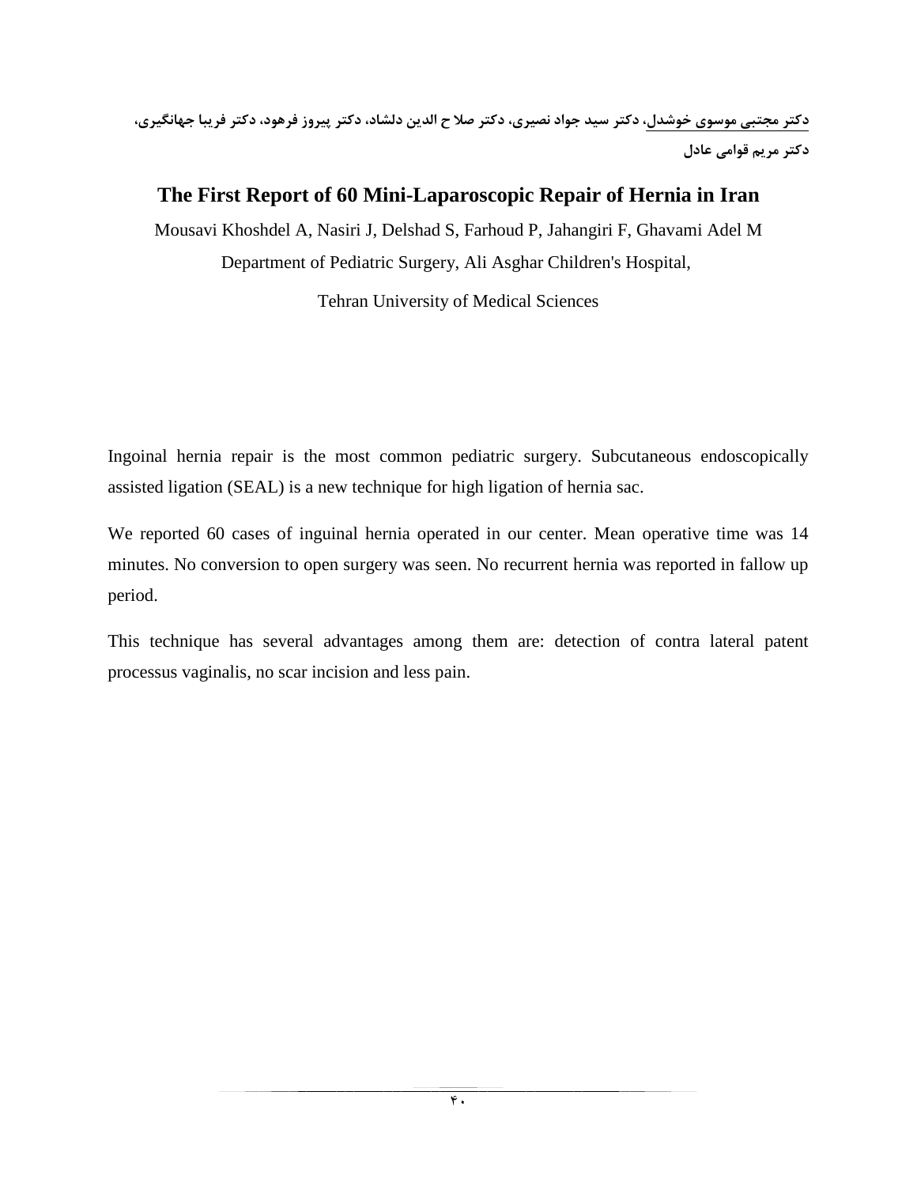دکتر مجتبی موسوی خوشدل، دکتر سید جواد نصیری، دکتر صلاح الدین دلشاد، دکتر پیروز فرهود، دکتر فریبا جهانگیری، دکتر مریم قوامی عادل

## The First Report of 60 Mini-Laparoscopic Repair of Hernia in Iran

Mousavi Khoshdel A, Nasiri J, Delshad S, Farhoud P, Jahangiri F, Ghavami Adel M

Department of Pediatric Surgery, Ali Asghar Children's Hospital,

Tehran University of Medical Sciences

Ingoinal hernia repair is the most common pediatric surgery. Subcutaneous endoscopically assisted ligation (SEAL) is a new technique for high ligation of hernia sac.

We reported 60 cases of inguinal hernia operated in our center. Mean operative time was 14 minutes. No conversion to open surgery was seen. No recurrent hernia was reported in fallow up period.

This technique has several advantages among them are: detection of contra lateral patent processus vaginalis, no scar incision and less pain.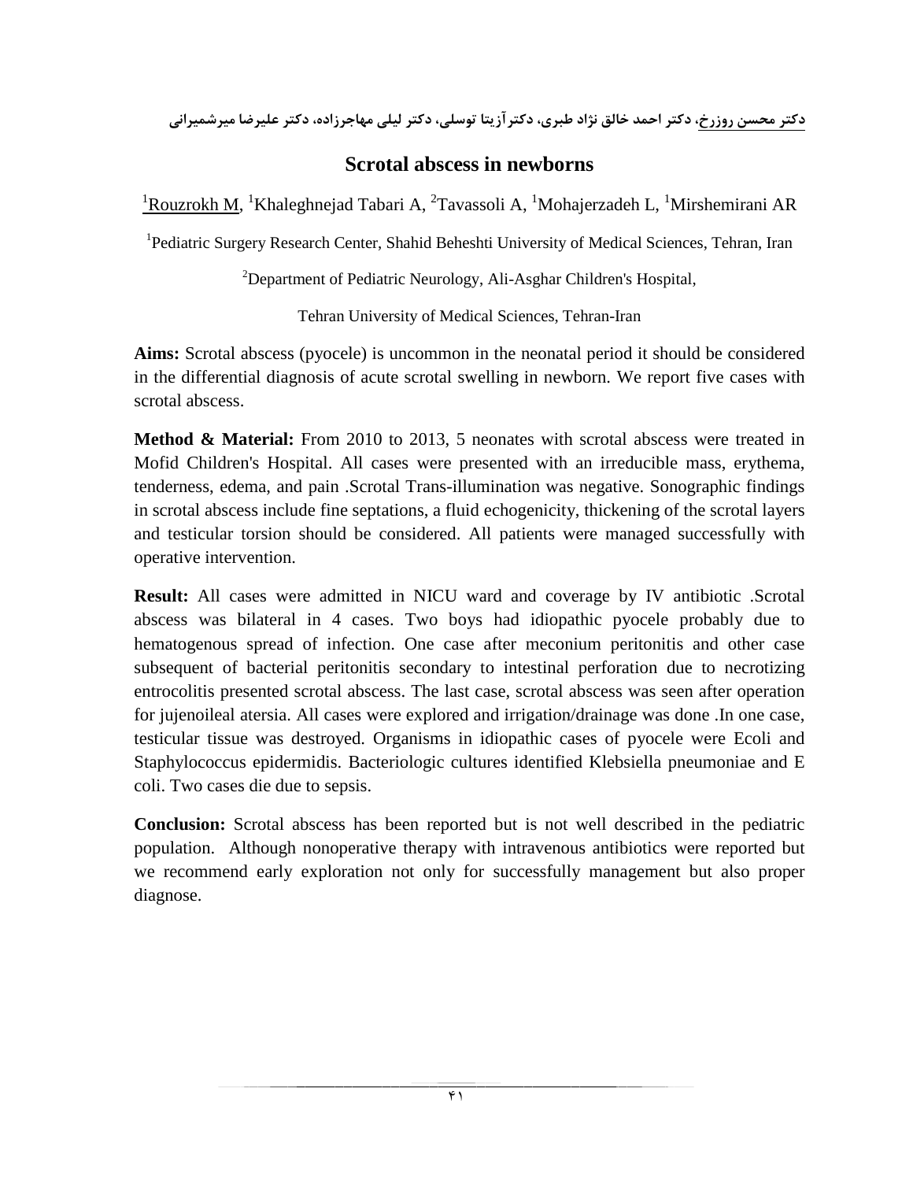دکتر محسن روزرخ، دکتر احمد خالق نژاد طبری، دکترآزیتا توسلی، دکتر لیلی مهاجرزاده، دکتر علیرضا میرشمیرانی

# Scrotal abscess in newborns

[1]Rouzrokh M, [1]Khaleghnejad Tabari A, [2]Tavassoli A, [1]Mohajerzadeh L, [1]Mirshemirani AR

[1]Pediatric Surgery Research Center, Shahid Beheshti University of Medical Sciences, Tehran, Iran

[2]Department of Pediatric Neurology, Ali-Asghar Children's Hospital,

Tehran University of Medical Sciences, Tehran-Iran

**Aims:** Scrotal abscess (pyocele) is uncommon in the neonatal period it should be considered in the differential diagnosis of acute scrotal swelling in newborn. We report five cases with scrotal abscess.

**Method & Material:** From 2010 to 2013, 5 neonates with scrotal abscess were treated in Mofid Children's Hospital. All cases were presented with an irreducible mass, erythema, tenderness, edema, and pain .Scrotal Trans-illumination was negative. Sonographic findings in scrotal abscess include fine septations, a fluid echogenicity, thickening of the scrotal layers and testicular torsion should be considered. All patients were managed successfully with operative intervention.

**Result:** All cases were admitted in NICU ward and coverage by IV antibiotic .Scrotal abscess was bilateral in 4 cases. Two boys had idiopathic pyocele probably due to hematogenous spread of infection. One case after meconium peritonitis and other case subsequent of bacterial peritonitis secondary to intestinal perforation due to necrotizing entrocolitis presented scrotal abscess. The last case, scrotal abscess was seen after operation for jujenoileal atersia. All cases were explored and irrigation/drainage was done .In one case, testicular tissue was destroyed. Organisms in idiopathic cases of pyocele were Ecoli and Staphylococcus epidermidis. Bacteriologic cultures identified Klebsiella pneumoniae and E coli. Two cases die due to sepsis.

**Conclusion:** Scrotal abscess has been reported but is not well described in the pediatric population. Although nonoperative therapy with intravenous antibiotics were reported but we recommend early exploration not only for successfully management but also proper diagnose.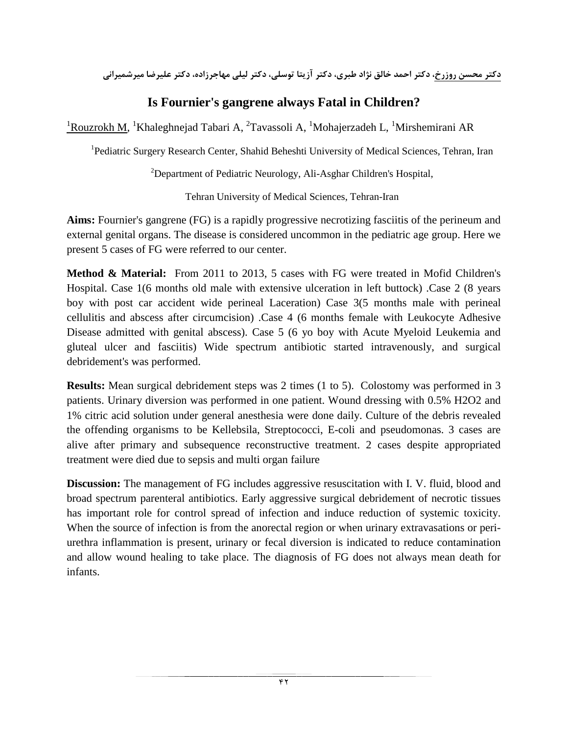دکتر محسن روزرخ، دکتر احمد خالق نژاد طبری، دکتر آزیتا توسلی، دکتر لیلی مهاجرزاده، دکتر علیرضا میرشمیرانی

# Is Fournier's gangrene always Fatal in Children?

[1]Rouzrokh M, [1]Khaleghnejad Tabari A, [2]Tavassoli A, [1]Mohajerzadeh L, [1]Mirshemirani AR

[1]Pediatric Surgery Research Center, Shahid Beheshti University of Medical Sciences, Tehran, Iran

[2]Department of Pediatric Neurology, Ali-Asghar Children's Hospital,

Tehran University of Medical Sciences, Tehran-Iran

**Aims:** Fournier's gangrene (FG) is a rapidly progressive necrotizing fasciitis of the perineum and external genital organs. The disease is considered uncommon in the pediatric age group. Here we present 5 cases of FG were referred to our center.

**Method & Material:** From 2011 to 2013, 5 cases with FG were treated in Mofid Children's Hospital. Case 1(6 months old male with extensive ulceration in left buttock) .Case 2 (8 years boy with post car accident wide perineal Laceration) Case 3(5 months male with perineal cellulitis and abscess after circumcision) .Case 4 (6 months female with Leukocyte Adhesive Disease admitted with genital abscess). Case 5 (6 yo boy with Acute Myeloid Leukemia and gluteal ulcer and fasciitis) Wide spectrum antibiotic started intravenously, and surgical debridement's was performed.

**Results:** Mean surgical debridement steps was 2 times (1 to 5). Colostomy was performed in 3 patients. Urinary diversion was performed in one patient. Wound dressing with 0.5% $H_2O_2$ and 1% citric acid solution under general anesthesia were done daily. Culture of the debris revealed the offending organisms to be Kellebsila, Streptococci, E-coli and pseudomonas. 3 cases are alive after primary and subsequence reconstructive treatment. 2 cases despite appropriated treatment were died due to sepsis and multi organ failure

**Discussion:** The management of FG includes aggressive resuscitation with I. V. fluid, blood and broad spectrum parenteral antibiotics. Early aggressive surgical debridement of necrotic tissues has important role for control spread of infection and induce reduction of systemic toxicity. When the source of infection is from the anorectal region or when urinary extravasations or peri-urethra inflammation is present, urinary or fecal diversion is indicated to reduce contamination and allow wound healing to take place. The diagnosis of FG does not always mean death for infants.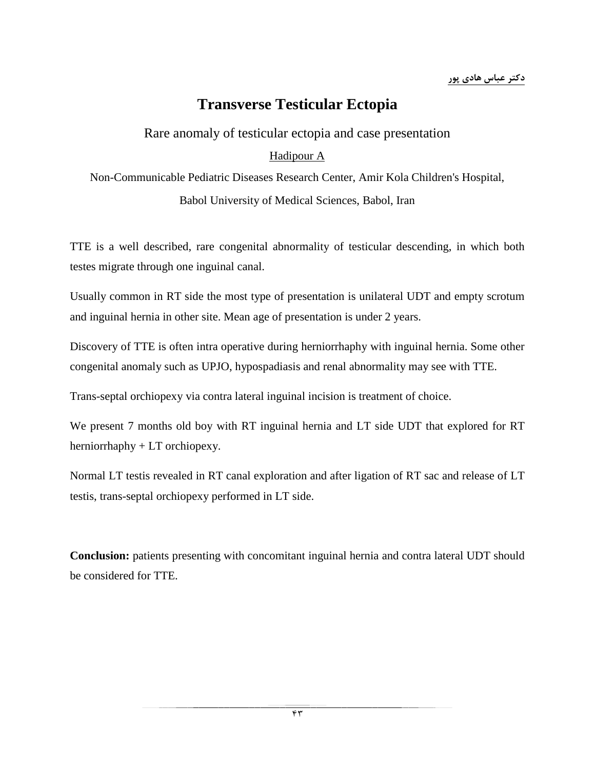دکتر عباس هادی پور

# Transverse Testicular Ectopia

Rare anomaly of testicular ectopia and case presentation

Hadipour A

Non-Communicable Pediatric Diseases Research Center, Amir Kola Children's Hospital, Babol University of Medical Sciences, Babol, Iran

TTE is a well described, rare congenital abnormality of testicular descending, in which both testes migrate through one inguinal canal.

Usually common in RT side the most type of presentation is unilateral UDT and empty scrotum and inguinal hernia in other site. Mean age of presentation is under 2 years.

Discovery of TTE is often intra operative during herniorrhaphy with inguinal hernia. Some other congenital anomaly such as UPJO, hypospadiasis and renal abnormality may see with TTE.

Trans-septal orchiopexy via contra lateral inguinal incision is treatment of choice.

We present 7 months old boy with RT inguinal hernia and LT side UDT that explored for RT herniorrhaphy + LT orchiopexy.

Normal LT testis revealed in RT canal exploration and after ligation of RT sac and release of LT testis, trans-septal orchiopexy performed in LT side.

**Conclusion:** patients presenting with concomitant inguinal hernia and contra lateral UDT should be considered for TTE.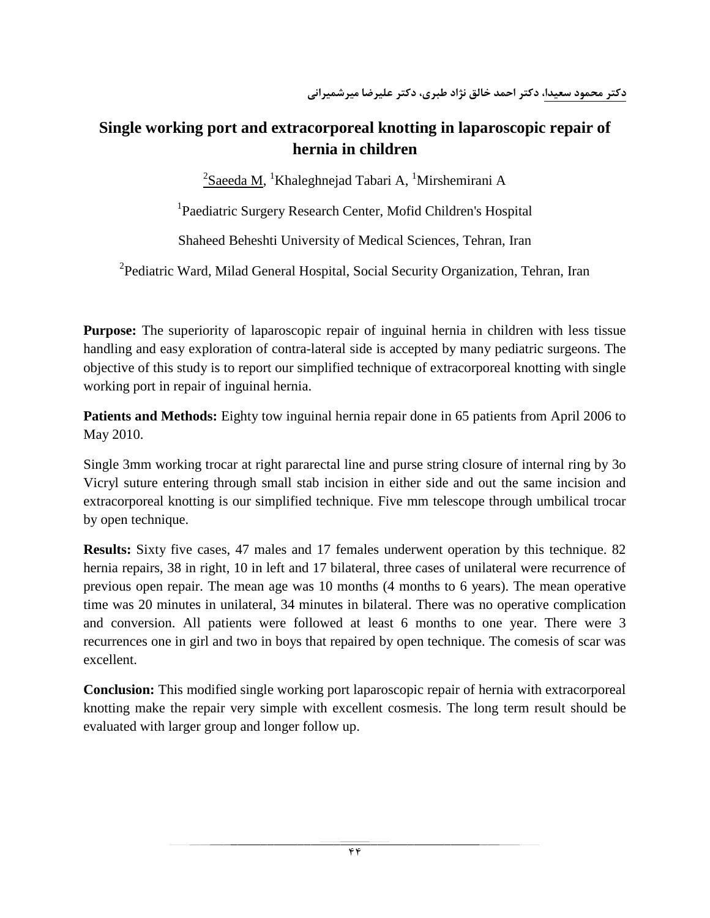**دکتر محمود سعیدا، دکتر احمد خالق نژاد طبری، دکتر علیرضا میرشمیرانی**

# Single working port and extracorporeal knotting in laparoscopic repair of hernia in children

[2]Saeeda M, [1]Khaleghnejad Tabari A, [1]Mirshemirani A

[1]Paediatric Surgery Research Center, Mofid Children's Hospital

Shaheed Beheshti University of Medical Sciences, Tehran, Iran

[2]Pediatric Ward, Milad General Hospital, Social Security Organization, Tehran, Iran

**Purpose:** The superiority of laparoscopic repair of inguinal hernia in children with less tissue handling and easy exploration of contra-lateral side is accepted by many pediatric surgeons. The objective of this study is to report our simplified technique of extracorporeal knotting with single working port in repair of inguinal hernia.

**Patients and Methods:** Eighty tow inguinal hernia repair done in 65 patients from April 2006 to May 2010.

Single 3mm working trocar at right pararectal line and purse string closure of internal ring by 3o Vicryl suture entering through small stab incision in either side and out the same incision and extracorporeal knotting is our simplified technique. Five mm telescope through umbilical trocar by open technique.

**Results:** Sixty five cases, 47 males and 17 females underwent operation by this technique. 82 hernia repairs, 38 in right, 10 in left and 17 bilateral, three cases of unilateral were recurrence of previous open repair. The mean age was 10 months (4 months to 6 years). The mean operative time was 20 minutes in unilateral, 34 minutes in bilateral. There was no operative complication and conversion. All patients were followed at least 6 months to one year. There were 3 recurrences one in girl and two in boys that repaired by open technique. The comesis of scar was excellent.

**Conclusion:** This modified single working port laparoscopic repair of hernia with extracorporeal knotting make the repair very simple with excellent cosmesis. The long term result should be evaluated with larger group and longer follow up.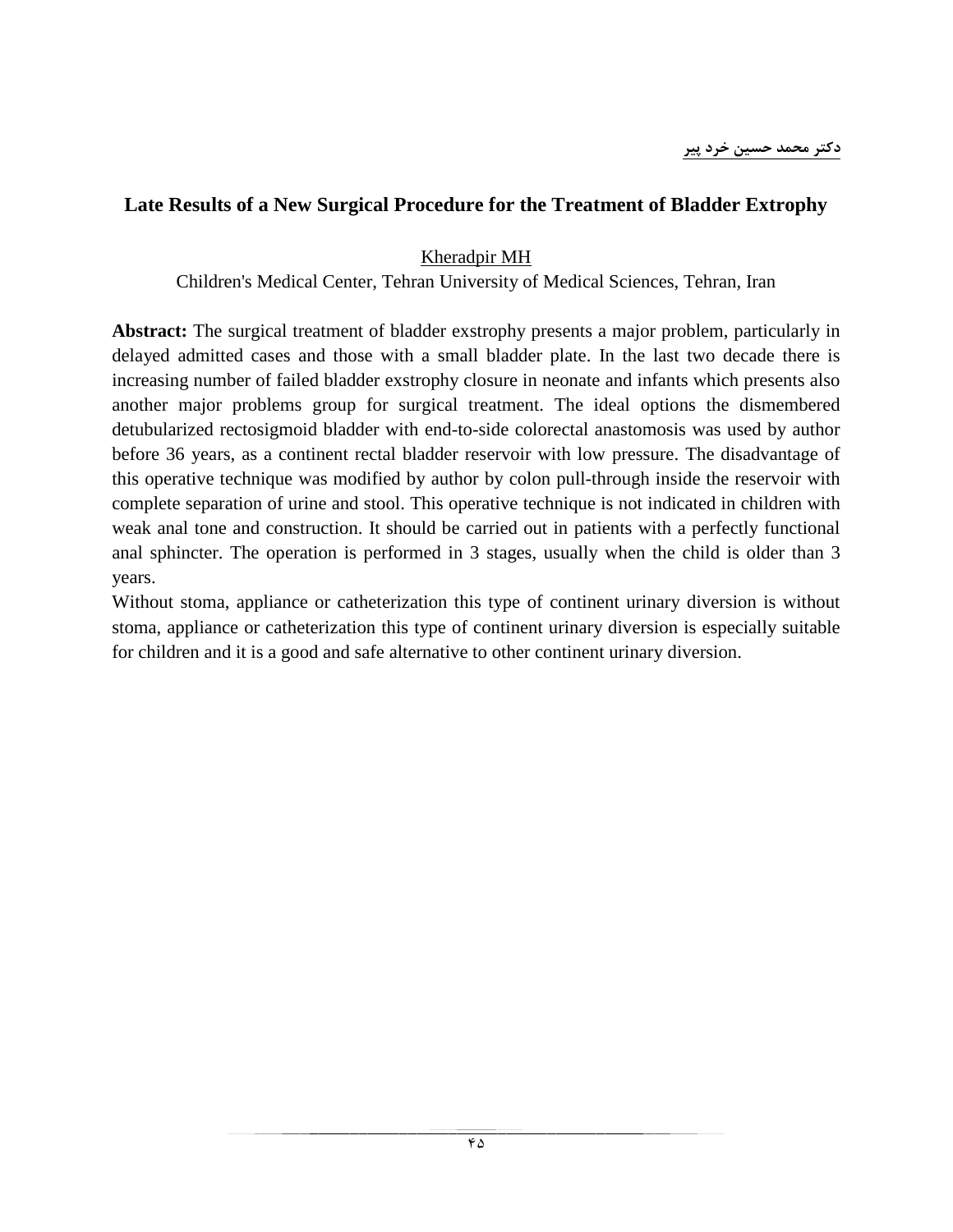**دکتر محمد حسین خرد پیر**

## Late Results of a New Surgical Procedure for the Treatment of Bladder Extrophy

Kheradpir MH

Children's Medical Center, Tehran University of Medical Sciences, Tehran, Iran

**Abstract:** The surgical treatment of bladder exstrophy presents a major problem, particularly in delayed admitted cases and those with a small bladder plate. In the last two decade there is increasing number of failed bladder exstrophy closure in neonate and infants which presents also another major problems group for surgical treatment. The ideal options the dismembered detubularized rectosigmoid bladder with end-to-side colorectal anastomosis was used by author before 36 years, as a continent rectal bladder reservoir with low pressure. The disadvantage of this operative technique was modified by author by colon pull-through inside the reservoir with complete separation of urine and stool. This operative technique is not indicated in children with weak anal tone and construction. It should be carried out in patients with a perfectly functional anal sphincter. The operation is performed in 3 stages, usually when the child is older than 3 years.

Without stoma, appliance or catheterization this type of continent urinary diversion is without stoma, appliance or catheterization this type of continent urinary diversion is especially suitable for children and it is a good and safe alternative to other continent urinary diversion.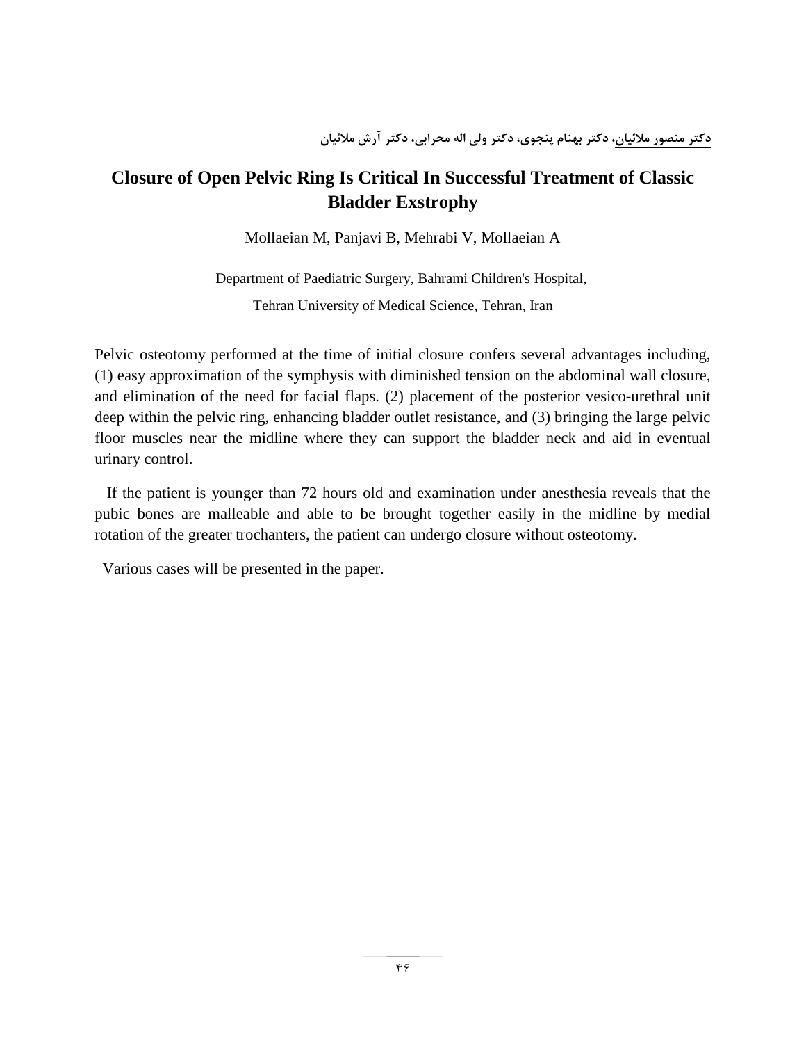دکتر منصور ملائیان، دکتر بهنام پنجوی، دکتر ولی اله محرابی، دکتر آرش ملائیان

# Closure of Open Pelvic Ring Is Critical In Successful Treatment of Classic Bladder Exstrophy

Mollaeian M, Panjavi B, Mehrabi V, Mollaeian A

Department of Paediatric Surgery, Bahrami Children's Hospital,

Tehran University of Medical Science, Tehran, Iran

Pelvic osteotomy performed at the time of initial closure confers several advantages including, (1) easy approximation of the symphysis with diminished tension on the abdominal wall closure, and elimination of the need for facial flaps. (2) placement of the posterior vesico-urethral unit deep within the pelvic ring, enhancing bladder outlet resistance, and (3) bringing the large pelvic floor muscles near the midline where they can support the bladder neck and aid in eventual urinary control.

If the patient is younger than 72 hours old and examination under anesthesia reveals that the pubic bones are malleable and able to be brought together easily in the midline by medial rotation of the greater trochanters, the patient can undergo closure without osteotomy.

Various cases will be presented in the paper.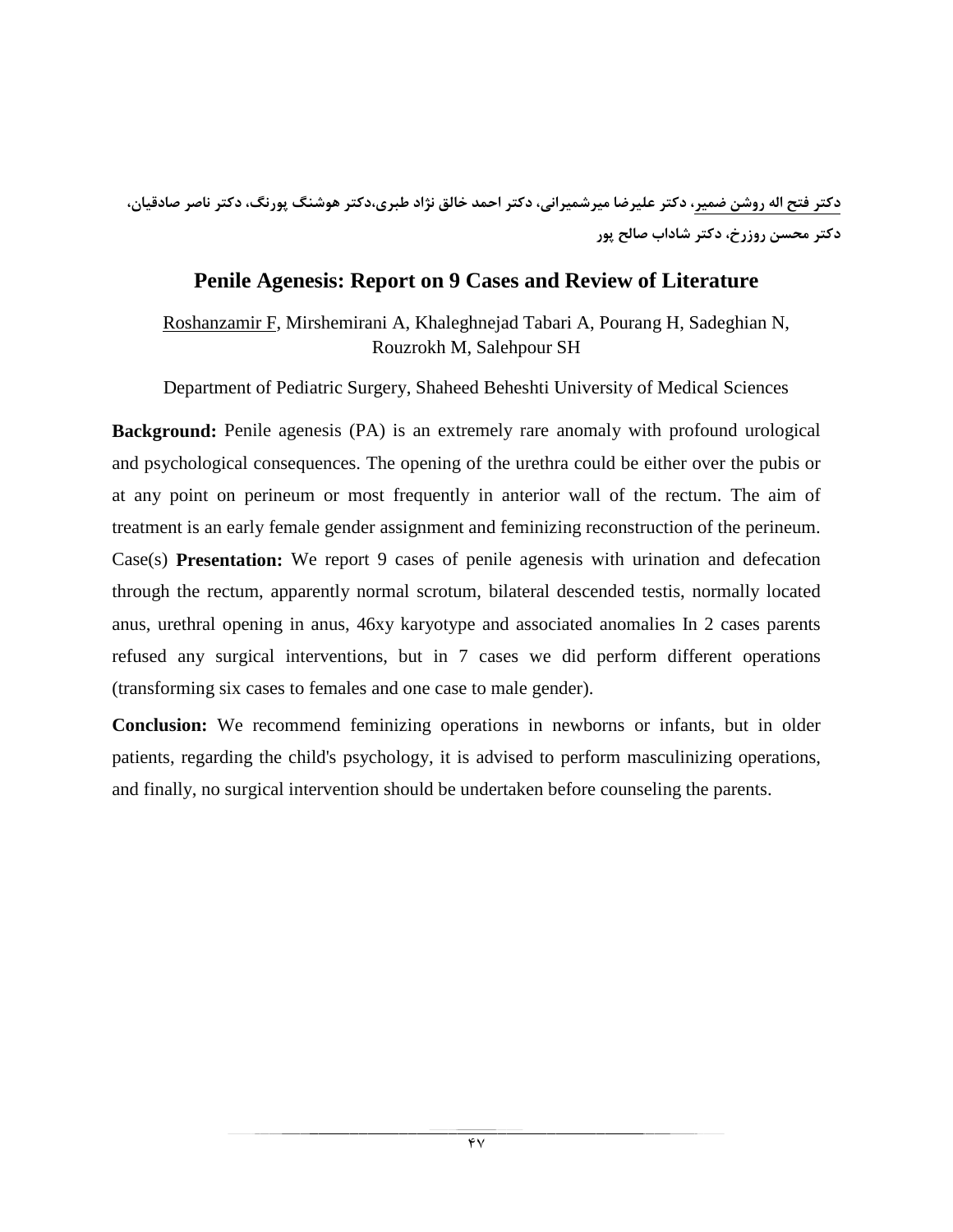دکتر فتح اله روشن ضمیر، دکتر علیرضا میرشمیرانی، دکتر احمد خالق نژاد طبری،دکتر هوشنگ پورنگ، دکتر ناصر صادقیان، دکتر محسن روزرخ، دکتر شاداب صالح پور

## Penile Agenesis: Report on 9 Cases and Review of Literature

Roshanzamir F, Mirshemirani A, Khaleghnejad Tabari A, Pourang H, Sadeghian N, Rouzrokh M, Salehpour SH

Department of Pediatric Surgery, Shaheed Beheshti University of Medical Sciences

**Background:** Penile agenesis (PA) is an extremely rare anomaly with profound urological and psychological consequences. The opening of the urethra could be either over the pubis or at any point on perineum or most frequently in anterior wall of the rectum. The aim of treatment is an early female gender assignment and feminizing reconstruction of the perineum. Case(s) **Presentation:** We report 9 cases of penile agenesis with urination and defecation through the rectum, apparently normal scrotum, bilateral descended testis, normally located anus, urethral opening in anus, 46xy karyotype and associated anomalies In 2 cases parents refused any surgical interventions, but in 7 cases we did perform different operations (transforming six cases to females and one case to male gender).

**Conclusion:** We recommend feminizing operations in newborns or infants, but in older patients, regarding the child's psychology, it is advised to perform masculinizing operations, and finally, no surgical intervention should be undertaken before counseling the parents.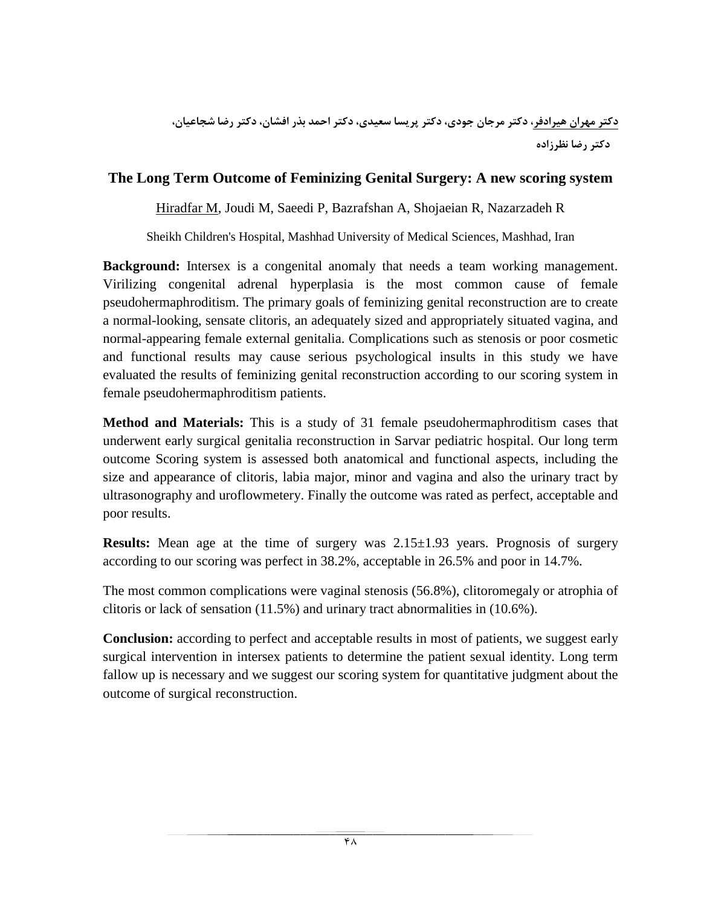<u>دکتر مهران هیرادفر</u>، دکتر مرجان جودی، دکتر پریسا سعیدی، دکتر احمد بذر افشان، دکتر رضا شجاعیان، دکتر رضا نظرزاده

## The Long Term Outcome of Feminizing Genital Surgery: A new scoring system

<u>Hiradfar M</u>, Joudi M, Saeedi P, Bazrafshan A, Shojaeian R, Nazarzadeh R

Sheikh Children's Hospital, Mashhad University of Medical Sciences, Mashhad, Iran

**Background:** Intersex is a congenital anomaly that needs a team working management. Virilizing congenital adrenal hyperplasia is the most common cause of female pseudohermaphroditism. The primary goals of feminizing genital reconstruction are to create a normal-looking, sensate clitoris, an adequately sized and appropriately situated vagina, and normal-appearing female external genitalia. Complications such as stenosis or poor cosmetic and functional results may cause serious psychological insults in this study we have evaluated the results of feminizing genital reconstruction according to our scoring system in female pseudohermaphroditism patients.

**Method and Materials:** This is a study of 31 female pseudohermaphroditism cases that underwent early surgical genitalia reconstruction in Sarvar pediatric hospital. Our long term outcome Scoring system is assessed both anatomical and functional aspects, including the size and appearance of clitoris, labia major, minor and vagina and also the urinary tract by ultrasonography and uroflowmetery. Finally the outcome was rated as perfect, acceptable and poor results.

**Results:** Mean age at the time of surgery was 2.15±1.93 years. Prognosis of surgery according to our scoring was perfect in 38.2%, acceptable in 26.5% and poor in 14.7%.

The most common complications were vaginal stenosis (56.8%), clitoromegaly or atrophia of clitoris or lack of sensation (11.5%) and urinary tract abnormalities in (10.6%).

**Conclusion:** according to perfect and acceptable results in most of patients, we suggest early surgical intervention in intersex patients to determine the patient sexual identity. Long term fallow up is necessary and we suggest our scoring system for quantitative judgment about the outcome of surgical reconstruction.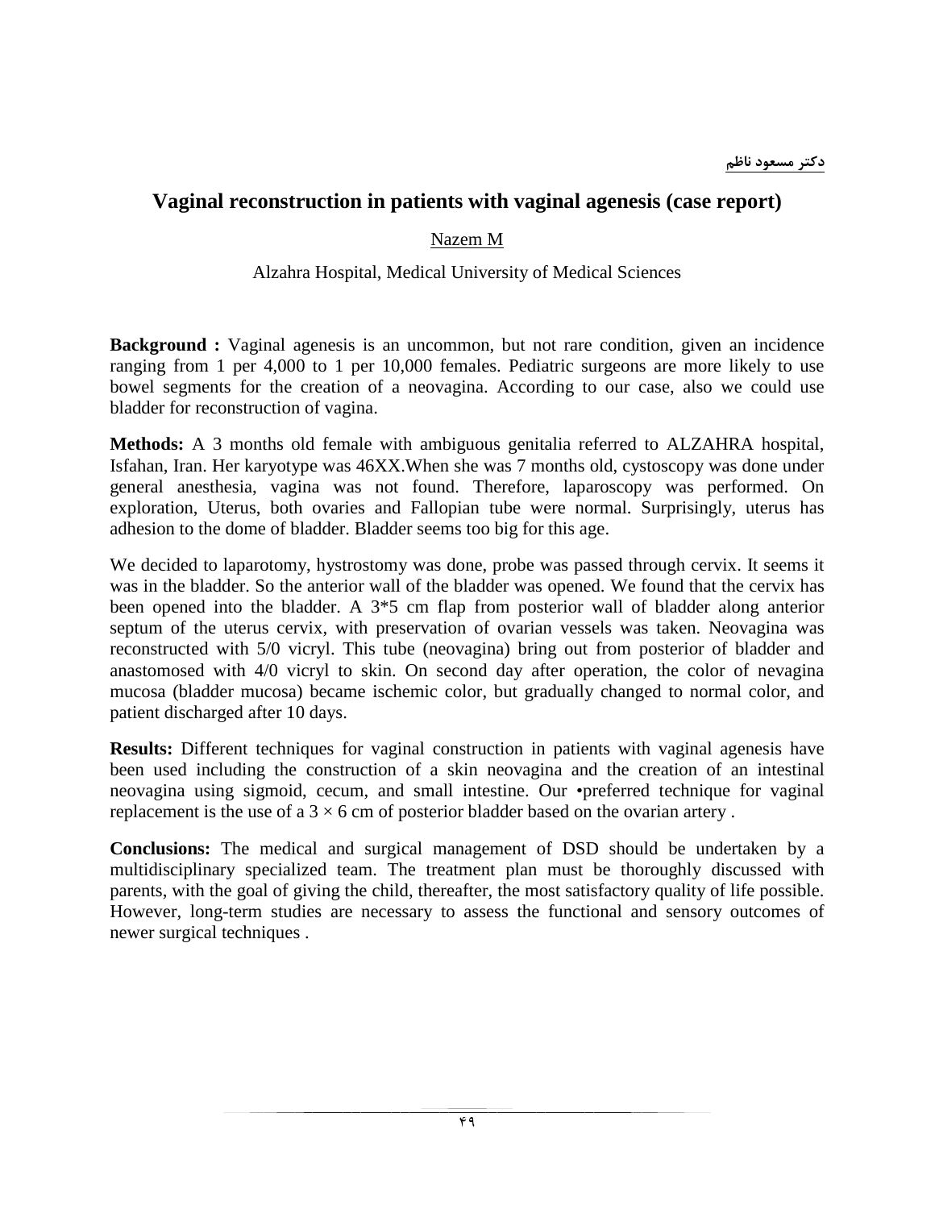دکتر مسعود ناظم

# Vaginal reconstruction in patients with vaginal agenesis (case report)

Nazem M

Alzahra Hospital, Medical University of Medical Sciences

**Background :** Vaginal agenesis is an uncommon, but not rare condition, given an incidence ranging from 1 per 4,000 to 1 per 10,000 females. Pediatric surgeons are more likely to use bowel segments for the creation of a neovagina. According to our case, also we could use bladder for reconstruction of vagina.

**Methods:** A 3 months old female with ambiguous genitalia referred to ALZAHRA hospital, Isfahan, Iran. Her karyotype was 46XX.When she was 7 months old, cystoscopy was done under general anesthesia, vagina was not found. Therefore, laparoscopy was performed. On exploration, Uterus, both ovaries and Fallopian tube were normal. Surprisingly, uterus has adhesion to the dome of bladder. Bladder seems too big for this age.

We decided to laparotomy, hystrostomy was done, probe was passed through cervix. It seems it was in the bladder. So the anterior wall of the bladder was opened. We found that the cervix has been opened into the bladder. A 3*5 cm flap from posterior wall of bladder along anterior septum of the uterus cervix, with preservation of ovarian vessels was taken. Neovagina was reconstructed with 5/0 vicryl. This tube (neovagina) bring out from posterior of bladder and anastomosed with 4/0 vicryl to skin. On second day after operation, the color of nevagina mucosa (bladder mucosa) became ischemic color, but gradually changed to normal color, and patient discharged after 10 days.

**Results:** Different techniques for vaginal construction in patients with vaginal agenesis have been used including the construction of a skin neovagina and the creation of an intestinal neovagina using sigmoid, cecum, and small intestine. Our •preferred technique for vaginal replacement is the use of a $3 \times 6$ cm of posterior bladder based on the ovarian artery .

**Conclusions:** The medical and surgical management of DSD should be undertaken by a multidisciplinary specialized team. The treatment plan must be thoroughly discussed with parents, with the goal of giving the child, thereafter, the most satisfactory quality of life possible. However, long-term studies are necessary to assess the functional and sensory outcomes of newer surgical techniques .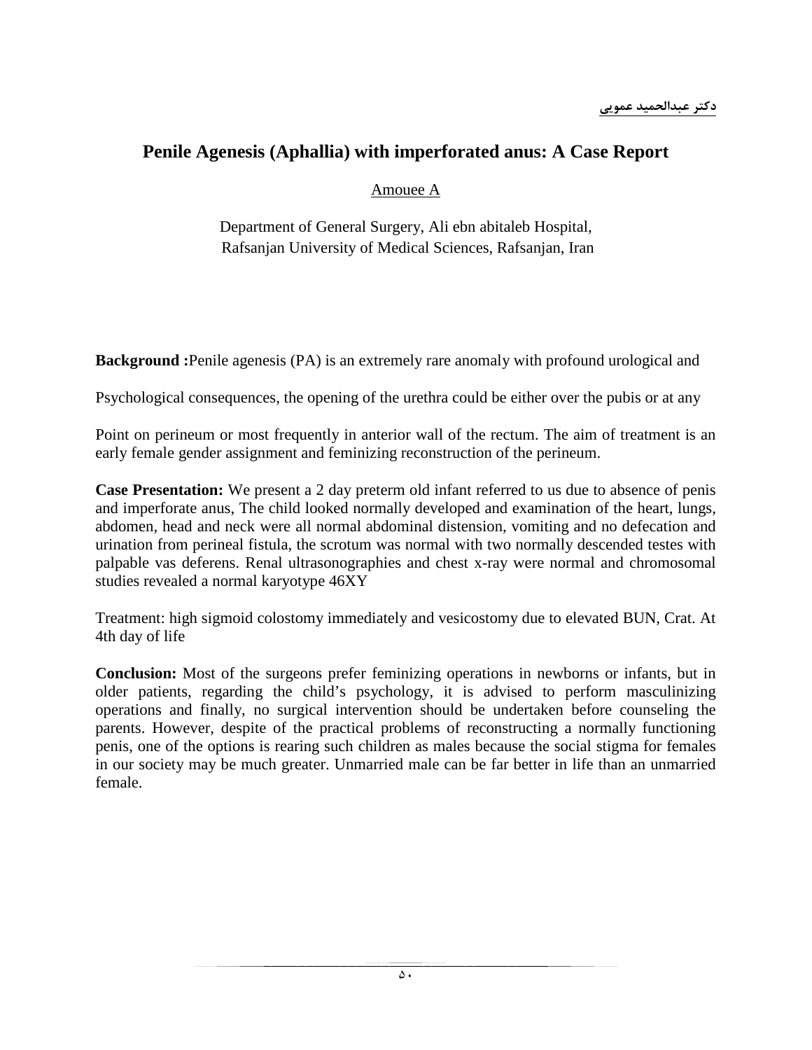دکتر عبدالحمید عمویی

# Penile Agenesis (Aphallia) with imperforated anus: A Case Report

Amouee A

Department of General Surgery, Ali ebn abitaleb Hospital,
Rafsanjan University of Medical Sciences, Rafsanjan, Iran

**Background :**Penile agenesis (PA) is an extremely rare anomaly with profound urological and Psychological consequences, the opening of the urethra could be either over the pubis or at any Point on perineum or most frequently in anterior wall of the rectum. The aim of treatment is an early female gender assignment and feminizing reconstruction of the perineum.

**Case Presentation:** We present a 2 day preterm old infant referred to us due to absence of penis and imperforate anus, The child looked normally developed and examination of the heart, lungs, abdomen, head and neck were all normal abdominal distension, vomiting and no defecation and urination from perineal fistula, the scrotum was normal with two normally descended testes with palpable vas deferens. Renal ultrasonographies and chest x-ray were normal and chromosomal studies revealed a normal karyotype 46XY

Treatment: high sigmoid colostomy immediately and vesicostomy due to elevated BUN, Crat. At 4th day of life

**Conclusion:** Most of the surgeons prefer feminizing operations in newborns or infants, but in older patients, regarding the child's psychology, it is advised to perform masculinizing operations and finally, no surgical intervention should be undertaken before counseling the parents. However, despite of the practical problems of reconstructing a normally functioning penis, one of the options is rearing such children as males because the social stigma for females in our society may be much greater. Unmarried male can be far better in life than an unmarried female.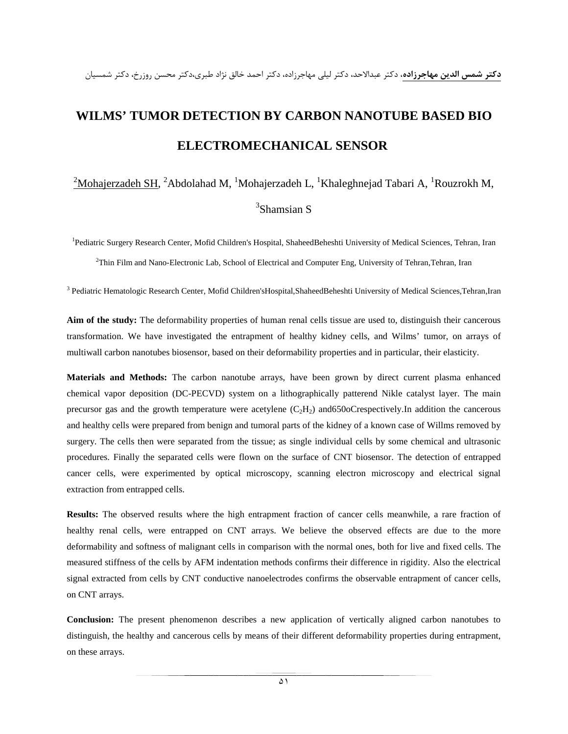**دکتر شمس الدین مهاجرزاده**، دکتر عبدالاحد، دکتر لیلی مهاجرزاده، دکتر احمد خالق نژاد طبری،دکتر محسن روزرخ، دکتر شمسیان

# WILMS' TUMOR DETECTION BY CARBON NANOTUBE BASED BIO ELECTROMECHANICAL SENSOR

[2]Mohajerzadeh SH, [2]Abdolahad M, [1]Mohajerzadeh L, [1]Khaleghnejad Tabari A, [1]Rouzrokh M, [3]Shamsian S

[1]Pediatric Surgery Research Center, Mofid Children's Hospital, ShaheedBeheshti University of Medical Sciences, Tehran, Iran

[2]Thin Film and Nano-Electronic Lab, School of Electrical and Computer Eng, University of Tehran,Tehran, Iran

[3] Pediatric Hematologic Research Center, Mofid Children'sHospital,ShaheedBeheshti University of Medical Sciences,Tehran,Iran

**Aim of the study:** The deformability properties of human renal cells tissue are used to, distinguish their cancerous transformation. We have investigated the entrapment of healthy kidney cells, and Wilms' tumor, on arrays of multiwall carbon nanotubes biosensor, based on their deformability properties and in particular, their elasticity.

**Materials and Methods:** The carbon nanotube arrays, have been grown by direct current plasma enhanced chemical vapor deposition (DC-PECVD) system on a lithographically patterend Nikle catalyst layer. The main precursor gas and the growth temperature were acetylene ($C_2H_2$) and650oCrespectively.In addition the cancerous and healthy cells were prepared from benign and tumoral parts of the kidney of a known case of Willms removed by surgery. The cells then were separated from the tissue; as single individual cells by some chemical and ultrasonic procedures. Finally the separated cells were flown on the surface of CNT biosensor. The detection of entrapped cancer cells, were experimented by optical microscopy, scanning electron microscopy and electrical signal extraction from entrapped cells.

**Results:** The observed results where the high entrapment fraction of cancer cells meanwhile, a rare fraction of healthy renal cells, were entrapped on CNT arrays. We believe the observed effects are due to the more deformability and softness of malignant cells in comparison with the normal ones, both for live and fixed cells. The measured stiffness of the cells by AFM indentation methods confirms their difference in rigidity. Also the electrical signal extracted from cells by CNT conductive nanoelectrodes confirms the observable entrapment of cancer cells, on CNT arrays.

**Conclusion:** The present phenomenon describes a new application of vertically aligned carbon nanotubes to distinguish, the healthy and cancerous cells by means of their different deformability properties during entrapment, on these arrays.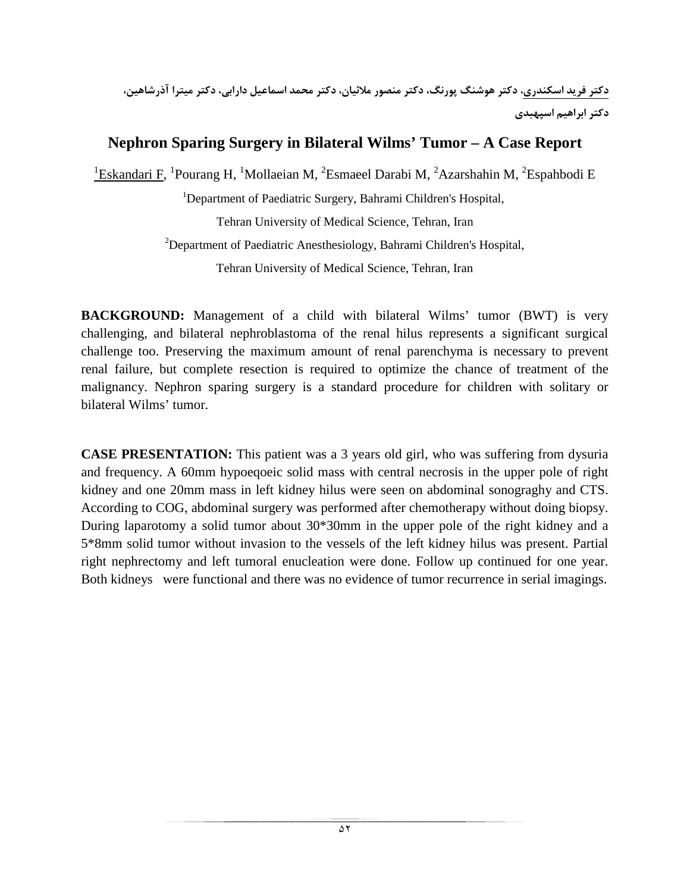دکتر فرید اسکندری، دکتر هوشنگ پورنگ، دکتر منصور ملائیان، دکتر محمد اسماعیل دارابی، دکتر میترا آذرشاهین، دکتر ابراهیم اسپهبدی

# Nephron Sparing Surgery in Bilateral Wilms' Tumor – A Case Report

[1]Eskandari F, [1]Pourang H, [1]Mollaeian M, [2]Esmaeel Darabi M, [2]Azarshahin M, [2]Espahbodi E

[1]Department of Paediatric Surgery, Bahrami Children's Hospital,
Tehran University of Medical Science, Tehran, Iran

[2]Department of Paediatric Anesthesiology, Bahrami Children's Hospital,
Tehran University of Medical Science, Tehran, Iran

**BACKGROUND:** Management of a child with bilateral Wilms' tumor (BWT) is very challenging, and bilateral nephroblastoma of the renal hilus represents a significant surgical challenge too. Preserving the maximum amount of renal parenchyma is necessary to prevent renal failure, but complete resection is required to optimize the chance of treatment of the malignancy. Nephron sparing surgery is a standard procedure for children with solitary or bilateral Wilms' tumor.

**CASE PRESENTATION:** This patient was a 3 years old girl, who was suffering from dysuria and frequency. A 60mm hypoeqoeic solid mass with central necrosis in the upper pole of right kidney and one 20mm mass in left kidney hilus were seen on abdominal sonograghy and CTS. According to COG, abdominal surgery was performed after chemotherapy without doing biopsy. During laparotomy a solid tumor about 30*30mm in the upper pole of the right kidney and a 5*8mm solid tumor without invasion to the vessels of the left kidney hilus was present. Partial right nephrectomy and left tumoral enucleation were done. Follow up continued for one year. Both kidneys were functional and there was no evidence of tumor recurrence in serial imagings.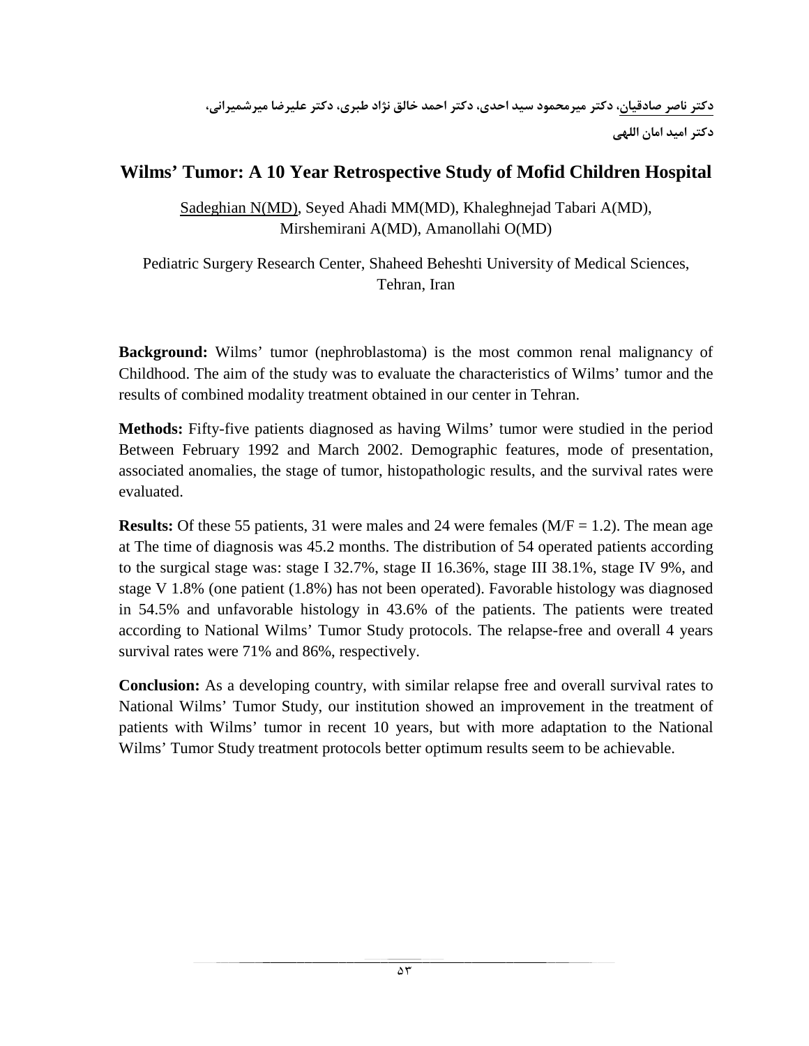دکتر ناصر صادقیان، دکتر میرمحمود سید احدی، دکتر احمد خالق نژاد طبری، دکتر علیرضا میرشمیرانی، دکتر امید امان اللهی

# Wilms' Tumor: A 10 Year Retrospective Study of Mofid Children Hospital

Sadeghian N(MD), Seyed Ahadi MM(MD), Khaleghnejad Tabari A(MD), Mirshemirani A(MD), Amanollahi O(MD)

Pediatric Surgery Research Center, Shaheed Beheshti University of Medical Sciences, Tehran, Iran

**Background:** Wilms' tumor (nephroblastoma) is the most common renal malignancy of Childhood. The aim of the study was to evaluate the characteristics of Wilms' tumor and the results of combined modality treatment obtained in our center in Tehran.

**Methods:** Fifty-five patients diagnosed as having Wilms' tumor were studied in the period Between February 1992 and March 2002. Demographic features, mode of presentation, associated anomalies, the stage of tumor, histopathologic results, and the survival rates were evaluated.

**Results:** Of these 55 patients, 31 were males and 24 were females (M/F = 1.2). The mean age at The time of diagnosis was 45.2 months. The distribution of 54 operated patients according to the surgical stage was: stage I 32.7%, stage II 16.36%, stage III 38.1%, stage IV 9%, and stage V 1.8% (one patient (1.8%) has not been operated). Favorable histology was diagnosed in 54.5% and unfavorable histology in 43.6% of the patients. The patients were treated according to National Wilms' Tumor Study protocols. The relapse-free and overall 4 years survival rates were 71% and 86%, respectively.

**Conclusion:** As a developing country, with similar relapse free and overall survival rates to National Wilms' Tumor Study, our institution showed an improvement in the treatment of patients with Wilms' tumor in recent 10 years, but with more adaptation to the National Wilms' Tumor Study treatment protocols better optimum results seem to be achievable.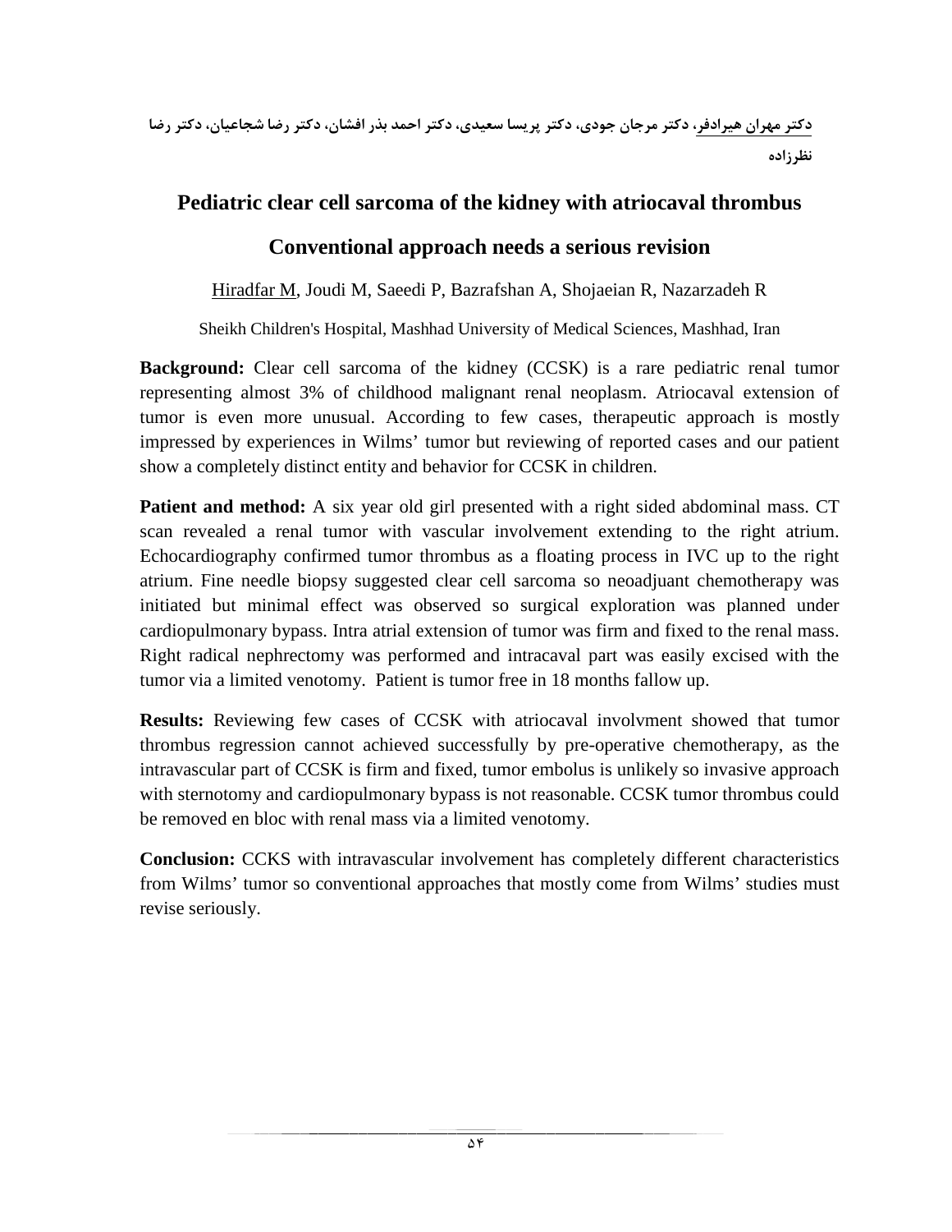<u>دکتر مهران هیرادفر</u>، دکتر مرجان جودی، دکتر پریسا سعیدی، دکتر احمد بذر افشان، دکتر رضا شجاعیان، دکتر رضا نظرزاده

## Pediatric clear cell sarcoma of the kidney with atriocaval thrombus

## Conventional approach needs a serious revision

<u>Hiradfar M</u>, Joudi M, Saeedi P, Bazrafshan A, Shojaeian R, Nazarzadeh R

Sheikh Children's Hospital, Mashhad University of Medical Sciences, Mashhad, Iran

**Background:** Clear cell sarcoma of the kidney (CCSK) is a rare pediatric renal tumor representing almost 3% of childhood malignant renal neoplasm. Atriocaval extension of tumor is even more unusual. According to few cases, therapeutic approach is mostly impressed by experiences in Wilms' tumor but reviewing of reported cases and our patient show a completely distinct entity and behavior for CCSK in children.

**Patient and method:** A six year old girl presented with a right sided abdominal mass. CT scan revealed a renal tumor with vascular involvement extending to the right atrium. Echocardiography confirmed tumor thrombus as a floating process in IVC up to the right atrium. Fine needle biopsy suggested clear cell sarcoma so neoadjuant chemotherapy was initiated but minimal effect was observed so surgical exploration was planned under cardiopulmonary bypass. Intra atrial extension of tumor was firm and fixed to the renal mass. Right radical nephrectomy was performed and intracaval part was easily excised with the tumor via a limited venotomy. Patient is tumor free in 18 months fallow up.

**Results:** Reviewing few cases of CCSK with atriocaval involvment showed that tumor thrombus regression cannot achieved successfully by pre-operative chemotherapy, as the intravascular part of CCSK is firm and fixed, tumor embolus is unlikely so invasive approach with sternotomy and cardiopulmonary bypass is not reasonable. CCSK tumor thrombus could be removed en bloc with renal mass via a limited venotomy.

**Conclusion:** CCKS with intravascular involvement has completely different characteristics from Wilms' tumor so conventional approaches that mostly come from Wilms' studies must revise seriously.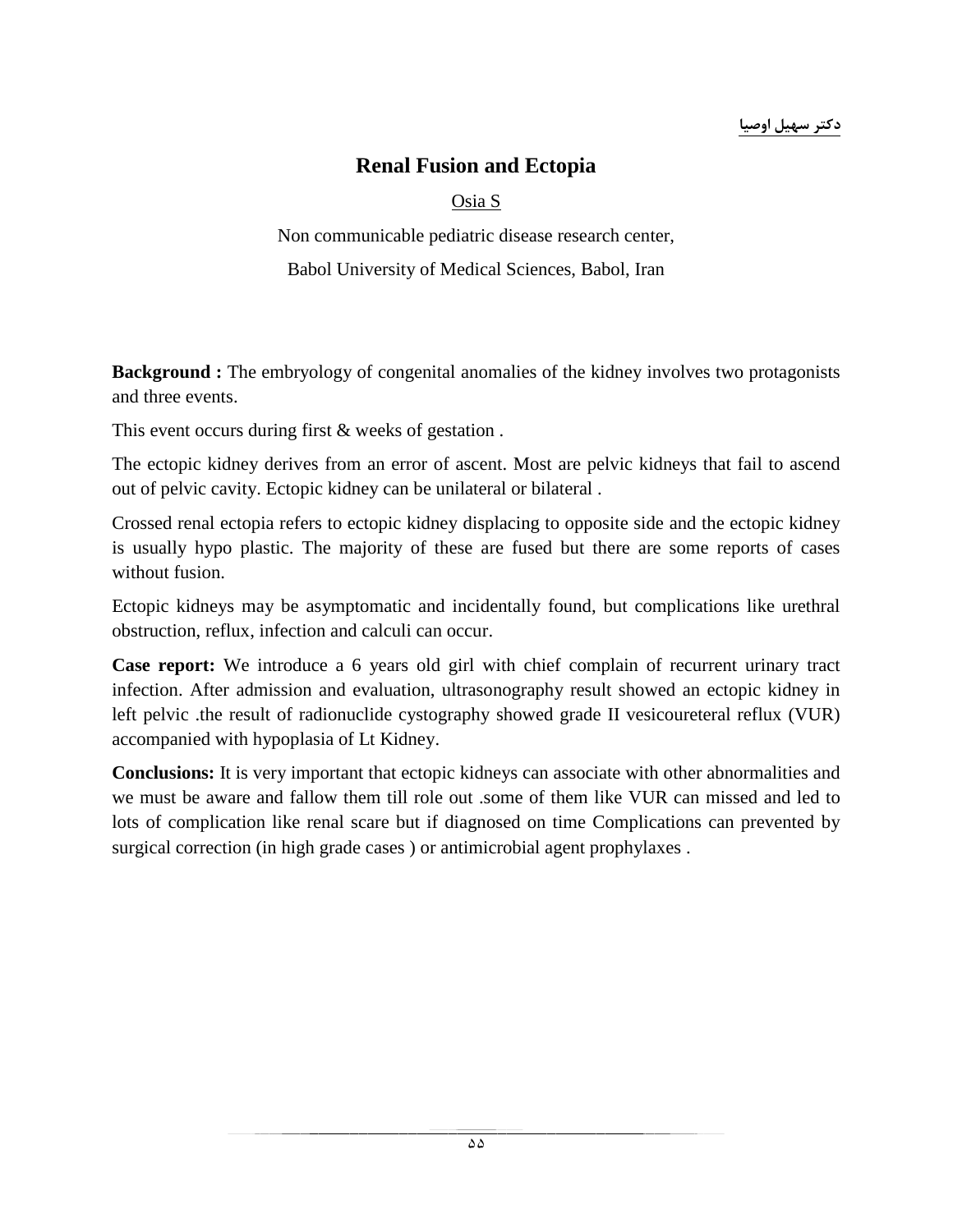دکتر سهیل اوصیا

# Renal Fusion and Ectopia

Osia S

Non communicable pediatric disease research center,

Babol University of Medical Sciences, Babol, Iran

**Background :** The embryology of congenital anomalies of the kidney involves two protagonists and three events.

This event occurs during first & weeks of gestation .

The ectopic kidney derives from an error of ascent. Most are pelvic kidneys that fail to ascend out of pelvic cavity. Ectopic kidney can be unilateral or bilateral .

Crossed renal ectopia refers to ectopic kidney displacing to opposite side and the ectopic kidney is usually hypo plastic. The majority of these are fused but there are some reports of cases without fusion.

Ectopic kidneys may be asymptomatic and incidentally found, but complications like urethral obstruction, reflux, infection and calculi can occur.

**Case report:** We introduce a 6 years old girl with chief complain of recurrent urinary tract infection. After admission and evaluation, ultrasonography result showed an ectopic kidney in left pelvic .the result of radionuclide cystography showed grade II vesicoureteral reflux (VUR) accompanied with hypoplasia of Lt Kidney.

**Conclusions:** It is very important that ectopic kidneys can associate with other abnormalities and we must be aware and fallow them till role out .some of them like VUR can missed and led to lots of complication like renal scare but if diagnosed on time Complications can prevented by surgical correction (in high grade cases ) or antimicrobial agent prophylaxes .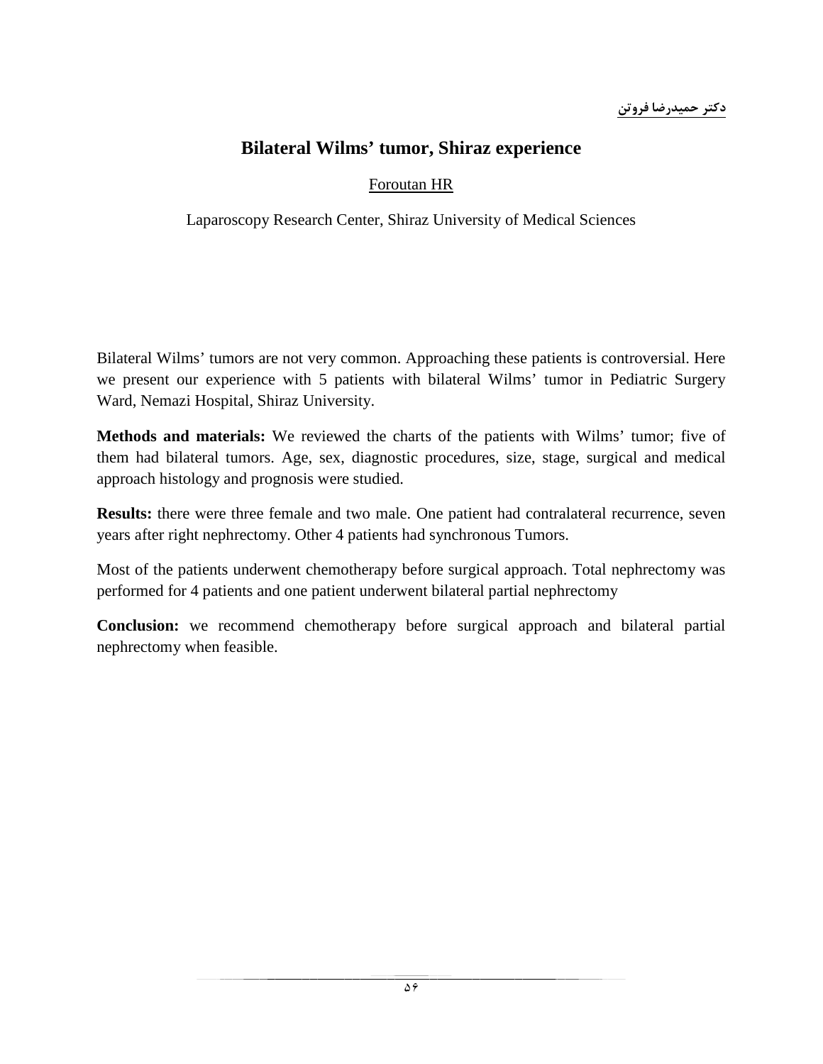دکتر حمیدرضا فروتن

## Bilateral Wilms' tumor, Shiraz experience

Foroutan HR

Laparoscopy Research Center, Shiraz University of Medical Sciences

Bilateral Wilms' tumors are not very common. Approaching these patients is controversial. Here we present our experience with 5 patients with bilateral Wilms' tumor in Pediatric Surgery Ward, Nemazi Hospital, Shiraz University.

**Methods and materials:** We reviewed the charts of the patients with Wilms' tumor; five of them had bilateral tumors. Age, sex, diagnostic procedures, size, stage, surgical and medical approach histology and prognosis were studied.

**Results:** there were three female and two male. One patient had contralateral recurrence, seven years after right nephrectomy. Other 4 patients had synchronous Tumors.

Most of the patients underwent chemotherapy before surgical approach. Total nephrectomy was performed for 4 patients and one patient underwent bilateral partial nephrectomy

**Conclusion:** we recommend chemotherapy before surgical approach and bilateral partial nephrectomy when feasible.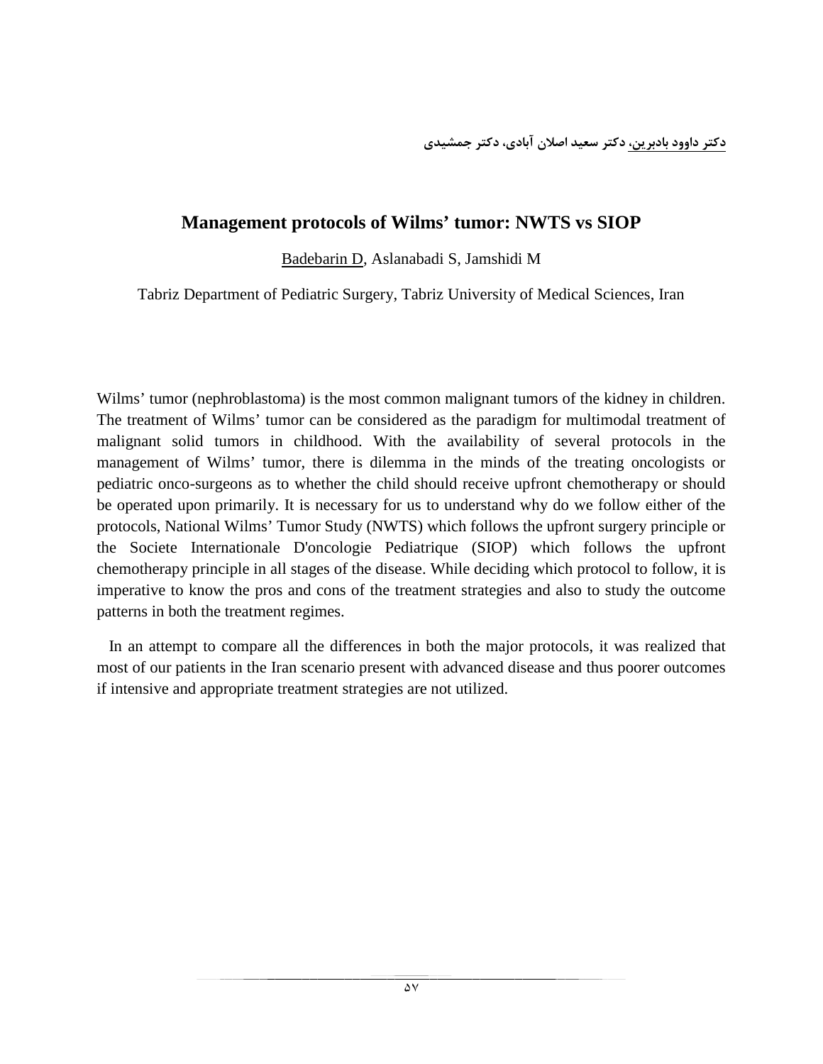**دکتر داوود بادبرین، دکتر سعید اصلان آبادی، دکتر جمشیدی**

## Management protocols of Wilms' tumor: NWTS vs SIOP

Badebarin D, Aslanabadi S, Jamshidi M

Tabriz Department of Pediatric Surgery, Tabriz University of Medical Sciences, Iran

Wilms' tumor (nephroblastoma) is the most common malignant tumors of the kidney in children. The treatment of Wilms' tumor can be considered as the paradigm for multimodal treatment of malignant solid tumors in childhood. With the availability of several protocols in the management of Wilms' tumor, there is dilemma in the minds of the treating oncologists or pediatric onco-surgeons as to whether the child should receive upfront chemotherapy or should be operated upon primarily. It is necessary for us to understand why do we follow either of the protocols, National Wilms' Tumor Study (NWTS) which follows the upfront surgery principle or the Societe Internationale D'oncologie Pediatrique (SIOP) which follows the upfront chemotherapy principle in all stages of the disease. While deciding which protocol to follow, it is imperative to know the pros and cons of the treatment strategies and also to study the outcome patterns in both the treatment regimes.

In an attempt to compare all the differences in both the major protocols, it was realized that most of our patients in the Iran scenario present with advanced disease and thus poorer outcomes if intensive and appropriate treatment strategies are not utilized.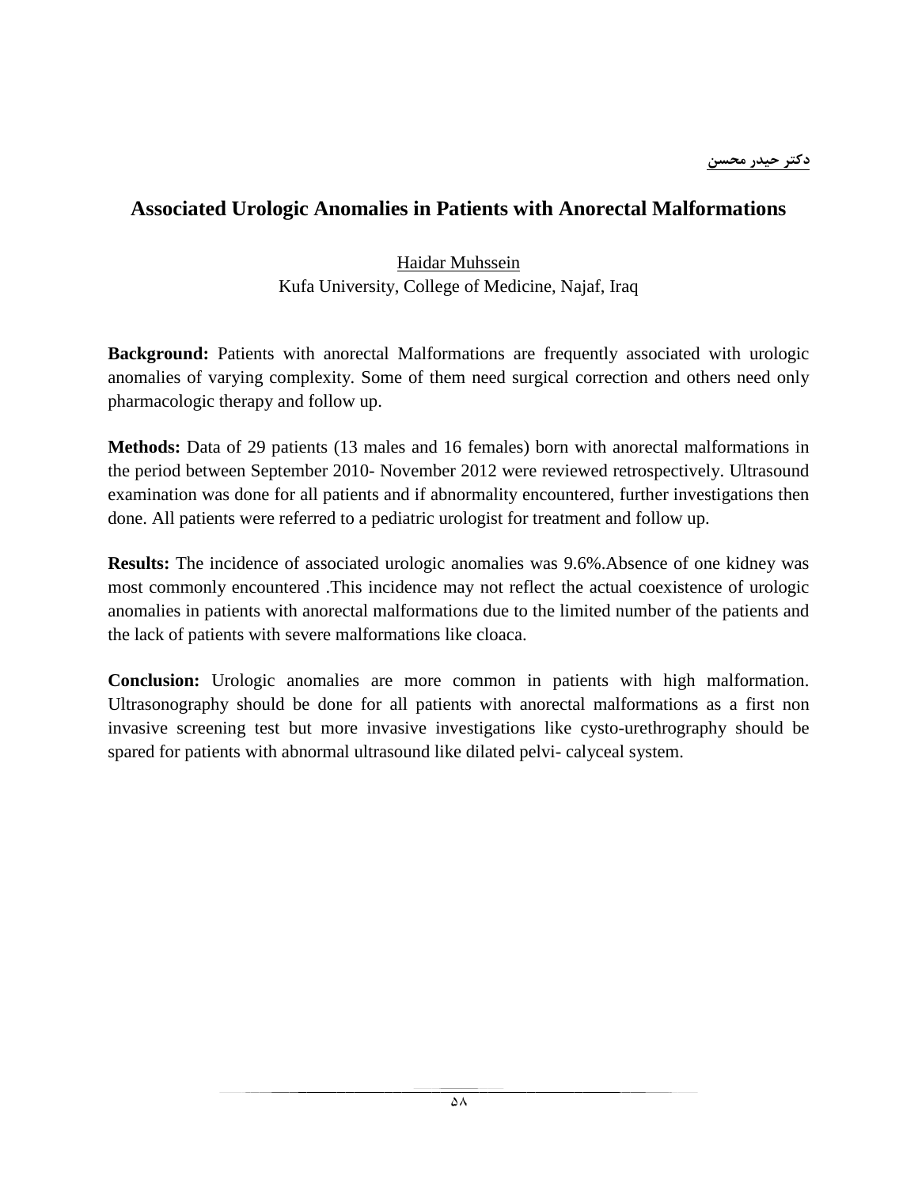**دکتر حیدر محسن**

# Associated Urologic Anomalies in Patients with Anorectal Malformations

Haidar Muhssein
Kufa University, College of Medicine, Najaf, Iraq

**Background:** Patients with anorectal Malformations are frequently associated with urologic anomalies of varying complexity. Some of them need surgical correction and others need only pharmacologic therapy and follow up.

**Methods:** Data of 29 patients (13 males and 16 females) born with anorectal malformations in the period between September 2010- November 2012 were reviewed retrospectively. Ultrasound examination was done for all patients and if abnormality encountered, further investigations then done. All patients were referred to a pediatric urologist for treatment and follow up.

**Results:** The incidence of associated urologic anomalies was 9.6%.Absence of one kidney was most commonly encountered .This incidence may not reflect the actual coexistence of urologic anomalies in patients with anorectal malformations due to the limited number of the patients and the lack of patients with severe malformations like cloaca.

**Conclusion:** Urologic anomalies are more common in patients with high malformation. Ultrasonography should be done for all patients with anorectal malformations as a first non invasive screening test but more invasive investigations like cysto-urethrography should be spared for patients with abnormal ultrasound like dilated pelvi- calyceal system.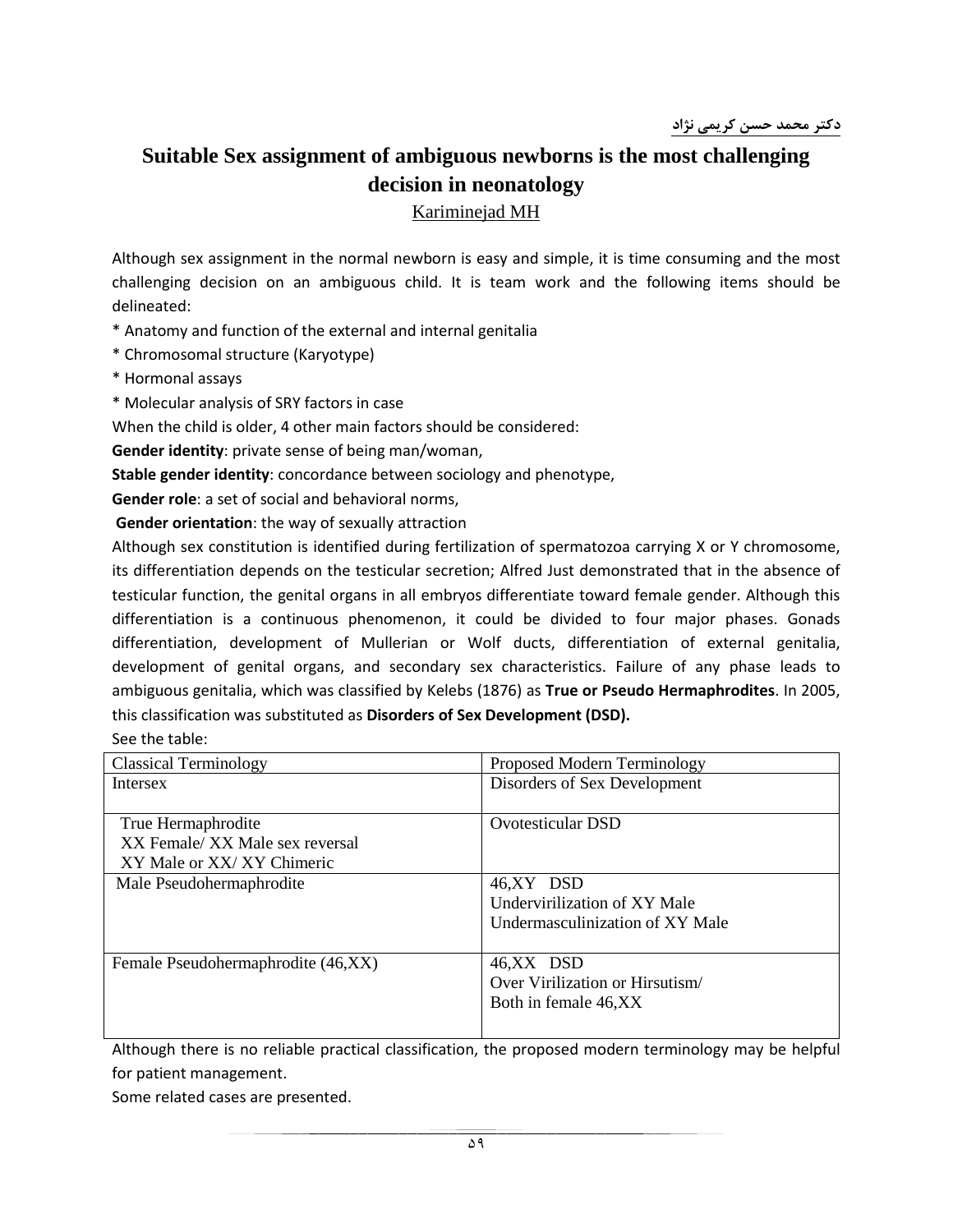دکتر محمد حسن کریمی نژاد

# Suitable Sex assignment of ambiguous newborns is the most challenging decision in neonatology

Kariminejad MH

Although sex assignment in the normal newborn is easy and simple, it is time consuming and the most challenging decision on an ambiguous child. It is team work and the following items should be delineated:

* Anatomy and function of the external and internal genitalia
* Chromosomal structure (Karyotype)
* Hormonal assays
* Molecular analysis of SRY factors in case

When the child is older, 4 other main factors should be considered:

**Gender identity**: private sense of being man/woman,

**Stable gender identity**: concordance between sociology and phenotype,

**Gender role**: a set of social and behavioral norms,

**Gender orientation**: the way of sexually attraction

Although sex constitution is identified during fertilization of spermatozoa carrying X or Y chromosome, its differentiation depends on the testicular secretion; Alfred Just demonstrated that in the absence of testicular function, the genital organs in all embryos differentiate toward female gender. Although this differentiation is a continuous phenomenon, it could be divided to four major phases. Gonads differentiation, development of Mullerian or Wolf ducts, differentiation of external genitalia, development of genital organs, and secondary sex characteristics. Failure of any phase leads to ambiguous genitalia, which was classified by Kelebs (1876) as **True or Pseudo Hermaphrodites**. In 2005, this classification was substituted as **Disorders of Sex Development (DSD).**

See the table:

| Classical Terminology | Proposed Modern Terminology |
|---|---|
| Intersex | Disorders of Sex Development |
| True Hermaphrodite<br>XX Female/ XX Male sex reversal<br>XY Male or XX/ XY Chimeric | Ovotesticular DSD |
| Male Pseudohermaphrodite | 46,XY DSD<br>Undervirilization of XY Male<br>Undermasculinization of XY Male |
| Female Pseudohermaphrodite (46,XX) | 46,XX DSD<br>Over Virilization or Hirsutism/<br>Both in female 46,XX |

Although there is no reliable practical classification, the proposed modern terminology may be helpful for patient management.

Some related cases are presented.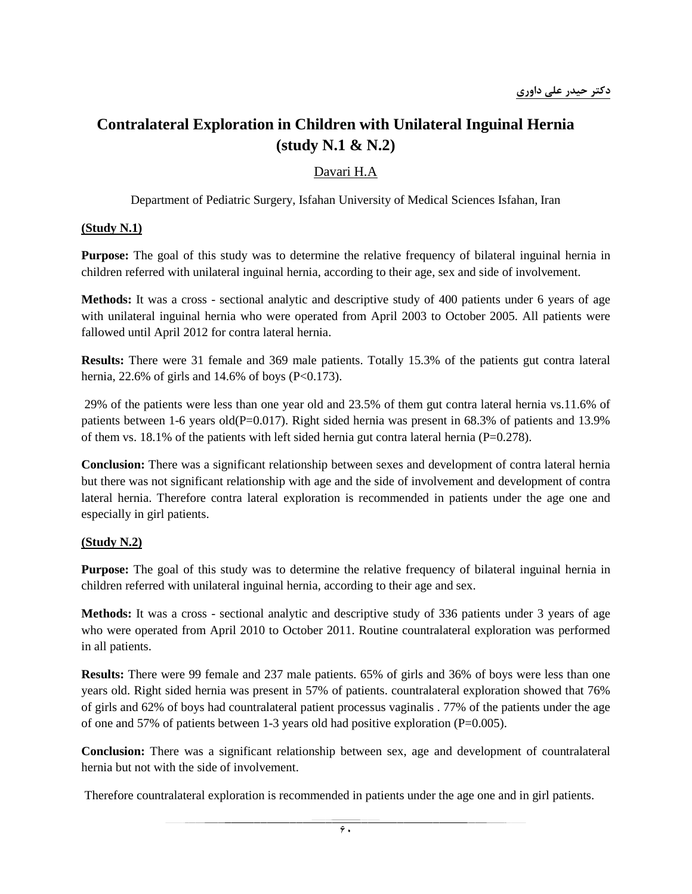دکتر حیدر علی داوری

# Contralateral Exploration in Children with Unilateral Inguinal Hernia (study N.1 & N.2)

Davari H.A

Department of Pediatric Surgery, Isfahan University of Medical Sciences Isfahan, Iran

**(Study N.1)**

**Purpose:** The goal of this study was to determine the relative frequency of bilateral inguinal hernia in children referred with unilateral inguinal hernia, according to their age, sex and side of involvement.

**Methods:** It was a cross - sectional analytic and descriptive study of 400 patients under 6 years of age with unilateral inguinal hernia who were operated from April 2003 to October 2005. All patients were fallowed until April 2012 for contra lateral hernia.

**Results:** There were 31 female and 369 male patients. Totally 15.3% of the patients gut contra lateral hernia, 22.6% of girls and 14.6% of boys ($P<0.173$).

29% of the patients were less than one year old and 23.5% of them gut contra lateral hernia vs.11.6% of patients between 1-6 years old($P=0.017$). Right sided hernia was present in 68.3% of patients and 13.9% of them vs. 18.1% of the patients with left sided hernia gut contra lateral hernia ($P=0.278$).

**Conclusion:** There was a significant relationship between sexes and development of contra lateral hernia but there was not significant relationship with age and the side of involvement and development of contra lateral hernia. Therefore contra lateral exploration is recommended in patients under the age one and especially in girl patients.

**(Study N.2)**

**Purpose:** The goal of this study was to determine the relative frequency of bilateral inguinal hernia in children referred with unilateral inguinal hernia, according to their age and sex.

**Methods:** It was a cross - sectional analytic and descriptive study of 336 patients under 3 years of age who were operated from April 2010 to October 2011. Routine countralateral exploration was performed in all patients.

**Results:** There were 99 female and 237 male patients. 65% of girls and 36% of boys were less than one years old. Right sided hernia was present in 57% of patients. countralateral exploration showed that 76% of girls and 62% of boys had countralateral patient processus vaginalis . 77% of the patients under the age of one and 57% of patients between 1-3 years old had positive exploration ($P=0.005$).

**Conclusion:** There was a significant relationship between sex, age and development of countralateral hernia but not with the side of involvement.

Therefore countralateral exploration is recommended in patients under the age one and in girl patients.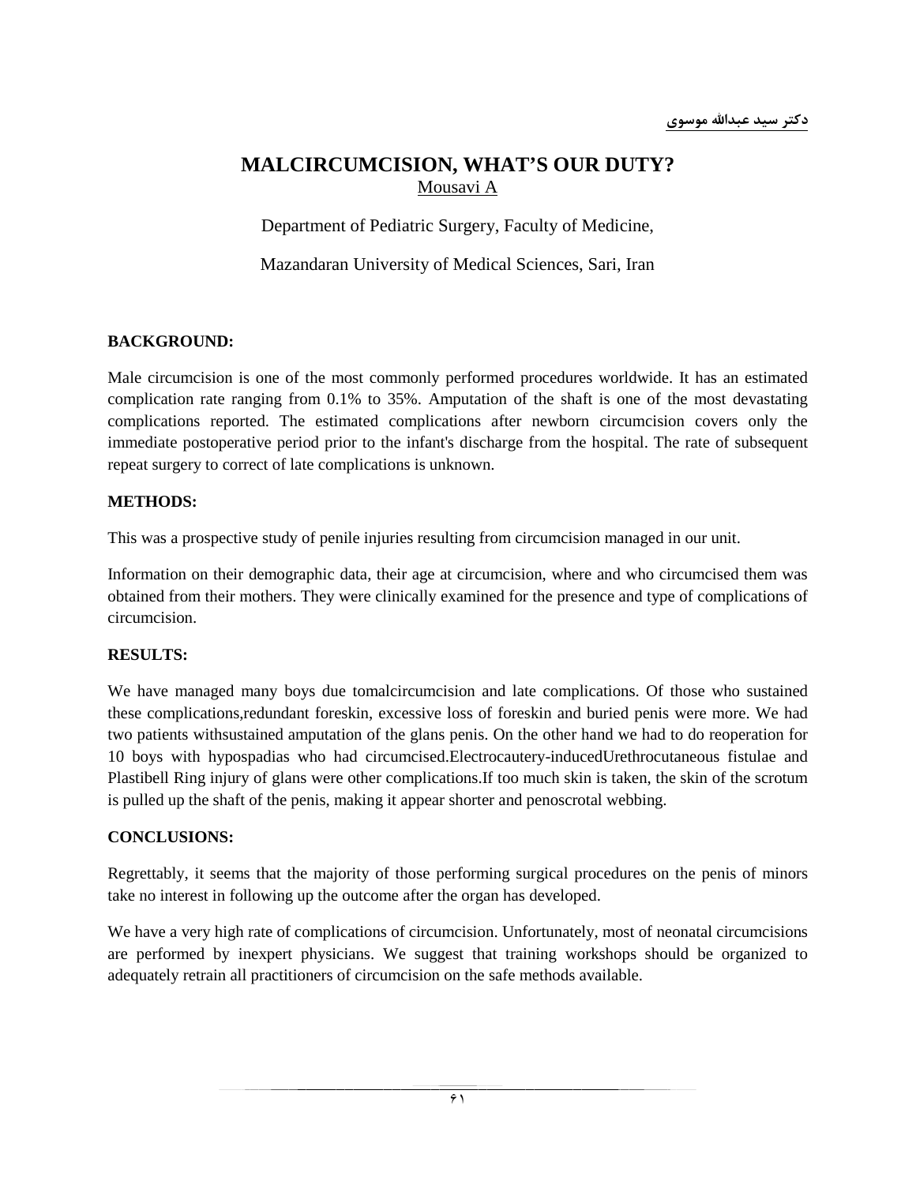دکتر سید عبدالله موسوی

# MALCIRCUMCISION, WHAT'S OUR DUTY?

Mousavi A

Department of Pediatric Surgery, Faculty of Medicine,

Mazandaran University of Medical Sciences, Sari, Iran

**BACKGROUND:**

Male circumcision is one of the most commonly performed procedures worldwide. It has an estimated complication rate ranging from 0.1% to 35%. Amputation of the shaft is one of the most devastating complications reported. The estimated complications after newborn circumcision covers only the immediate postoperative period prior to the infant's discharge from the hospital. The rate of subsequent repeat surgery to correct of late complications is unknown.

**METHODS:**

This was a prospective study of penile injuries resulting from circumcision managed in our unit.

Information on their demographic data, their age at circumcision, where and who circumcised them was obtained from their mothers. They were clinically examined for the presence and type of complications of circumcision.

**RESULTS:**

We have managed many boys due tomalcircumcision and late complications. Of those who sustained these complications,redundant foreskin, excessive loss of foreskin and buried penis were more. We had two patients withsustained amputation of the glans penis. On the other hand we had to do reoperation for 10 boys with hypospadias who had circumcised.Electrocautery-inducedUrethrocutaneous fistulae and Plastibell Ring injury of glans were other complications.If too much skin is taken, the skin of the scrotum is pulled up the shaft of the penis, making it appear shorter and penoscrotal webbing.

**CONCLUSIONS:**

Regrettably, it seems that the majority of those performing surgical procedures on the penis of minors take no interest in following up the outcome after the organ has developed.

We have a very high rate of complications of circumcision. Unfortunately, most of neonatal circumcisions are performed by inexpert physicians. We suggest that training workshops should be organized to adequately retrain all practitioners of circumcision on the safe methods available.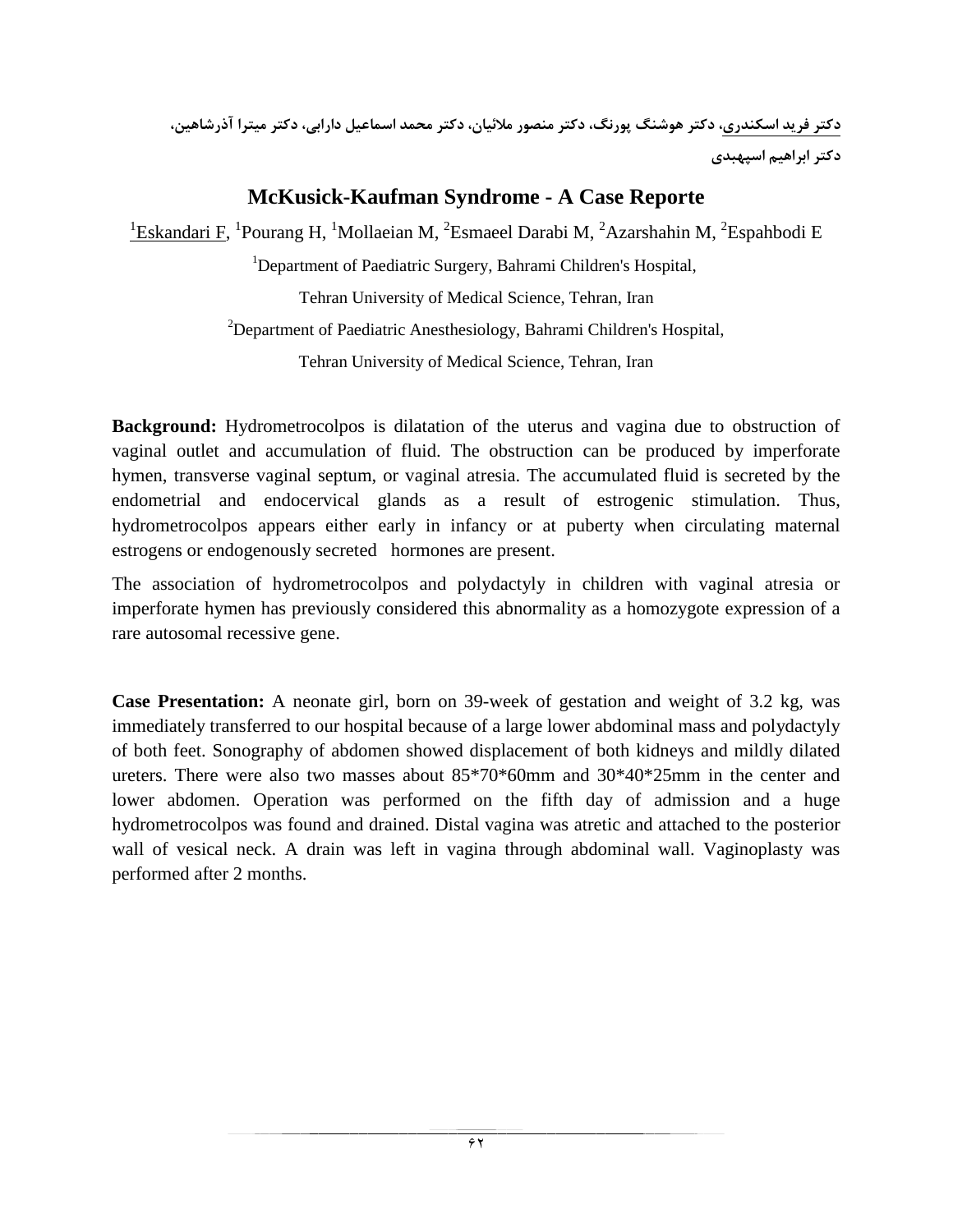<u>دکتر فرید اسکندری</u>، دکتر هوشنگ پورنگ، دکتر منصور ملائیان، دکتر محمد اسماعیل دارابی، دکتر میترا آذرشاهین، دکتر ابراهیم اسپهبدی

# McKusick-Kaufman Syndrome - A Case Reporte

[1]<u>Eskandari F</u>, [1]Pourang H, [1]Mollaeian M, [2]Esmaeel Darabi M, [2]Azarshahin M, [2]Espahbodi E

[1]Department of Paediatric Surgery, Bahrami Children's Hospital, Tehran University of Medical Science, Tehran, Iran

[2]Department of Paediatric Anesthesiology, Bahrami Children's Hospital, Tehran University of Medical Science, Tehran, Iran

**Background:** Hydrometrocolpos is dilatation of the uterus and vagina due to obstruction of vaginal outlet and accumulation of fluid. The obstruction can be produced by imperforate hymen, transverse vaginal septum, or vaginal atresia. The accumulated fluid is secreted by the endometrial and endocervical glands as a result of estrogenic stimulation. Thus, hydrometrocolpos appears either early in infancy or at puberty when circulating maternal estrogens or endogenously secreted hormones are present.

The association of hydrometrocolpos and polydactyly in children with vaginal atresia or imperforate hymen has previously considered this abnormality as a homozygote expression of a rare autosomal recessive gene.

**Case Presentation:** A neonate girl, born on 39-week of gestation and weight of 3.2 kg, was immediately transferred to our hospital because of a large lower abdominal mass and polydactyly of both feet. Sonography of abdomen showed displacement of both kidneys and mildly dilated ureters. There were also two masses about 85*70*60mm and 30*40*25mm in the center and lower abdomen. Operation was performed on the fifth day of admission and a huge hydrometrocolpos was found and drained. Distal vagina was atretic and attached to the posterior wall of vesical neck. A drain was left in vagina through abdominal wall. Vaginoplasty was performed after 2 months.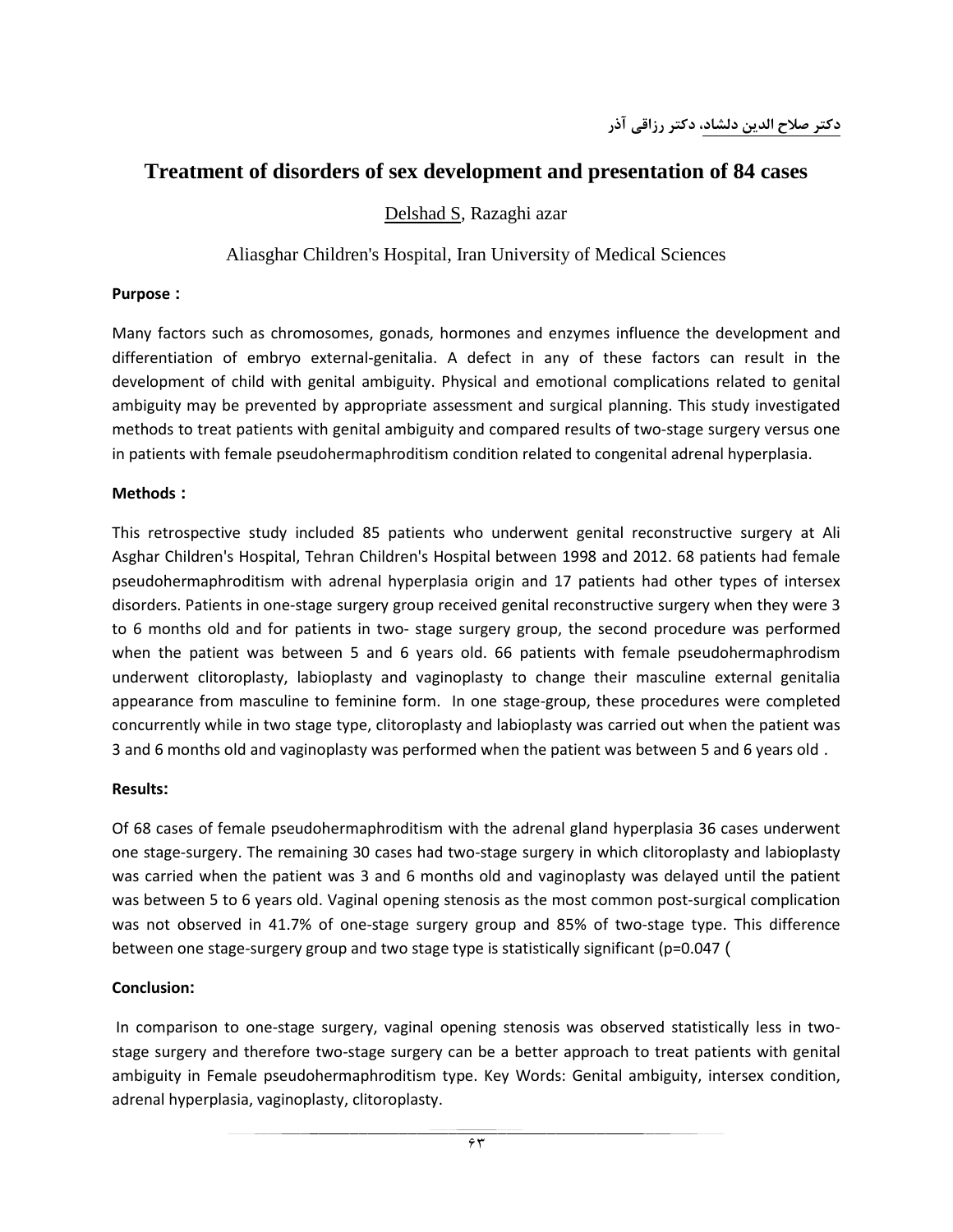دکتر صلاح الدین دلشاد، دکتر رزاقی آذر

# Treatment of disorders of sex development and presentation of 84 cases

Delshad S, Razaghi azar

Aliasghar Children's Hospital, Iran University of Medical Sciences

**Purpose :**

Many factors such as chromosomes, gonads, hormones and enzymes influence the development and differentiation of embryo external-genitalia. A defect in any of these factors can result in the development of child with genital ambiguity. Physical and emotional complications related to genital ambiguity may be prevented by appropriate assessment and surgical planning. This study investigated methods to treat patients with genital ambiguity and compared results of two-stage surgery versus one in patients with female pseudohermaphroditism condition related to congenital adrenal hyperplasia.

**Methods :**

This retrospective study included 85 patients who underwent genital reconstructive surgery at Ali Asghar Children's Hospital, Tehran Children's Hospital between 1998 and 2012. 68 patients had female pseudohermaphroditism with adrenal hyperplasia origin and 17 patients had other types of intersex disorders. Patients in one-stage surgery group received genital reconstructive surgery when they were 3 to 6 months old and for patients in two- stage surgery group, the second procedure was performed when the patient was between 5 and 6 years old. 66 patients with female pseudohermaphrodism underwent clitoroplasty, labioplasty and vaginoplasty to change their masculine external genitalia appearance from masculine to feminine form. In one stage-group, these procedures were completed concurrently while in two stage type, clitoroplasty and labioplasty was carried out when the patient was 3 and 6 months old and vaginoplasty was performed when the patient was between 5 and 6 years old .

**Results:**

Of 68 cases of female pseudohermaphroditism with the adrenal gland hyperplasia 36 cases underwent one stage-surgery. The remaining 30 cases had two-stage surgery in which clitoroplasty and labioplasty was carried when the patient was 3 and 6 months old and vaginoplasty was delayed until the patient was between 5 to 6 years old. Vaginal opening stenosis as the most common post-surgical complication was not observed in 41.7% of one-stage surgery group and 85% of two-stage type. This difference between one stage-surgery group and two stage type is statistically significant (p=0.047 (

**Conclusion:**

In comparison to one-stage surgery, vaginal opening stenosis was observed statistically less in two-stage surgery and therefore two-stage surgery can be a better approach to treat patients with genital ambiguity in Female pseudohermaphroditism type. Key Words: Genital ambiguity, intersex condition, adrenal hyperplasia, vaginoplasty, clitoroplasty.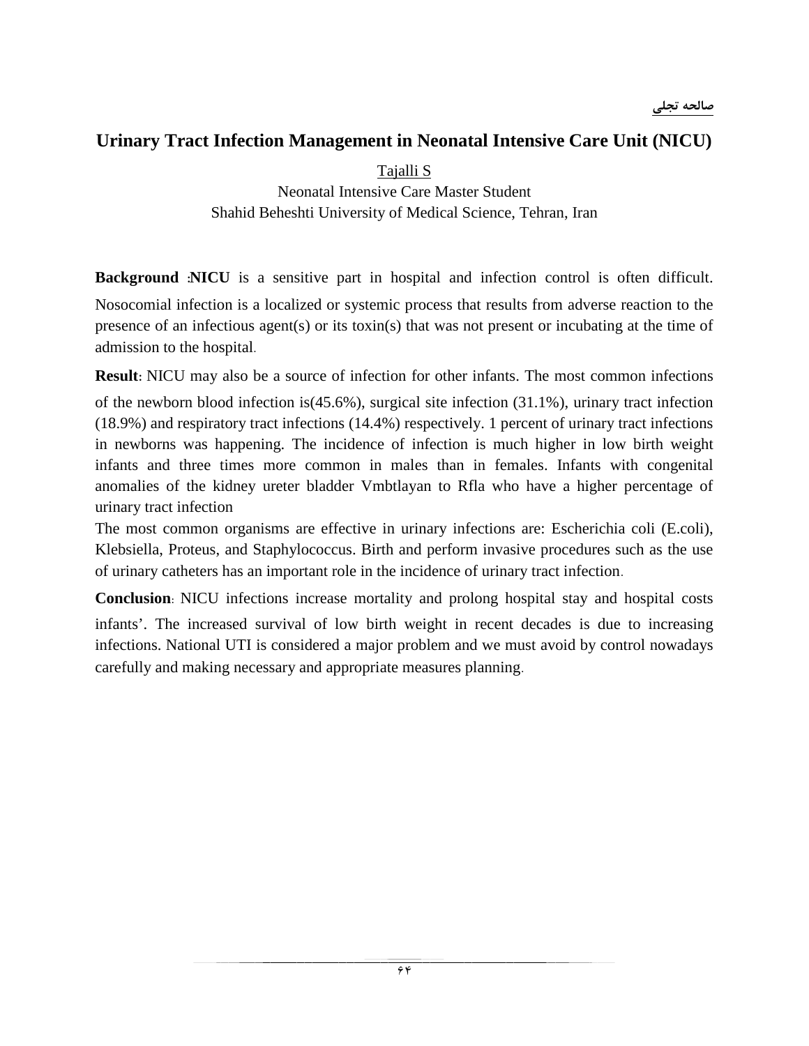صالحه تجلی

# Urinary Tract Infection Management in Neonatal Intensive Care Unit (NICU)

Tajalli S

Neonatal Intensive Care Master Student

Shahid Beheshti University of Medical Science, Tehran, Iran

**Background :NICU** is a sensitive part in hospital and infection control is often difficult. Nosocomial infection is a localized or systemic process that results from adverse reaction to the presence of an infectious agent(s) or its toxin(s) that was not present or incubating at the time of admission to the hospital.

**Result:** NICU may also be a source of infection for other infants. The most common infections of the newborn blood infection is(45.6%), surgical site infection (31.1%), urinary tract infection (18.9%) and respiratory tract infections (14.4%) respectively. 1 percent of urinary tract infections in newborns was happening. The incidence of infection is much higher in low birth weight infants and three times more common in males than in females. Infants with congenital anomalies of the kidney ureter bladder Vmbtlayan to Rfla who have a higher percentage of urinary tract infection

The most common organisms are effective in urinary infections are: Escherichia coli (E.coli), Klebsiella, Proteus, and Staphylococcus. Birth and perform invasive procedures such as the use of urinary catheters has an important role in the incidence of urinary tract infection.

**Conclusion:** NICU infections increase mortality and prolong hospital stay and hospital costs infants'. The increased survival of low birth weight in recent decades is due to increasing infections. National UTI is considered a major problem and we must avoid by control nowadays carefully and making necessary and appropriate measures planning.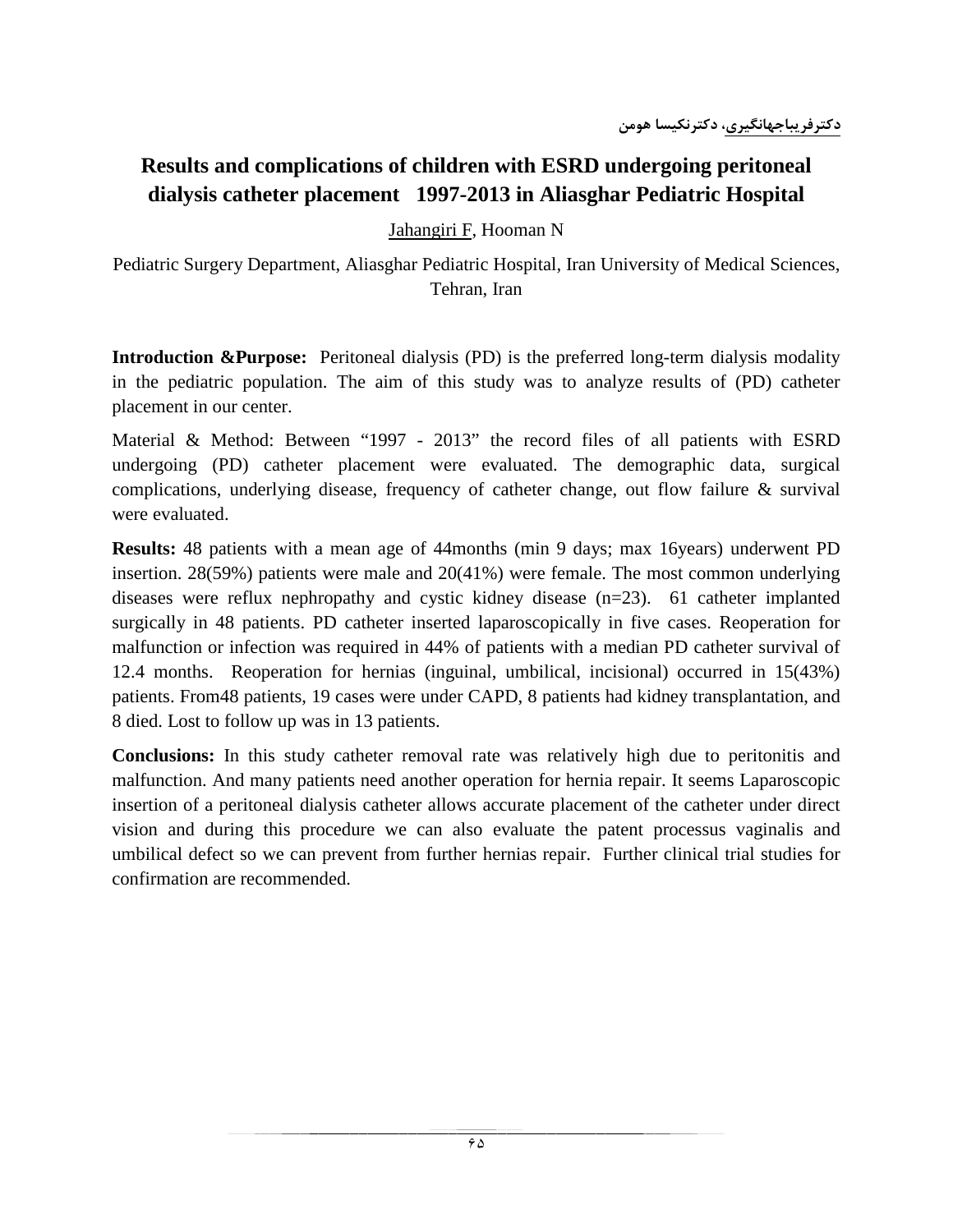دکترفریباجهانگیری، دکترنکیسا هومن

# Results and complications of children with ESRD undergoing peritoneal dialysis catheter placement 1997-2013 in Aliasghar Pediatric Hospital

Jahangiri F, Hooman N

Pediatric Surgery Department, Aliasghar Pediatric Hospital, Iran University of Medical Sciences, Tehran, Iran

**Introduction &Purpose:** Peritoneal dialysis (PD) is the preferred long-term dialysis modality in the pediatric population. The aim of this study was to analyze results of (PD) catheter placement in our center.

Material & Method: Between "1997 - 2013" the record files of all patients with ESRD undergoing (PD) catheter placement were evaluated. The demographic data, surgical complications, underlying disease, frequency of catheter change, out flow failure & survival were evaluated.

**Results:** 48 patients with a mean age of 44months (min 9 days; max 16years) underwent PD insertion. 28(59%) patients were male and 20(41%) were female. The most common underlying diseases were reflux nephropathy and cystic kidney disease (n=23). 61 catheter implanted surgically in 48 patients. PD catheter inserted laparoscopically in five cases. Reoperation for malfunction or infection was required in 44% of patients with a median PD catheter survival of 12.4 months. Reoperation for hernias (inguinal, umbilical, incisional) occurred in 15(43%) patients. From48 patients, 19 cases were under CAPD, 8 patients had kidney transplantation, and 8 died. Lost to follow up was in 13 patients.

**Conclusions:** In this study catheter removal rate was relatively high due to peritonitis and malfunction. And many patients need another operation for hernia repair. It seems Laparoscopic insertion of a peritoneal dialysis catheter allows accurate placement of the catheter under direct vision and during this procedure we can also evaluate the patent processus vaginalis and umbilical defect so we can prevent from further hernias repair. Further clinical trial studies for confirmation are recommended.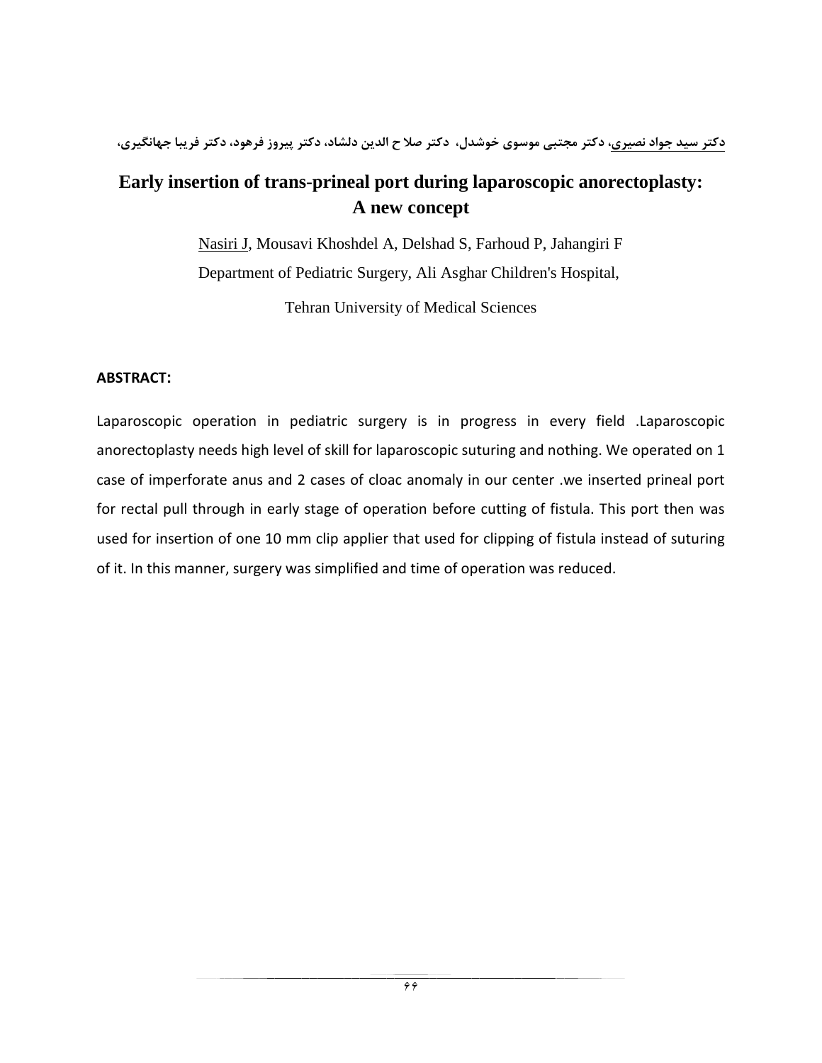دکتر سید جواد نصیری، دکتر مجتبی موسوی خوشدل، دکتر صلا ح الدین دلشاد، دکتر پیروز فرهود، دکتر فریبا جهانگیری،

# Early insertion of trans-prineal port during laparoscopic anorectoplasty: A new concept

Nasiri J, Mousavi Khoshdel A, Delshad S, Farhoud P, Jahangiri F

Department of Pediatric Surgery, Ali Asghar Children's Hospital,

Tehran University of Medical Sciences

**ABSTRACT:**

Laparoscopic operation in pediatric surgery is in progress in every field .Laparoscopic anorectoplasty needs high level of skill for laparoscopic suturing and nothing. We operated on 1 case of imperforate anus and 2 cases of cloac anomaly in our center .we inserted prineal port for rectal pull through in early stage of operation before cutting of fistula. This port then was used for insertion of one 10 mm clip applier that used for clipping of fistula instead of suturing of it. In this manner, surgery was simplified and time of operation was reduced.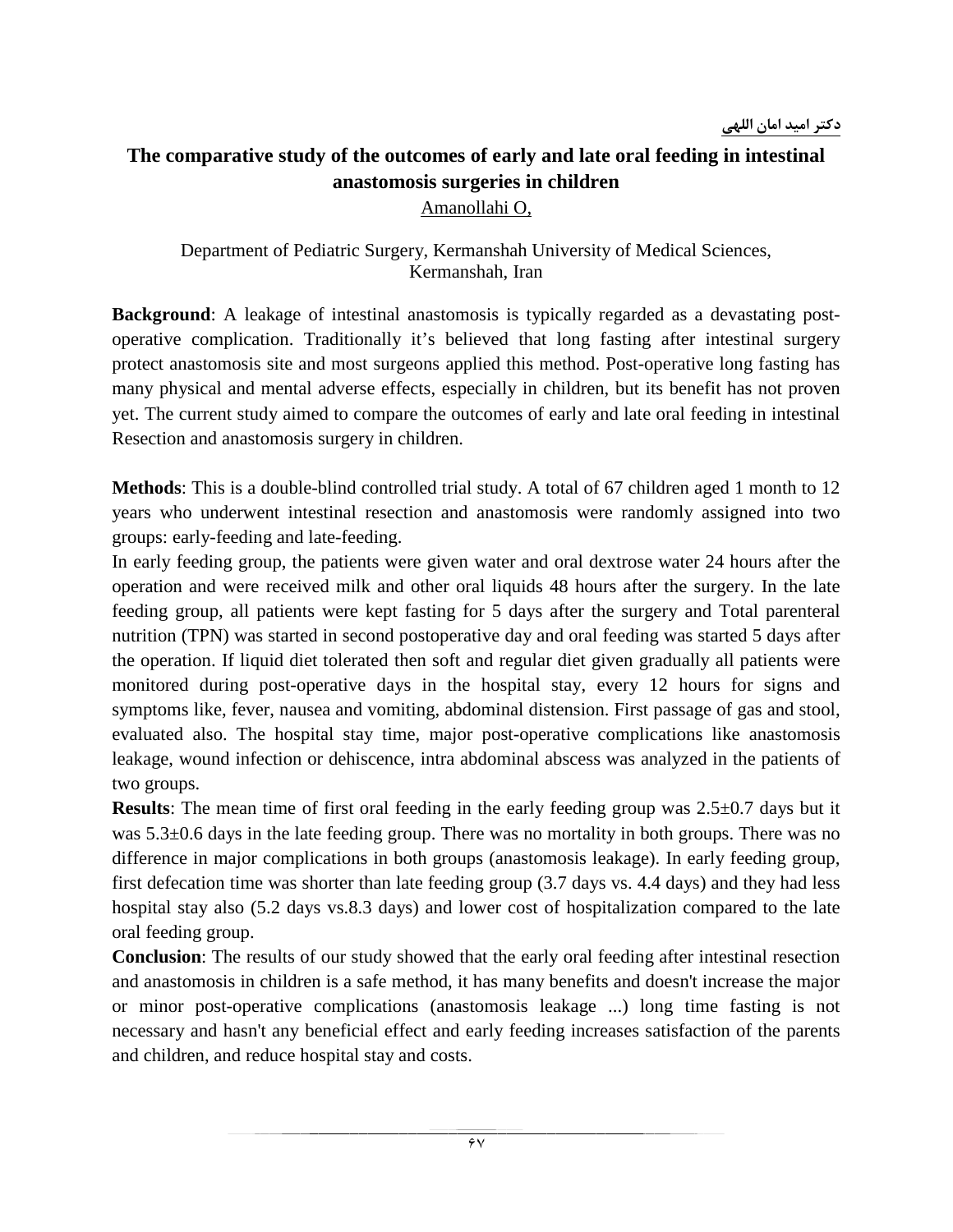دکتر امید امان اللهی

# The comparative study of the outcomes of early and late oral feeding in intestinal anastomosis surgeries in children

Amanollahi O,

Department of Pediatric Surgery, Kermanshah University of Medical Sciences, Kermanshah, Iran

**Background**: A leakage of intestinal anastomosis is typically regarded as a devastating post-operative complication. Traditionally it's believed that long fasting after intestinal surgery protect anastomosis site and most surgeons applied this method. Post-operative long fasting has many physical and mental adverse effects, especially in children, but its benefit has not proven yet. The current study aimed to compare the outcomes of early and late oral feeding in intestinal Resection and anastomosis surgery in children.

**Methods**: This is a double-blind controlled trial study. A total of 67 children aged 1 month to 12 years who underwent intestinal resection and anastomosis were randomly assigned into two groups: early-feeding and late-feeding.

In early feeding group, the patients were given water and oral dextrose water 24 hours after the operation and were received milk and other oral liquids 48 hours after the surgery. In the late feeding group, all patients were kept fasting for 5 days after the surgery and Total parenteral nutrition (TPN) was started in second postoperative day and oral feeding was started 5 days after the operation. If liquid diet tolerated then soft and regular diet given gradually all patients were monitored during post-operative days in the hospital stay, every 12 hours for signs and symptoms like, fever, nausea and vomiting, abdominal distension. First passage of gas and stool, evaluated also. The hospital stay time, major post-operative complications like anastomosis leakage, wound infection or dehiscence, intra abdominal abscess was analyzed in the patients of two groups.

**Results**: The mean time of first oral feeding in the early feeding group was 2.5±0.7 days but it was 5.3±0.6 days in the late feeding group. There was no mortality in both groups. There was no difference in major complications in both groups (anastomosis leakage). In early feeding group, first defecation time was shorter than late feeding group (3.7 days vs. 4.4 days) and they had less hospital stay also (5.2 days vs.8.3 days) and lower cost of hospitalization compared to the late oral feeding group.

**Conclusion**: The results of our study showed that the early oral feeding after intestinal resection and anastomosis in children is a safe method, it has many benefits and doesn't increase the major or minor post-operative complications (anastomosis leakage ...) long time fasting is not necessary and hasn't any beneficial effect and early feeding increases satisfaction of the parents and children, and reduce hospital stay and costs.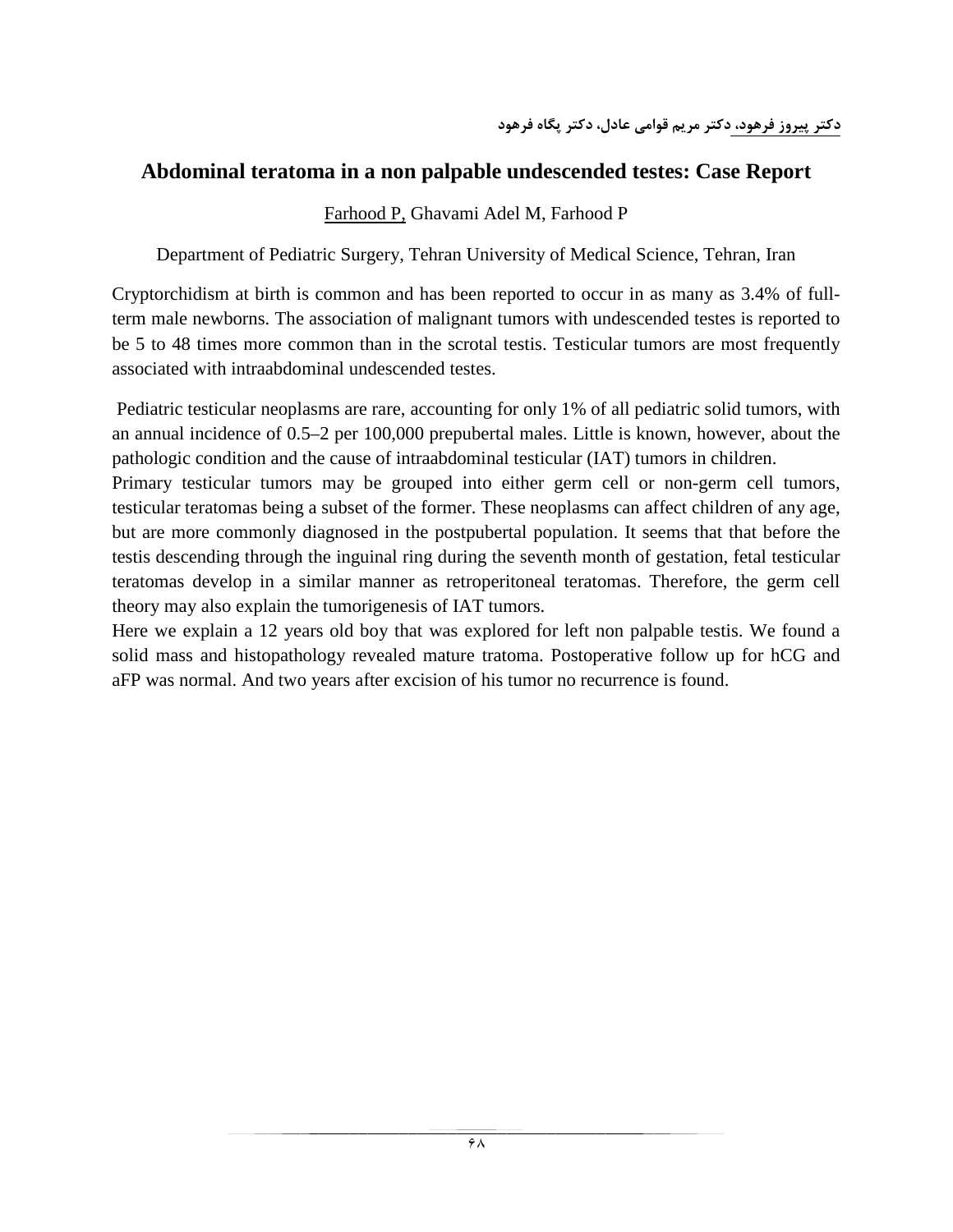دکتر پیروز فرهود، دکتر مریم قوامی عادل، دکتر پگاه فرهود

## Abdominal teratoma in a non palpable undescended testes: Case Report

Farhood P, Ghavami Adel M, Farhood P

Department of Pediatric Surgery, Tehran University of Medical Science, Tehran, Iran

Cryptorchidism at birth is common and has been reported to occur in as many as 3.4% of full-term male newborns. The association of malignant tumors with undescended testes is reported to be 5 to 48 times more common than in the scrotal testis. Testicular tumors are most frequently associated with intraabdominal undescended testes.

Pediatric testicular neoplasms are rare, accounting for only 1% of all pediatric solid tumors, with an annual incidence of 0.5–2 per 100,000 prepubertal males. Little is known, however, about the pathologic condition and the cause of intraabdominal testicular (IAT) tumors in children.

Primary testicular tumors may be grouped into either germ cell or non-germ cell tumors, testicular teratomas being a subset of the former. These neoplasms can affect children of any age, but are more commonly diagnosed in the postpubertal population. It seems that that before the testis descending through the inguinal ring during the seventh month of gestation, fetal testicular teratomas develop in a similar manner as retroperitoneal teratomas. Therefore, the germ cell theory may also explain the tumorigenesis of IAT tumors.

Here we explain a 12 years old boy that was explored for left non palpable testis. We found a solid mass and histopathology revealed mature tratoma. Postoperative follow up for hCG and aFP was normal. And two years after excision of his tumor no recurrence is found.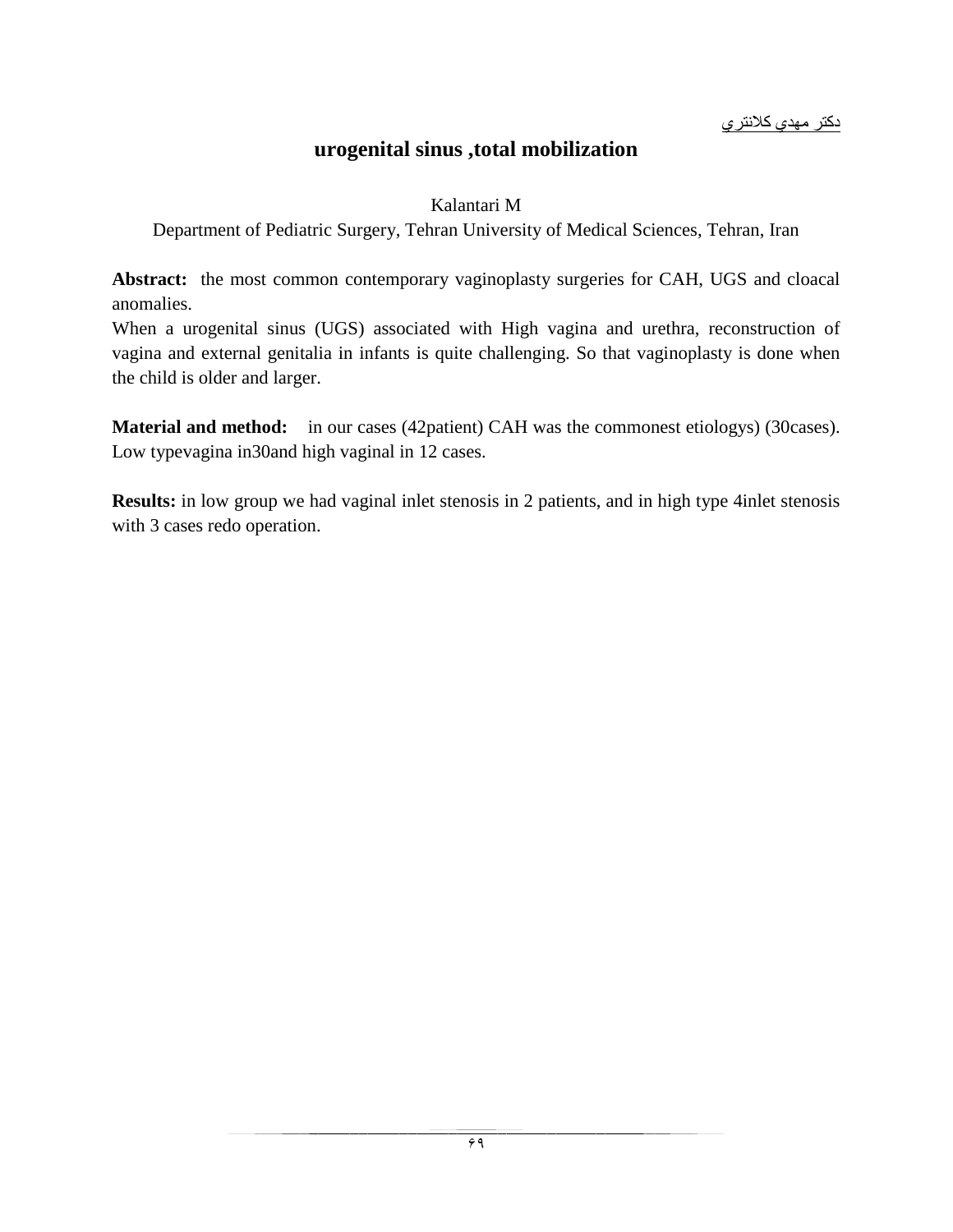دكتر مهدي كلانتري

## urogenital sinus ,total mobilization

Kalantari M

Department of Pediatric Surgery, Tehran University of Medical Sciences, Tehran, Iran

**Abstract:** the most common contemporary vaginoplasty surgeries for CAH, UGS and cloacal anomalies.

When a urogenital sinus (UGS) associated with High vagina and urethra, reconstruction of vagina and external genitalia in infants is quite challenging. So that vaginoplasty is done when the child is older and larger.

**Material and method:** in our cases (42patient) CAH was the commonest etiologys) (30cases). Low typevagina in30and high vaginal in 12 cases.

**Results:** in low group we had vaginal inlet stenosis in 2 patients, and in high type 4inlet stenosis with 3 cases redo operation.